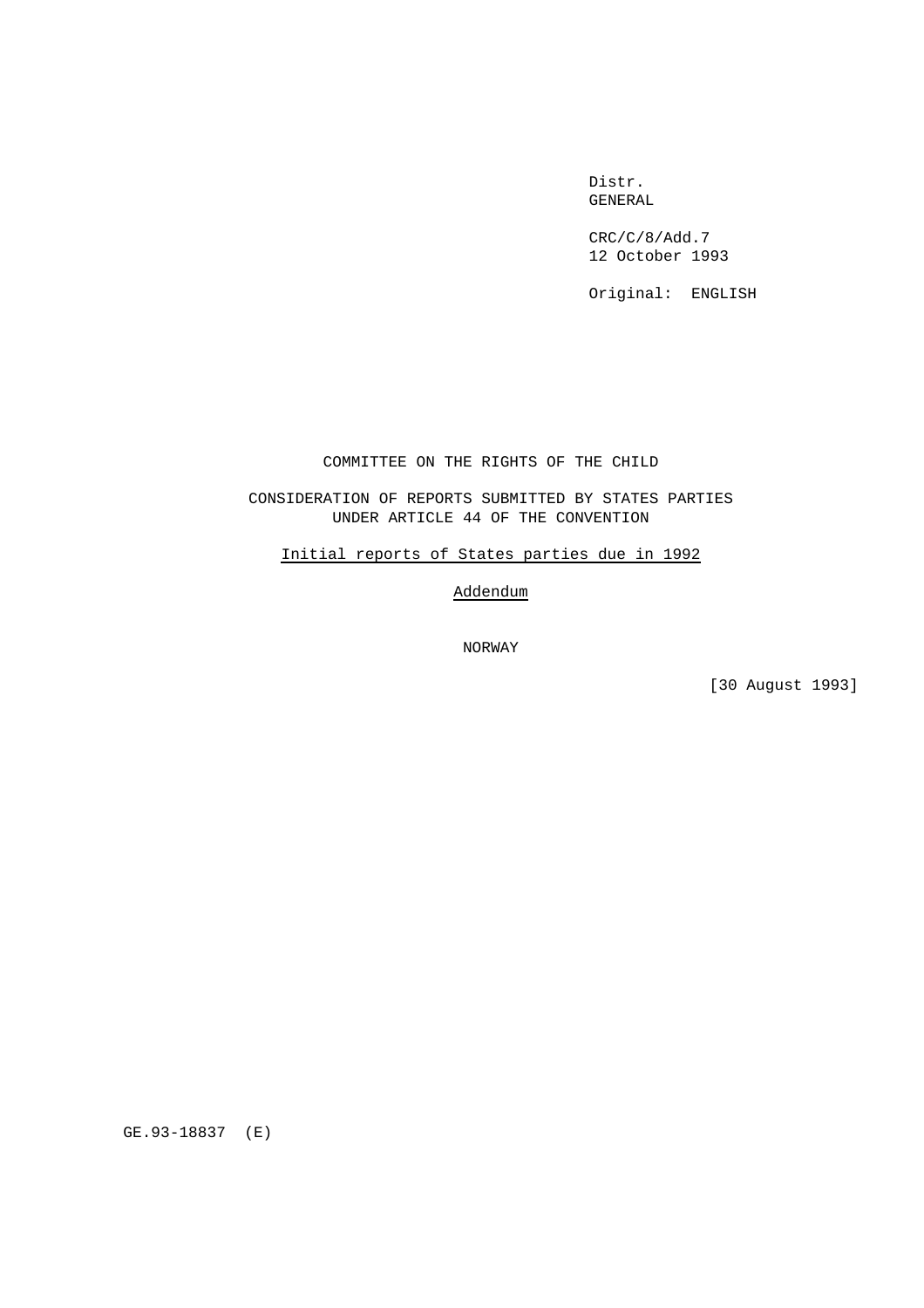Distr.
GENERAL

CRC/C/8/Add.7
12 October 1993

Original: ENGLISH

# COMMITTEE ON THE RIGHTS OF THE CHILD

## CONSIDERATION OF REPORTS SUBMITTED BY STATES PARTIES UNDER ARTICLE 44 OF THE CONVENTION

Initial reports of States parties due in 1992

Addendum

NORWAY

[30 August 1993]

GE.93-18837 (E)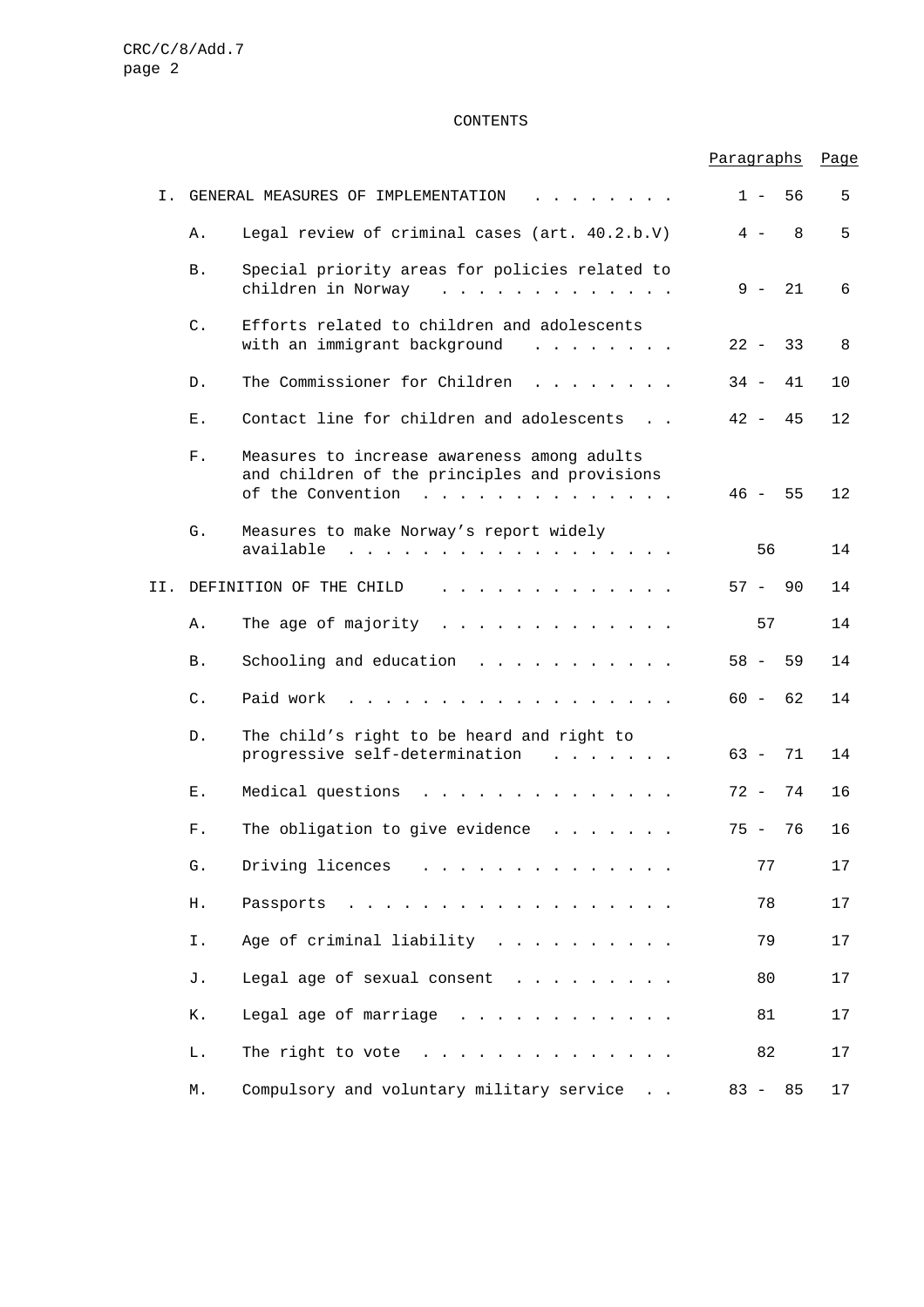CONTENTS

| | | Paragraphs | Page |
|---|---|---|---|
| I. | GENERAL MEASURES OF IMPLEMENTATION | 1 - 56 | 5 |
| A. | Legal review of criminal cases (art. 40.2.b.V) | 4 - 8 | 5 |
| B. | Special priority areas for policies related to children in Norway | 9 - 21 | 6 |
| C. | Efforts related to children and adolescents with an immigrant background | 22 - 33 | 8 |
| D. | The Commissioner for Children | 34 - 41 | 10 |
| E. | Contact line for children and adolescents | 42 - 45 | 12 |
| F. | Measures to increase awareness among adults and children of the principles and provisions of the Convention | 46 - 55 | 12 |
| G. | Measures to make Norway's report widely available | 56 | 14 |
| II. | DEFINITION OF THE CHILD | 57 - 90 | 14 |
| A. | The age of majority | 57 | 14 |
| B. | Schooling and education | 58 - 59 | 14 |
| C. | Paid work | 60 - 62 | 14 |
| D. | The child's right to be heard and right to progressive self-determination | 63 - 71 | 14 |
| E. | Medical questions | 72 - 74 | 16 |
| F. | The obligation to give evidence | 75 - 76 | 16 |
| G. | Driving licences | 77 | 17 |
| H. | Passports | 78 | 17 |
| I. | Age of criminal liability | 79 | 17 |
| J. | Legal age of sexual consent | 80 | 17 |
| K. | Legal age of marriage | 81 | 17 |
| L. | The right to vote | 82 | 17 |
| M. | Compulsory and voluntary military service | 83 - 85 | 17 |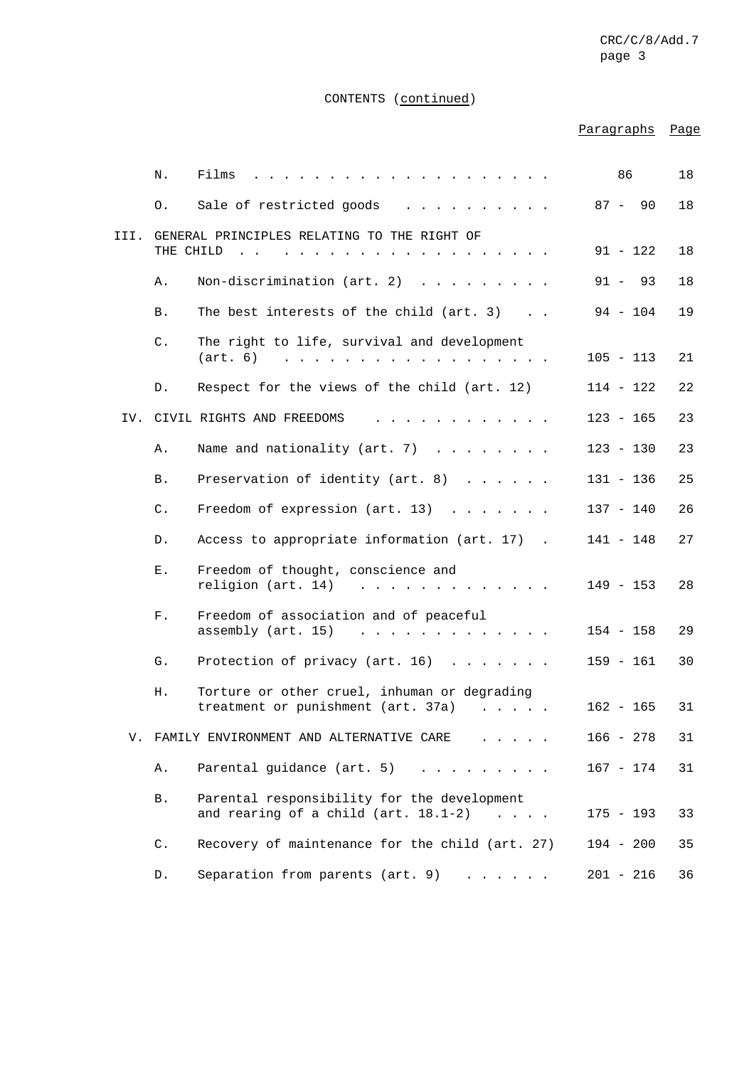CONTENTS (continued)

| | | Paragraphs | Page |
|---|---|---|---|
| | N. Films | 86 | 18 |
| | O. Sale of restricted goods | 87 - 90 | 18 |
| III. | GENERAL PRINCIPLES RELATING TO THE RIGHT OF THE CHILD | 91 - 122 | 18 |
| | A. Non-discrimination (art. 2) | 91 - 93 | 18 |
| | B. The best interests of the child (art. 3) | 94 - 104 | 19 |
| | C. The right to life, survival and development (art. 6) | 105 - 113 | 21 |
| | D. Respect for the views of the child (art. 12) | 114 - 122 | 22 |
| IV. | CIVIL RIGHTS AND FREEDOMS | 123 - 165 | 23 |
| | A. Name and nationality (art. 7) | 123 - 130 | 23 |
| | B. Preservation of identity (art. 8) | 131 - 136 | 25 |
| | C. Freedom of expression (art. 13) | 137 - 140 | 26 |
| | D. Access to appropriate information (art. 17) | 141 - 148 | 27 |
| | E. Freedom of thought, conscience and religion (art. 14) | 149 - 153 | 28 |
| | F. Freedom of association and of peaceful assembly (art. 15) | 154 - 158 | 29 |
| | G. Protection of privacy (art. 16) | 159 - 161 | 30 |
| | H. Torture or other cruel, inhuman or degrading treatment or punishment (art. 37a) | 162 - 165 | 31 |
| V. | FAMILY ENVIRONMENT AND ALTERNATIVE CARE | 166 - 278 | 31 |
| | A. Parental guidance (art. 5) | 167 - 174 | 31 |
| | B. Parental responsibility for the development and rearing of a child (art. 18.1-2) | 175 - 193 | 33 |
| | C. Recovery of maintenance for the child (art. 27) | 194 - 200 | 35 |
| | D. Separation from parents (art. 9) | 201 - 216 | 36 |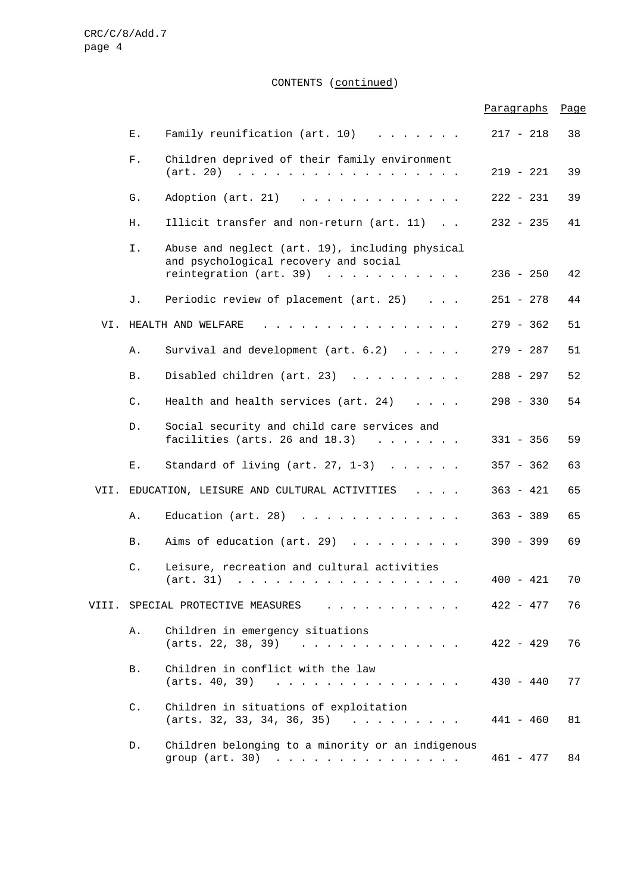CONTENTS (continued)

| | | | Paragraphs | Page |
|---|---|---|---|---|
| | E. | Family reunification (art. 10) | 217 - 218 | 38 |
| | F. | Children deprived of their family environment (art. 20) | 219 - 221 | 39 |
| | G. | Adoption (art. 21) | 222 - 231 | 39 |
| | H. | Illicit transfer and non-return (art. 11) | 232 - 235 | 41 |
| | I. | Abuse and neglect (art. 19), including physical and psychological recovery and social reintegration (art. 39) | 236 - 250 | 42 |
| | J. | Periodic review of placement (art. 25) | 251 - 278 | 44 |
| VI. | HEALTH AND WELFARE | | 279 - 362 | 51 |
| | A. | Survival and development (art. 6.2) | 279 - 287 | 51 |
| | B. | Disabled children (art. 23) | 288 - 297 | 52 |
| | C. | Health and health services (art. 24) | 298 - 330 | 54 |
| | D. | Social security and child care services and facilities (arts. 26 and 18.3) | 331 - 356 | 59 |
| | E. | Standard of living (art. 27, 1-3) | 357 - 362 | 63 |
| VII. | EDUCATION, LEISURE AND CULTURAL ACTIVITIES | | 363 - 421 | 65 |
| | A. | Education (art. 28) | 363 - 389 | 65 |
| | B. | Aims of education (art. 29) | 390 - 399 | 69 |
| | C. | Leisure, recreation and cultural activities (art. 31) | 400 - 421 | 70 |
| VIII. | SPECIAL PROTECTIVE MEASURES | | 422 - 477 | 76 |
| | A. | Children in emergency situations (arts. 22, 38, 39) | 422 - 429 | 76 |
| | B. | Children in conflict with the law (arts. 40, 39) | 430 - 440 | 77 |
| | C. | Children in situations of exploitation (arts. 32, 33, 34, 36, 35) | 441 - 460 | 81 |
| | D. | Children belonging to a minority or an indigenous group (art. 30) | 461 - 477 | 84 |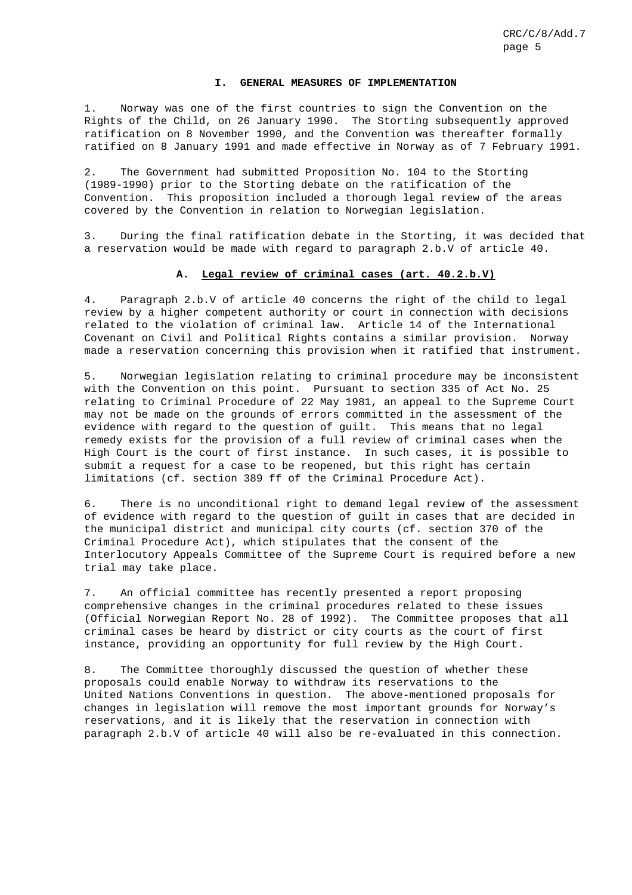## I. GENERAL MEASURES OF IMPLEMENTATION

1. Norway was one of the first countries to sign the Convention on the Rights of the Child, on 26 January 1990. The Storting subsequently approved ratification on 8 November 1990, and the Convention was thereafter formally ratified on 8 January 1991 and made effective in Norway as of 7 February 1991.

2. The Government had submitted Proposition No. 104 to the Storting (1989-1990) prior to the Storting debate on the ratification of the Convention. This proposition included a thorough legal review of the areas covered by the Convention in relation to Norwegian legislation.

3. During the final ratification debate in the Storting, it was decided that a reservation would be made with regard to paragraph 2.b.V of article 40.

### A. Legal review of criminal cases (art. 40.2.b.V)

4. Paragraph 2.b.V of article 40 concerns the right of the child to legal review by a higher competent authority or court in connection with decisions related to the violation of criminal law. Article 14 of the International Covenant on Civil and Political Rights contains a similar provision. Norway made a reservation concerning this provision when it ratified that instrument.

5. Norwegian legislation relating to criminal procedure may be inconsistent with the Convention on this point. Pursuant to section 335 of Act No. 25 relating to Criminal Procedure of 22 May 1981, an appeal to the Supreme Court may not be made on the grounds of errors committed in the assessment of the evidence with regard to the question of guilt. This means that no legal remedy exists for the provision of a full review of criminal cases when the High Court is the court of first instance. In such cases, it is possible to submit a request for a case to be reopened, but this right has certain limitations (cf. section 389 ff of the Criminal Procedure Act).

6. There is no unconditional right to demand legal review of the assessment of evidence with regard to the question of guilt in cases that are decided in the municipal district and municipal city courts (cf. section 370 of the Criminal Procedure Act), which stipulates that the consent of the Interlocutory Appeals Committee of the Supreme Court is required before a new trial may take place.

7. An official committee has recently presented a report proposing comprehensive changes in the criminal procedures related to these issues (Official Norwegian Report No. 28 of 1992). The Committee proposes that all criminal cases be heard by district or city courts as the court of first instance, providing an opportunity for full review by the High Court.

8. The Committee thoroughly discussed the question of whether these proposals could enable Norway to withdraw its reservations to the United Nations Conventions in question. The above-mentioned proposals for changes in legislation will remove the most important grounds for Norway's reservations, and it is likely that the reservation in connection with paragraph 2.b.V of article 40 will also be re-evaluated in this connection.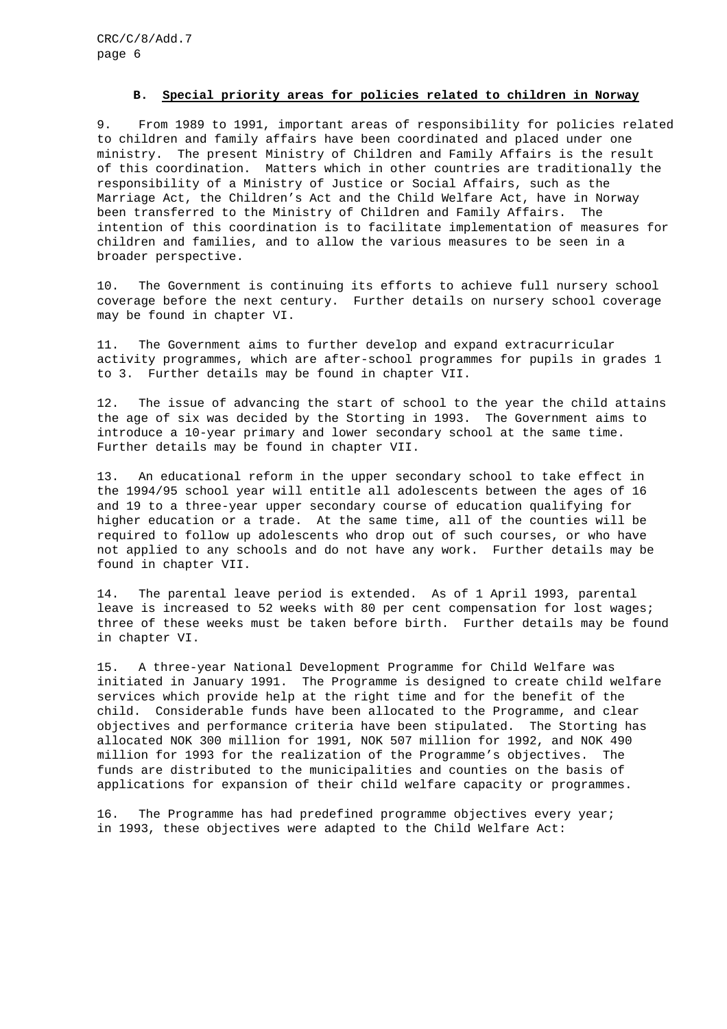## B. Special priority areas for policies related to children in Norway

9. From 1989 to 1991, important areas of responsibility for policies related to children and family affairs have been coordinated and placed under one ministry. The present Ministry of Children and Family Affairs is the result of this coordination. Matters which in other countries are traditionally the responsibility of a Ministry of Justice or Social Affairs, such as the Marriage Act, the Children's Act and the Child Welfare Act, have in Norway been transferred to the Ministry of Children and Family Affairs. The intention of this coordination is to facilitate implementation of measures for children and families, and to allow the various measures to be seen in a broader perspective.

10. The Government is continuing its efforts to achieve full nursery school coverage before the next century. Further details on nursery school coverage may be found in chapter VI.

11. The Government aims to further develop and expand extracurricular activity programmes, which are after-school programmes for pupils in grades 1 to 3. Further details may be found in chapter VII.

12. The issue of advancing the start of school to the year the child attains the age of six was decided by the Storting in 1993. The Government aims to introduce a 10-year primary and lower secondary school at the same time. Further details may be found in chapter VII.

13. An educational reform in the upper secondary school to take effect in the 1994/95 school year will entitle all adolescents between the ages of 16 and 19 to a three-year upper secondary course of education qualifying for higher education or a trade. At the same time, all of the counties will be required to follow up adolescents who drop out of such courses, or who have not applied to any schools and do not have any work. Further details may be found in chapter VII.

14. The parental leave period is extended. As of 1 April 1993, parental leave is increased to 52 weeks with 80 per cent compensation for lost wages; three of these weeks must be taken before birth. Further details may be found in chapter VI.

15. A three-year National Development Programme for Child Welfare was initiated in January 1991. The Programme is designed to create child welfare services which provide help at the right time and for the benefit of the child. Considerable funds have been allocated to the Programme, and clear objectives and performance criteria have been stipulated. The Storting has allocated NOK 300 million for 1991, NOK 507 million for 1992, and NOK 490 million for 1993 for the realization of the Programme's objectives. The funds are distributed to the municipalities and counties on the basis of applications for expansion of their child welfare capacity or programmes.

16. The Programme has had predefined programme objectives every year; in 1993, these objectives were adapted to the Child Welfare Act: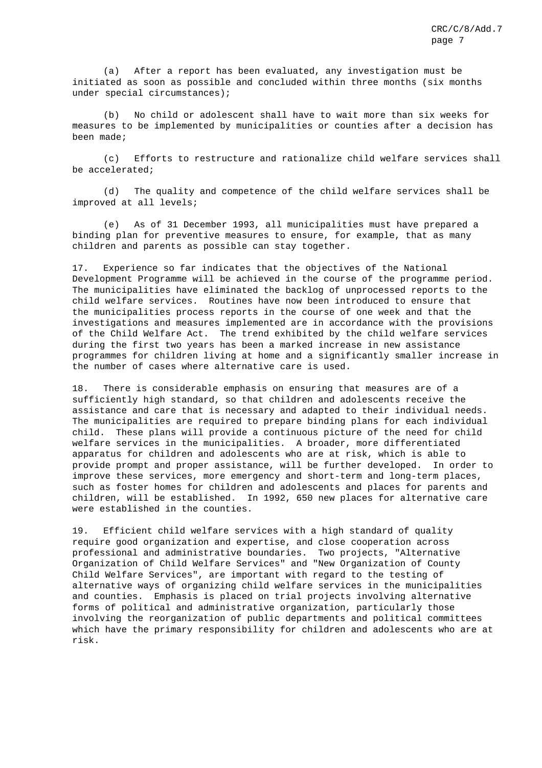(a) After a report has been evaluated, any investigation must be initiated as soon as possible and concluded within three months (six months under special circumstances);

(b) No child or adolescent shall have to wait more than six weeks for measures to be implemented by municipalities or counties after a decision has been made;

(c) Efforts to restructure and rationalize child welfare services shall be accelerated;

(d) The quality and competence of the child welfare services shall be improved at all levels;

(e) As of 31 December 1993, all municipalities must have prepared a binding plan for preventive measures to ensure, for example, that as many children and parents as possible can stay together.

17. Experience so far indicates that the objectives of the National Development Programme will be achieved in the course of the programme period. The municipalities have eliminated the backlog of unprocessed reports to the child welfare services. Routines have now been introduced to ensure that the municipalities process reports in the course of one week and that the investigations and measures implemented are in accordance with the provisions of the Child Welfare Act. The trend exhibited by the child welfare services during the first two years has been a marked increase in new assistance programmes for children living at home and a significantly smaller increase in the number of cases where alternative care is used.

18. There is considerable emphasis on ensuring that measures are of a sufficiently high standard, so that children and adolescents receive the assistance and care that is necessary and adapted to their individual needs. The municipalities are required to prepare binding plans for each individual child. These plans will provide a continuous picture of the need for child welfare services in the municipalities. A broader, more differentiated apparatus for children and adolescents who are at risk, which is able to provide prompt and proper assistance, will be further developed. In order to improve these services, more emergency and short-term and long-term places, such as foster homes for children and adolescents and places for parents and children, will be established. In 1992, 650 new places for alternative care were established in the counties.

19. Efficient child welfare services with a high standard of quality require good organization and expertise, and close cooperation across professional and administrative boundaries. Two projects, "Alternative Organization of Child Welfare Services" and "New Organization of County Child Welfare Services", are important with regard to the testing of alternative ways of organizing child welfare services in the municipalities and counties. Emphasis is placed on trial projects involving alternative forms of political and administrative organization, particularly those involving the reorganization of public departments and political committees which have the primary responsibility for children and adolescents who are at risk.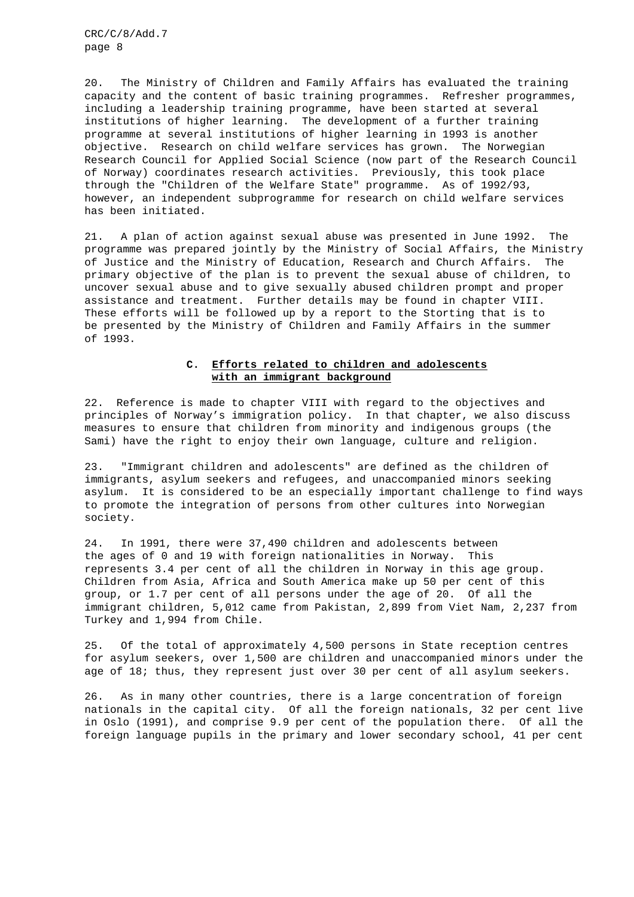20. The Ministry of Children and Family Affairs has evaluated the training capacity and the content of basic training programmes. Refresher programmes, including a leadership training programme, have been started at several institutions of higher learning. The development of a further training programme at several institutions of higher learning in 1993 is another objective. Research on child welfare services has grown. The Norwegian Research Council for Applied Social Science (now part of the Research Council of Norway) coordinates research activities. Previously, this took place through the "Children of the Welfare State" programme. As of 1992/93, however, an independent subprogramme for research on child welfare services has been initiated.

21. A plan of action against sexual abuse was presented in June 1992. The programme was prepared jointly by the Ministry of Social Affairs, the Ministry of Justice and the Ministry of Education, Research and Church Affairs. The primary objective of the plan is to prevent the sexual abuse of children, to uncover sexual abuse and to give sexually abused children prompt and proper assistance and treatment. Further details may be found in chapter VIII. These efforts will be followed up by a report to the Storting that is to be presented by the Ministry of Children and Family Affairs in the summer of 1993.

### C. <u>Efforts related to children and adolescents with an immigrant background</u>

22. Reference is made to chapter VIII with regard to the objectives and principles of Norway's immigration policy. In that chapter, we also discuss measures to ensure that children from minority and indigenous groups (the Sami) have the right to enjoy their own language, culture and religion.

23. "Immigrant children and adolescents" are defined as the children of immigrants, asylum seekers and refugees, and unaccompanied minors seeking asylum. It is considered to be an especially important challenge to find ways to promote the integration of persons from other cultures into Norwegian society.

24. In 1991, there were 37,490 children and adolescents between the ages of 0 and 19 with foreign nationalities in Norway. This represents 3.4 per cent of all the children in Norway in this age group. Children from Asia, Africa and South America make up 50 per cent of this group, or 1.7 per cent of all persons under the age of 20. Of all the immigrant children, 5,012 came from Pakistan, 2,899 from Viet Nam, 2,237 from Turkey and 1,994 from Chile.

25. Of the total of approximately 4,500 persons in State reception centres for asylum seekers, over 1,500 are children and unaccompanied minors under the age of 18; thus, they represent just over 30 per cent of all asylum seekers.

26. As in many other countries, there is a large concentration of foreign nationals in the capital city. Of all the foreign nationals, 32 per cent live in Oslo (1991), and comprise 9.9 per cent of the population there. Of all the foreign language pupils in the primary and lower secondary school, 41 per cent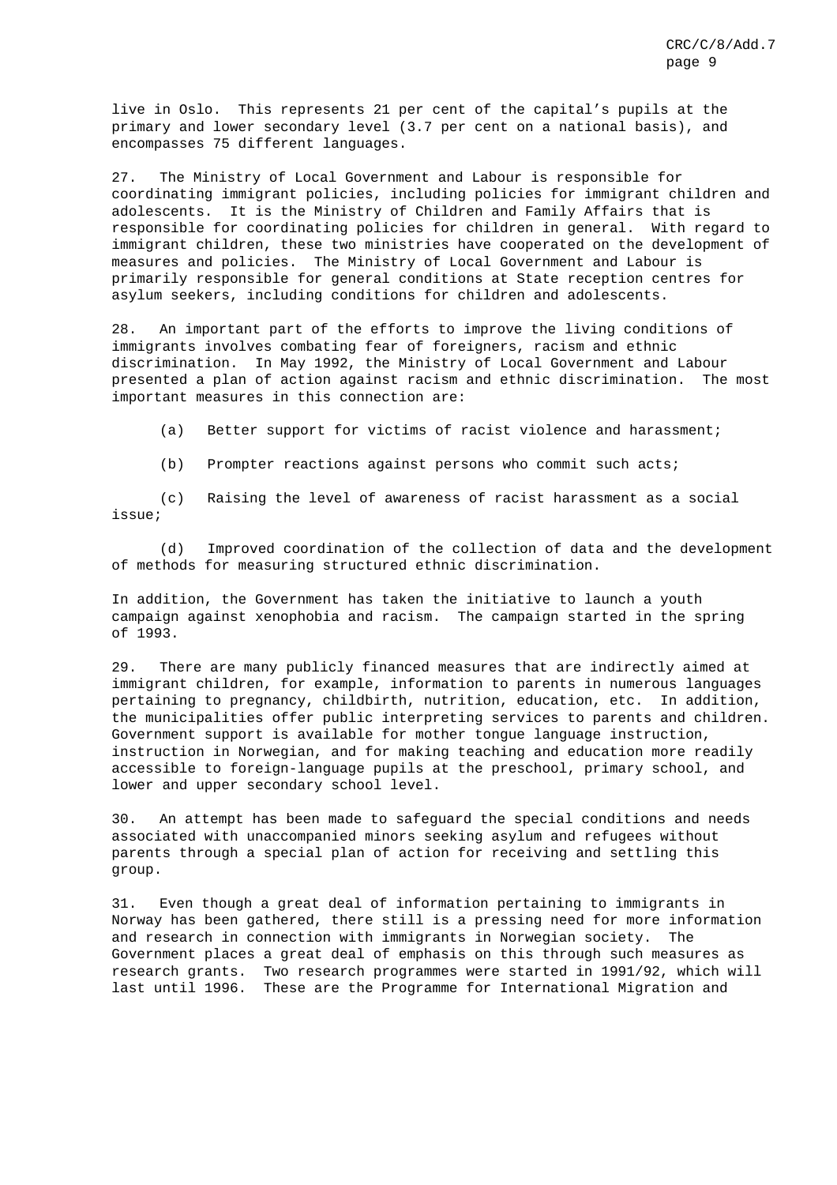live in Oslo. This represents 21 per cent of the capital's pupils at the primary and lower secondary level (3.7 per cent on a national basis), and encompasses 75 different languages.

27. The Ministry of Local Government and Labour is responsible for coordinating immigrant policies, including policies for immigrant children and adolescents. It is the Ministry of Children and Family Affairs that is responsible for coordinating policies for children in general. With regard to immigrant children, these two ministries have cooperated on the development of measures and policies. The Ministry of Local Government and Labour is primarily responsible for general conditions at State reception centres for asylum seekers, including conditions for children and adolescents.

28. An important part of the efforts to improve the living conditions of immigrants involves combating fear of foreigners, racism and ethnic discrimination. In May 1992, the Ministry of Local Government and Labour presented a plan of action against racism and ethnic discrimination. The most important measures in this connection are:

(a) Better support for victims of racist violence and harassment;

(b) Prompter reactions against persons who commit such acts;

(c) Raising the level of awareness of racist harassment as a social issue;

(d) Improved coordination of the collection of data and the development of methods for measuring structured ethnic discrimination.

In addition, the Government has taken the initiative to launch a youth campaign against xenophobia and racism. The campaign started in the spring of 1993.

29. There are many publicly financed measures that are indirectly aimed at immigrant children, for example, information to parents in numerous languages pertaining to pregnancy, childbirth, nutrition, education, etc. In addition, the municipalities offer public interpreting services to parents and children. Government support is available for mother tongue language instruction, instruction in Norwegian, and for making teaching and education more readily accessible to foreign-language pupils at the preschool, primary school, and lower and upper secondary school level.

30. An attempt has been made to safeguard the special conditions and needs associated with unaccompanied minors seeking asylum and refugees without parents through a special plan of action for receiving and settling this group.

31. Even though a great deal of information pertaining to immigrants in Norway has been gathered, there still is a pressing need for more information and research in connection with immigrants in Norwegian society. The Government places a great deal of emphasis on this through such measures as research grants. Two research programmes were started in 1991/92, which will last until 1996. These are the Programme for International Migration and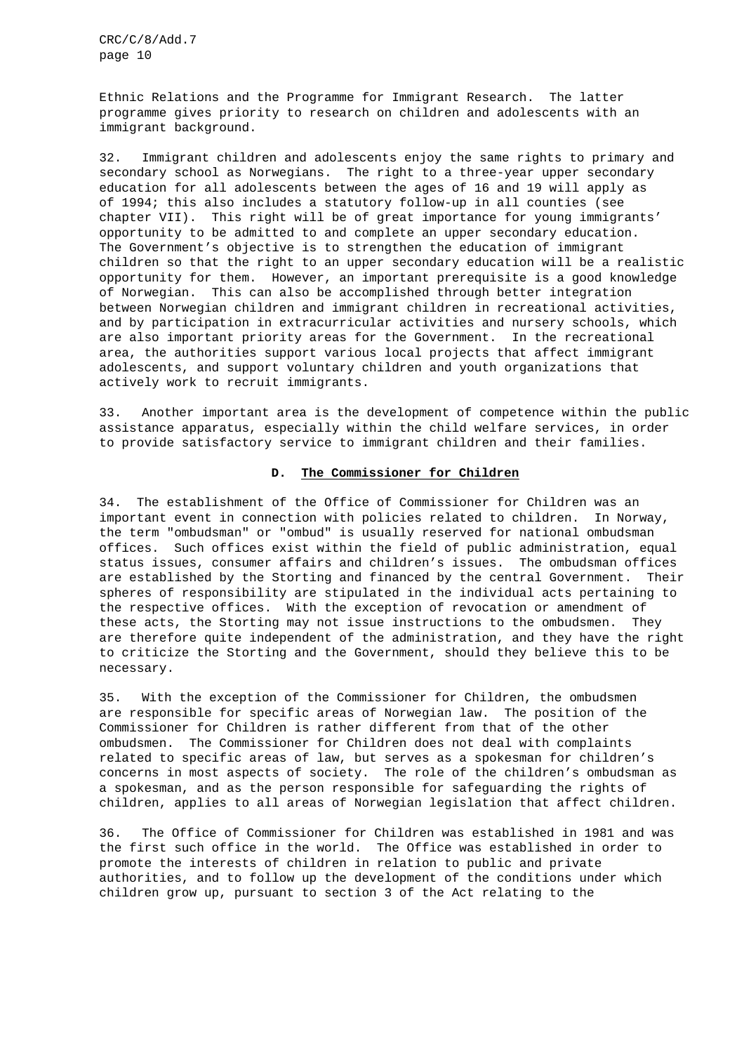Ethnic Relations and the Programme for Immigrant Research. The latter programme gives priority to research on children and adolescents with an immigrant background.

32. Immigrant children and adolescents enjoy the same rights to primary and secondary school as Norwegians. The right to a three-year upper secondary education for all adolescents between the ages of 16 and 19 will apply as of 1994; this also includes a statutory follow-up in all counties (see chapter VII). This right will be of great importance for young immigrants' opportunity to be admitted to and complete an upper secondary education. The Government's objective is to strengthen the education of immigrant children so that the right to an upper secondary education will be a realistic opportunity for them. However, an important prerequisite is a good knowledge of Norwegian. This can also be accomplished through better integration between Norwegian children and immigrant children in recreational activities, and by participation in extracurricular activities and nursery schools, which are also important priority areas for the Government. In the recreational area, the authorities support various local projects that affect immigrant adolescents, and support voluntary children and youth organizations that actively work to recruit immigrants.

33. Another important area is the development of competence within the public assistance apparatus, especially within the child welfare services, in order to provide satisfactory service to immigrant children and their families.

## D. The Commissioner for Children

34. The establishment of the Office of Commissioner for Children was an important event in connection with policies related to children. In Norway, the term "ombudsman" or "ombud" is usually reserved for national ombudsman offices. Such offices exist within the field of public administration, equal status issues, consumer affairs and children's issues. The ombudsman offices are established by the Storting and financed by the central Government. Their spheres of responsibility are stipulated in the individual acts pertaining to the respective offices. With the exception of revocation or amendment of these acts, the Storting may not issue instructions to the ombudsmen. They are therefore quite independent of the administration, and they have the right to criticize the Storting and the Government, should they believe this to be necessary.

35. With the exception of the Commissioner for Children, the ombudsmen are responsible for specific areas of Norwegian law. The position of the Commissioner for Children is rather different from that of the other ombudsmen. The Commissioner for Children does not deal with complaints related to specific areas of law, but serves as a spokesman for children's concerns in most aspects of society. The role of the children's ombudsman as a spokesman, and as the person responsible for safeguarding the rights of children, applies to all areas of Norwegian legislation that affect children.

36. The Office of Commissioner for Children was established in 1981 and was the first such office in the world. The Office was established in order to promote the interests of children in relation to public and private authorities, and to follow up the development of the conditions under which children grow up, pursuant to section 3 of the Act relating to the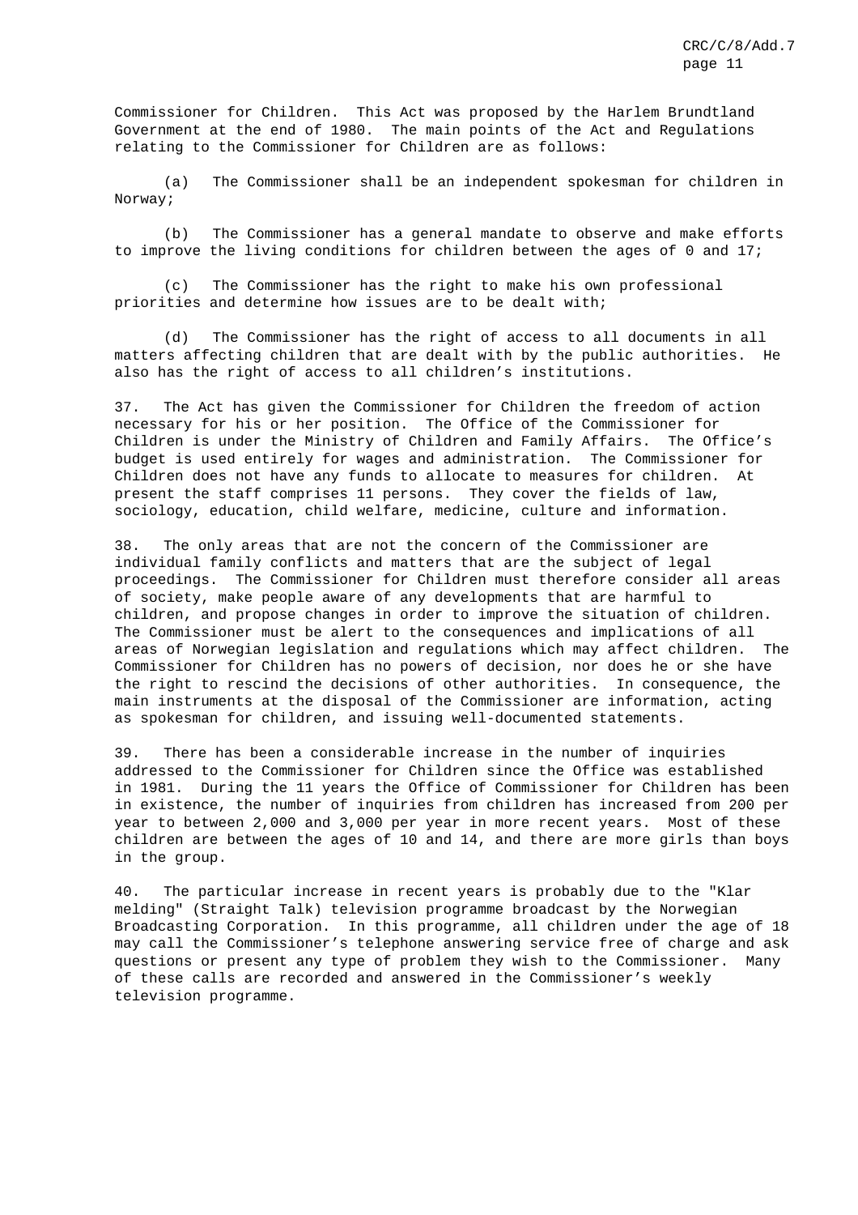Commissioner for Children. This Act was proposed by the Harlem Brundtland Government at the end of 1980. The main points of the Act and Regulations relating to the Commissioner for Children are as follows:

(a) The Commissioner shall be an independent spokesman for children in Norway;

(b) The Commissioner has a general mandate to observe and make efforts to improve the living conditions for children between the ages of 0 and 17;

(c) The Commissioner has the right to make his own professional priorities and determine how issues are to be dealt with;

(d) The Commissioner has the right of access to all documents in all matters affecting children that are dealt with by the public authorities. He also has the right of access to all children's institutions.

37. The Act has given the Commissioner for Children the freedom of action necessary for his or her position. The Office of the Commissioner for Children is under the Ministry of Children and Family Affairs. The Office's budget is used entirely for wages and administration. The Commissioner for Children does not have any funds to allocate to measures for children. At present the staff comprises 11 persons. They cover the fields of law, sociology, education, child welfare, medicine, culture and information.

38. The only areas that are not the concern of the Commissioner are individual family conflicts and matters that are the subject of legal proceedings. The Commissioner for Children must therefore consider all areas of society, make people aware of any developments that are harmful to children, and propose changes in order to improve the situation of children. The Commissioner must be alert to the consequences and implications of all areas of Norwegian legislation and regulations which may affect children. The Commissioner for Children has no powers of decision, nor does he or she have the right to rescind the decisions of other authorities. In consequence, the main instruments at the disposal of the Commissioner are information, acting as spokesman for children, and issuing well-documented statements.

39. There has been a considerable increase in the number of inquiries addressed to the Commissioner for Children since the Office was established in 1981. During the 11 years the Office of Commissioner for Children has been in existence, the number of inquiries from children has increased from 200 per year to between 2,000 and 3,000 per year in more recent years. Most of these children are between the ages of 10 and 14, and there are more girls than boys in the group.

40. The particular increase in recent years is probably due to the "Klar melding" (Straight Talk) television programme broadcast by the Norwegian Broadcasting Corporation. In this programme, all children under the age of 18 may call the Commissioner's telephone answering service free of charge and ask questions or present any type of problem they wish to the Commissioner. Many of these calls are recorded and answered in the Commissioner's weekly television programme.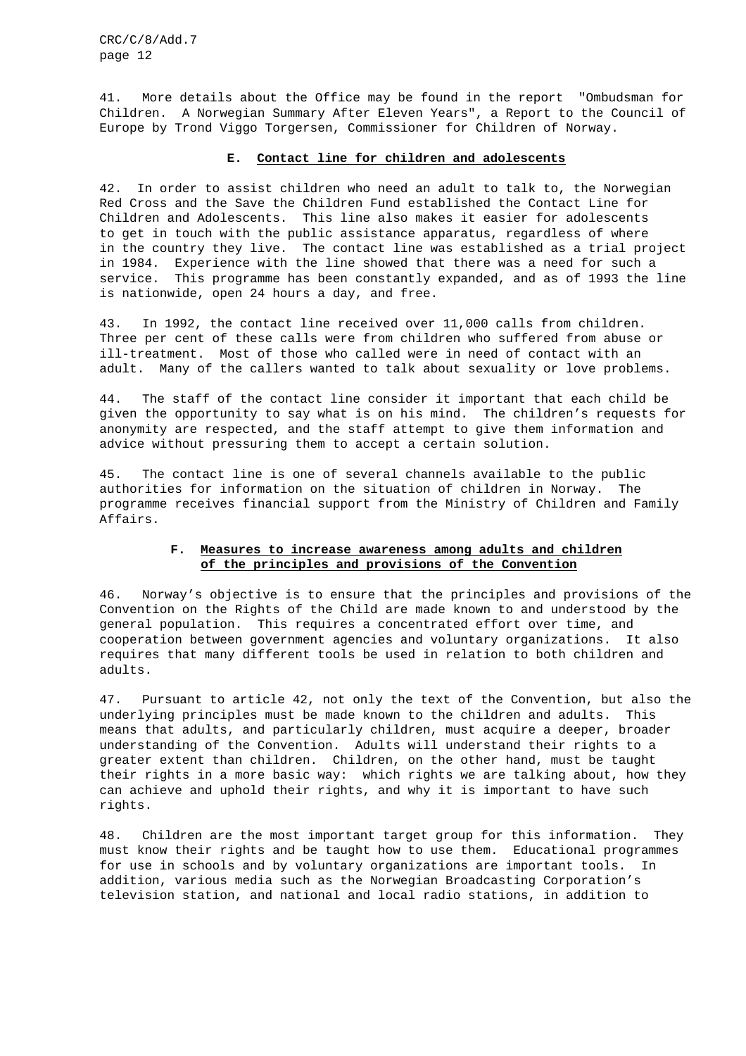41. More details about the Office may be found in the report "Ombudsman for Children. A Norwegian Summary After Eleven Years", a Report to the Council of Europe by Trond Viggo Torgersen, Commissioner for Children of Norway.

## E. Contact line for children and adolescents

42. In order to assist children who need an adult to talk to, the Norwegian Red Cross and the Save the Children Fund established the Contact Line for Children and Adolescents. This line also makes it easier for adolescents to get in touch with the public assistance apparatus, regardless of where in the country they live. The contact line was established as a trial project in 1984. Experience with the line showed that there was a need for such a service. This programme has been constantly expanded, and as of 1993 the line is nationwide, open 24 hours a day, and free.

43. In 1992, the contact line received over 11,000 calls from children. Three per cent of these calls were from children who suffered from abuse or ill-treatment. Most of those who called were in need of contact with an adult. Many of the callers wanted to talk about sexuality or love problems.

44. The staff of the contact line consider it important that each child be given the opportunity to say what is on his mind. The children's requests for anonymity are respected, and the staff attempt to give them information and advice without pressuring them to accept a certain solution.

45. The contact line is one of several channels available to the public authorities for information on the situation of children in Norway. The programme receives financial support from the Ministry of Children and Family Affairs.

## F. Measures to increase awareness among adults and children of the principles and provisions of the Convention

46. Norway's objective is to ensure that the principles and provisions of the Convention on the Rights of the Child are made known to and understood by the general population. This requires a concentrated effort over time, and cooperation between government agencies and voluntary organizations. It also requires that many different tools be used in relation to both children and adults.

47. Pursuant to article 42, not only the text of the Convention, but also the underlying principles must be made known to the children and adults. This means that adults, and particularly children, must acquire a deeper, broader understanding of the Convention. Adults will understand their rights to a greater extent than children. Children, on the other hand, must be taught their rights in a more basic way: which rights we are talking about, how they can achieve and uphold their rights, and why it is important to have such rights.

48. Children are the most important target group for this information. They must know their rights and be taught how to use them. Educational programmes for use in schools and by voluntary organizations are important tools. In addition, various media such as the Norwegian Broadcasting Corporation's television station, and national and local radio stations, in addition to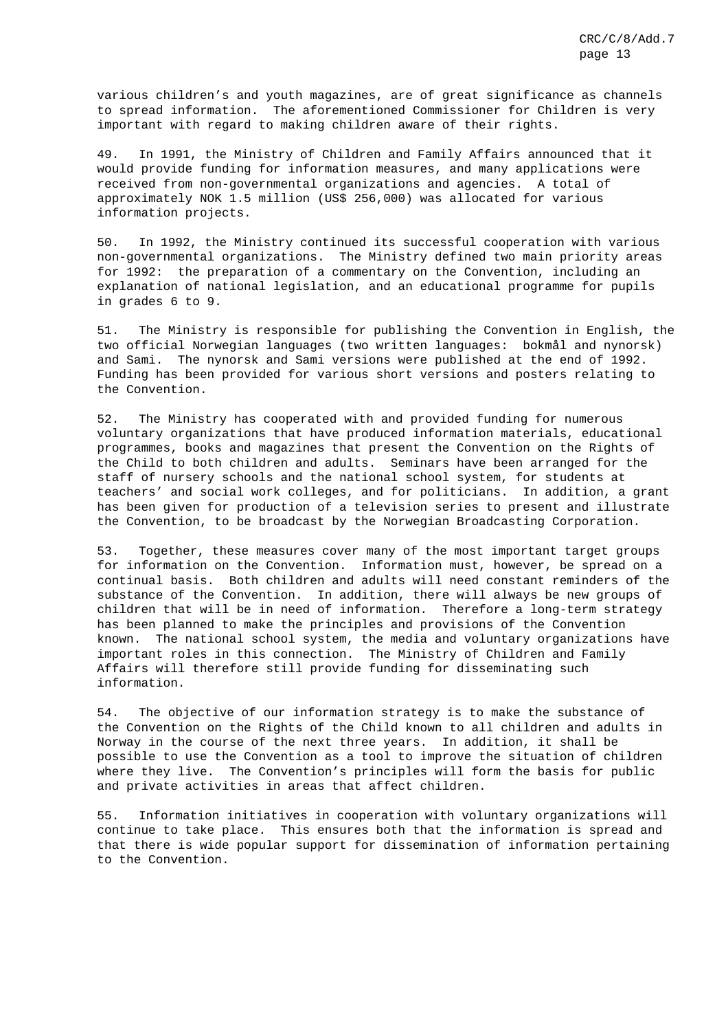various children's and youth magazines, are of great significance as channels to spread information. The aforementioned Commissioner for Children is very important with regard to making children aware of their rights.

49. In 1991, the Ministry of Children and Family Affairs announced that it would provide funding for information measures, and many applications were received from non-governmental organizations and agencies. A total of approximately NOK 1.5 million (US$ 256,000) was allocated for various information projects.

50. In 1992, the Ministry continued its successful cooperation with various non-governmental organizations. The Ministry defined two main priority areas for 1992: the preparation of a commentary on the Convention, including an explanation of national legislation, and an educational programme for pupils in grades 6 to 9.

51. The Ministry is responsible for publishing the Convention in English, the two official Norwegian languages (two written languages: bokmål and nynorsk) and Sami. The nynorsk and Sami versions were published at the end of 1992. Funding has been provided for various short versions and posters relating to the Convention.

52. The Ministry has cooperated with and provided funding for numerous voluntary organizations that have produced information materials, educational programmes, books and magazines that present the Convention on the Rights of the Child to both children and adults. Seminars have been arranged for the staff of nursery schools and the national school system, for students at teachers' and social work colleges, and for politicians. In addition, a grant has been given for production of a television series to present and illustrate the Convention, to be broadcast by the Norwegian Broadcasting Corporation.

53. Together, these measures cover many of the most important target groups for information on the Convention. Information must, however, be spread on a continual basis. Both children and adults will need constant reminders of the substance of the Convention. In addition, there will always be new groups of children that will be in need of information. Therefore a long-term strategy has been planned to make the principles and provisions of the Convention known. The national school system, the media and voluntary organizations have important roles in this connection. The Ministry of Children and Family Affairs will therefore still provide funding for disseminating such information.

54. The objective of our information strategy is to make the substance of the Convention on the Rights of the Child known to all children and adults in Norway in the course of the next three years. In addition, it shall be possible to use the Convention as a tool to improve the situation of children where they live. The Convention's principles will form the basis for public and private activities in areas that affect children.

55. Information initiatives in cooperation with voluntary organizations will continue to take place. This ensures both that the information is spread and that there is wide popular support for dissemination of information pertaining to the Convention.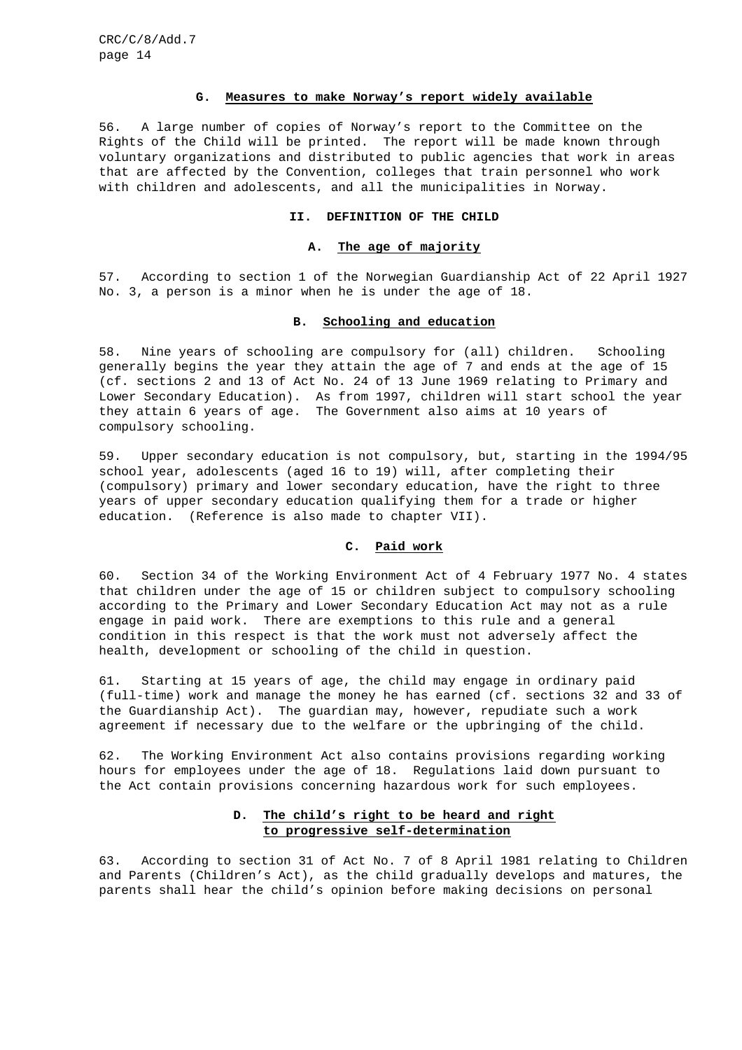### G. Measures to make Norway's report widely available

56. A large number of copies of Norway's report to the Committee on the Rights of the Child will be printed. The report will be made known through voluntary organizations and distributed to public agencies that work in areas that are affected by the Convention, colleges that train personnel who work with children and adolescents, and all the municipalities in Norway.

## II. DEFINITION OF THE CHILD

### A. The age of majority

57. According to section 1 of the Norwegian Guardianship Act of 22 April 1927 No. 3, a person is a minor when he is under the age of 18.

### B. Schooling and education

58. Nine years of schooling are compulsory for (all) children. Schooling generally begins the year they attain the age of 7 and ends at the age of 15 (cf. sections 2 and 13 of Act No. 24 of 13 June 1969 relating to Primary and Lower Secondary Education). As from 1997, children will start school the year they attain 6 years of age. The Government also aims at 10 years of compulsory schooling.

59. Upper secondary education is not compulsory, but, starting in the 1994/95 school year, adolescents (aged 16 to 19) will, after completing their (compulsory) primary and lower secondary education, have the right to three years of upper secondary education qualifying them for a trade or higher education. (Reference is also made to chapter VII).

### C. Paid work

60. Section 34 of the Working Environment Act of 4 February 1977 No. 4 states that children under the age of 15 or children subject to compulsory schooling according to the Primary and Lower Secondary Education Act may not as a rule engage in paid work. There are exemptions to this rule and a general condition in this respect is that the work must not adversely affect the health, development or schooling of the child in question.

61. Starting at 15 years of age, the child may engage in ordinary paid (full-time) work and manage the money he has earned (cf. sections 32 and 33 of the Guardianship Act). The guardian may, however, repudiate such a work agreement if necessary due to the welfare or the upbringing of the child.

62. The Working Environment Act also contains provisions regarding working hours for employees under the age of 18. Regulations laid down pursuant to the Act contain provisions concerning hazardous work for such employees.

### D. The child's right to be heard and right to progressive self-determination

63. According to section 31 of Act No. 7 of 8 April 1981 relating to Children and Parents (Children's Act), as the child gradually develops and matures, the parents shall hear the child's opinion before making decisions on personal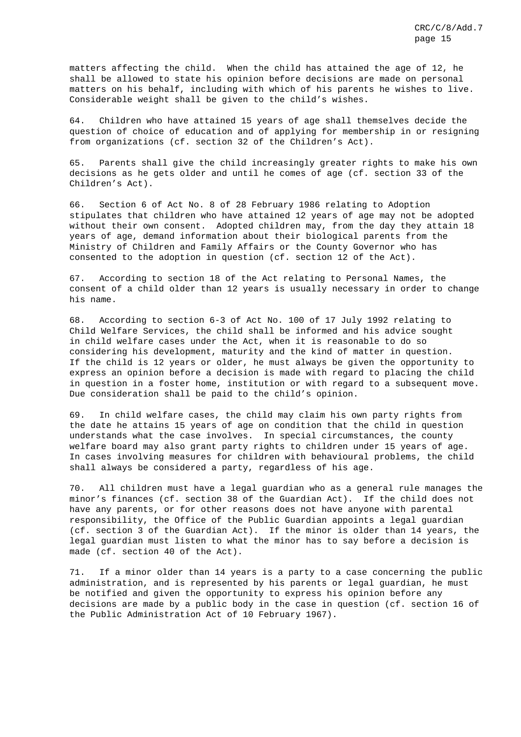matters affecting the child. When the child has attained the age of 12, he shall be allowed to state his opinion before decisions are made on personal matters on his behalf, including with which of his parents he wishes to live. Considerable weight shall be given to the child's wishes.

64. Children who have attained 15 years of age shall themselves decide the question of choice of education and of applying for membership in or resigning from organizations (cf. section 32 of the Children's Act).

65. Parents shall give the child increasingly greater rights to make his own decisions as he gets older and until he comes of age (cf. section 33 of the Children's Act).

66. Section 6 of Act No. 8 of 28 February 1986 relating to Adoption stipulates that children who have attained 12 years of age may not be adopted without their own consent. Adopted children may, from the day they attain 18 years of age, demand information about their biological parents from the Ministry of Children and Family Affairs or the County Governor who has consented to the adoption in question (cf. section 12 of the Act).

67. According to section 18 of the Act relating to Personal Names, the consent of a child older than 12 years is usually necessary in order to change his name.

68. According to section 6-3 of Act No. 100 of 17 July 1992 relating to Child Welfare Services, the child shall be informed and his advice sought in child welfare cases under the Act, when it is reasonable to do so considering his development, maturity and the kind of matter in question. If the child is 12 years or older, he must always be given the opportunity to express an opinion before a decision is made with regard to placing the child in question in a foster home, institution or with regard to a subsequent move. Due consideration shall be paid to the child's opinion.

69. In child welfare cases, the child may claim his own party rights from the date he attains 15 years of age on condition that the child in question understands what the case involves. In special circumstances, the county welfare board may also grant party rights to children under 15 years of age. In cases involving measures for children with behavioural problems, the child shall always be considered a party, regardless of his age.

70. All children must have a legal guardian who as a general rule manages the minor's finances (cf. section 38 of the Guardian Act). If the child does not have any parents, or for other reasons does not have anyone with parental responsibility, the Office of the Public Guardian appoints a legal guardian (cf. section 3 of the Guardian Act). If the minor is older than 14 years, the legal guardian must listen to what the minor has to say before a decision is made (cf. section 40 of the Act).

71. If a minor older than 14 years is a party to a case concerning the public administration, and is represented by his parents or legal guardian, he must be notified and given the opportunity to express his opinion before any decisions are made by a public body in the case in question (cf. section 16 of the Public Administration Act of 10 February 1967).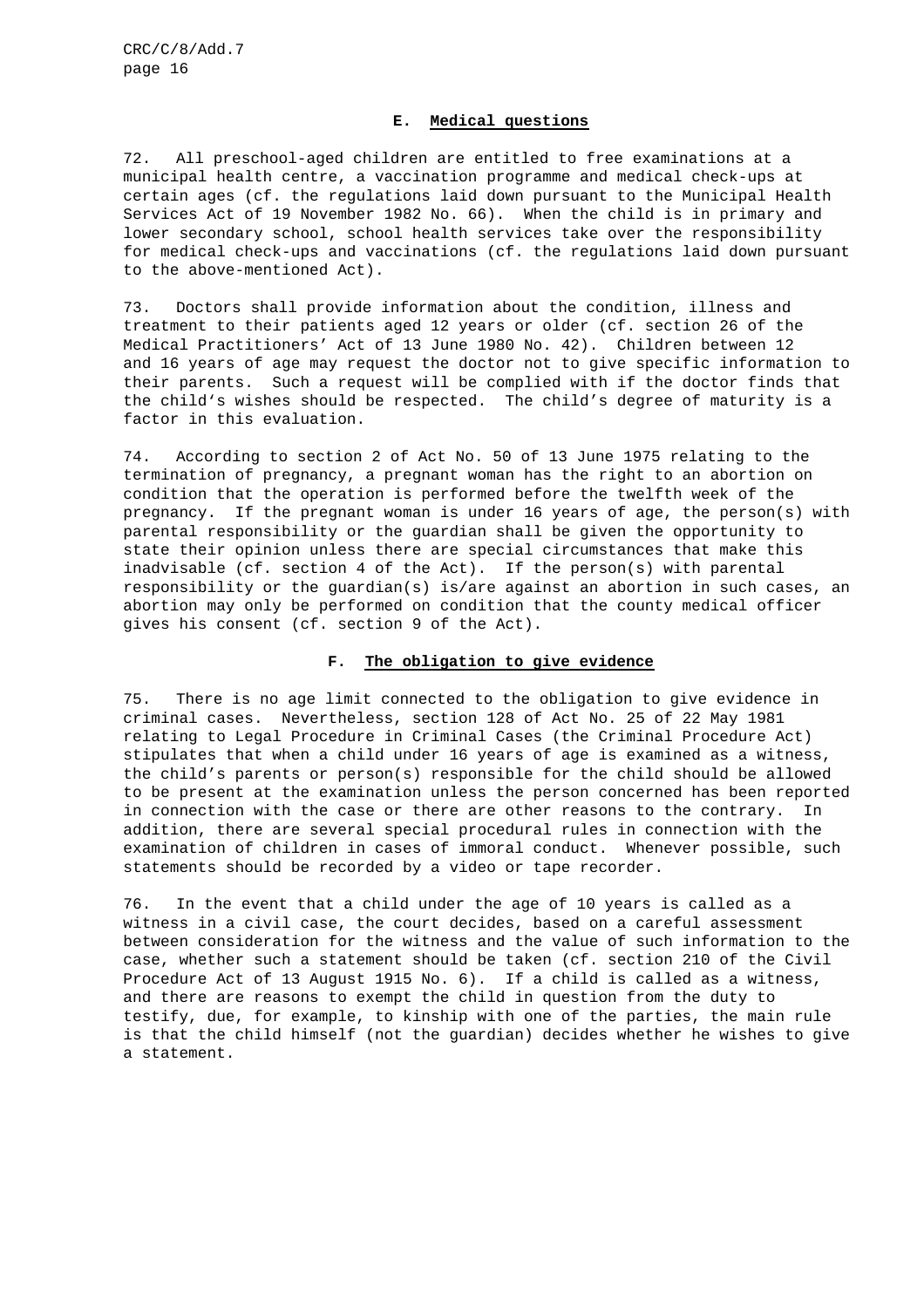### E. Medical questions

72. All preschool-aged children are entitled to free examinations at a municipal health centre, a vaccination programme and medical check-ups at certain ages (cf. the regulations laid down pursuant to the Municipal Health Services Act of 19 November 1982 No. 66). When the child is in primary and lower secondary school, school health services take over the responsibility for medical check-ups and vaccinations (cf. the regulations laid down pursuant to the above-mentioned Act).

73. Doctors shall provide information about the condition, illness and treatment to their patients aged 12 years or older (cf. section 26 of the Medical Practitioners' Act of 13 June 1980 No. 42). Children between 12 and 16 years of age may request the doctor not to give specific information to their parents. Such a request will be complied with if the doctor finds that the child's wishes should be respected. The child's degree of maturity is a factor in this evaluation.

74. According to section 2 of Act No. 50 of 13 June 1975 relating to the termination of pregnancy, a pregnant woman has the right to an abortion on condition that the operation is performed before the twelfth week of the pregnancy. If the pregnant woman is under 16 years of age, the person(s) with parental responsibility or the guardian shall be given the opportunity to state their opinion unless there are special circumstances that make this inadvisable (cf. section 4 of the Act). If the person(s) with parental responsibility or the guardian(s) is/are against an abortion in such cases, an abortion may only be performed on condition that the county medical officer gives his consent (cf. section 9 of the Act).

### F. The obligation to give evidence

75. There is no age limit connected to the obligation to give evidence in criminal cases. Nevertheless, section 128 of Act No. 25 of 22 May 1981 relating to Legal Procedure in Criminal Cases (the Criminal Procedure Act) stipulates that when a child under 16 years of age is examined as a witness, the child's parents or person(s) responsible for the child should be allowed to be present at the examination unless the person concerned has been reported in connection with the case or there are other reasons to the contrary. In addition, there are several special procedural rules in connection with the examination of children in cases of immoral conduct. Whenever possible, such statements should be recorded by a video or tape recorder.

76. In the event that a child under the age of 10 years is called as a witness in a civil case, the court decides, based on a careful assessment between consideration for the witness and the value of such information to the case, whether such a statement should be taken (cf. section 210 of the Civil Procedure Act of 13 August 1915 No. 6). If a child is called as a witness, and there are reasons to exempt the child in question from the duty to testify, due, for example, to kinship with one of the parties, the main rule is that the child himself (not the guardian) decides whether he wishes to give a statement.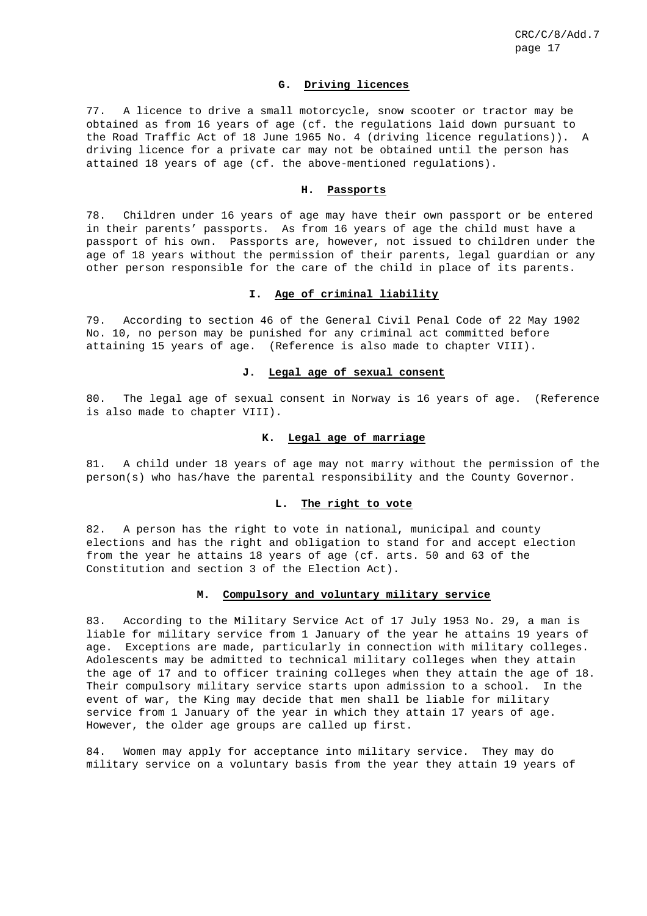### G. Driving licences

77. A licence to drive a small motorcycle, snow scooter or tractor may be obtained as from 16 years of age (cf. the regulations laid down pursuant to the Road Traffic Act of 18 June 1965 No. 4 (driving licence regulations)). A driving licence for a private car may not be obtained until the person has attained 18 years of age (cf. the above-mentioned regulations).

### H. Passports

78. Children under 16 years of age may have their own passport or be entered in their parents' passports. As from 16 years of age the child must have a passport of his own. Passports are, however, not issued to children under the age of 18 years without the permission of their parents, legal guardian or any other person responsible for the care of the child in place of its parents.

### I. Age of criminal liability

79. According to section 46 of the General Civil Penal Code of 22 May 1902 No. 10, no person may be punished for any criminal act committed before attaining 15 years of age. (Reference is also made to chapter VIII).

### J. Legal age of sexual consent

80. The legal age of sexual consent in Norway is 16 years of age. (Reference is also made to chapter VIII).

### K. Legal age of marriage

81. A child under 18 years of age may not marry without the permission of the person(s) who has/have the parental responsibility and the County Governor.

### L. The right to vote

82. A person has the right to vote in national, municipal and county elections and has the right and obligation to stand for and accept election from the year he attains 18 years of age (cf. arts. 50 and 63 of the Constitution and section 3 of the Election Act).

### M. Compulsory and voluntary military service

83. According to the Military Service Act of 17 July 1953 No. 29, a man is liable for military service from 1 January of the year he attains 19 years of age. Exceptions are made, particularly in connection with military colleges. Adolescents may be admitted to technical military colleges when they attain the age of 17 and to officer training colleges when they attain the age of 18. Their compulsory military service starts upon admission to a school. In the event of war, the King may decide that men shall be liable for military service from 1 January of the year in which they attain 17 years of age. However, the older age groups are called up first.

84. Women may apply for acceptance into military service. They may do military service on a voluntary basis from the year they attain 19 years of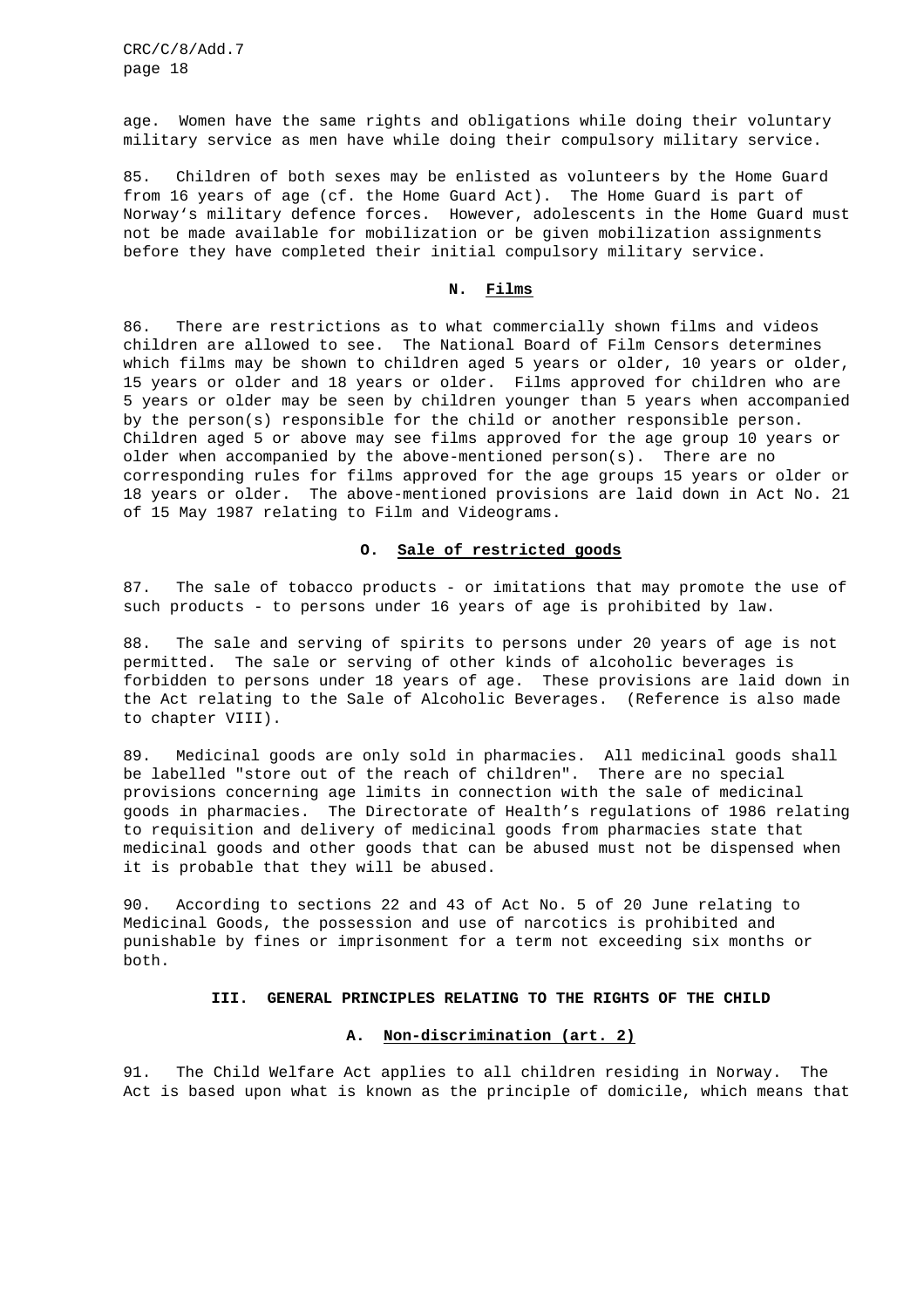age. Women have the same rights and obligations while doing their voluntary military service as men have while doing their compulsory military service.

85. Children of both sexes may be enlisted as volunteers by the Home Guard from 16 years of age (cf. the Home Guard Act). The Home Guard is part of Norway's military defence forces. However, adolescents in the Home Guard must not be made available for mobilization or be given mobilization assignments before they have completed their initial compulsory military service.

### N. Films

86. There are restrictions as to what commercially shown films and videos children are allowed to see. The National Board of Film Censors determines which films may be shown to children aged 5 years or older, 10 years or older, 15 years or older and 18 years or older. Films approved for children who are 5 years or older may be seen by children younger than 5 years when accompanied by the person(s) responsible for the child or another responsible person. Children aged 5 or above may see films approved for the age group 10 years or older when accompanied by the above-mentioned person(s). There are no corresponding rules for films approved for the age groups 15 years or older or 18 years or older. The above-mentioned provisions are laid down in Act No. 21 of 15 May 1987 relating to Film and Videograms.

### O. Sale of restricted goods

87. The sale of tobacco products - or imitations that may promote the use of such products - to persons under 16 years of age is prohibited by law.

88. The sale and serving of spirits to persons under 20 years of age is not permitted. The sale or serving of other kinds of alcoholic beverages is forbidden to persons under 18 years of age. These provisions are laid down in the Act relating to the Sale of Alcoholic Beverages. (Reference is also made to chapter VIII).

89. Medicinal goods are only sold in pharmacies. All medicinal goods shall be labelled "store out of the reach of children". There are no special provisions concerning age limits in connection with the sale of medicinal goods in pharmacies. The Directorate of Health's regulations of 1986 relating to requisition and delivery of medicinal goods from pharmacies state that medicinal goods and other goods that can be abused must not be dispensed when it is probable that they will be abused.

90. According to sections 22 and 43 of Act No. 5 of 20 June relating to Medicinal Goods, the possession and use of narcotics is prohibited and punishable by fines or imprisonment for a term not exceeding six months or both.

## III. GENERAL PRINCIPLES RELATING TO THE RIGHTS OF THE CHILD

### A. Non-discrimination (art. 2)

91. The Child Welfare Act applies to all children residing in Norway. The Act is based upon what is known as the principle of domicile, which means that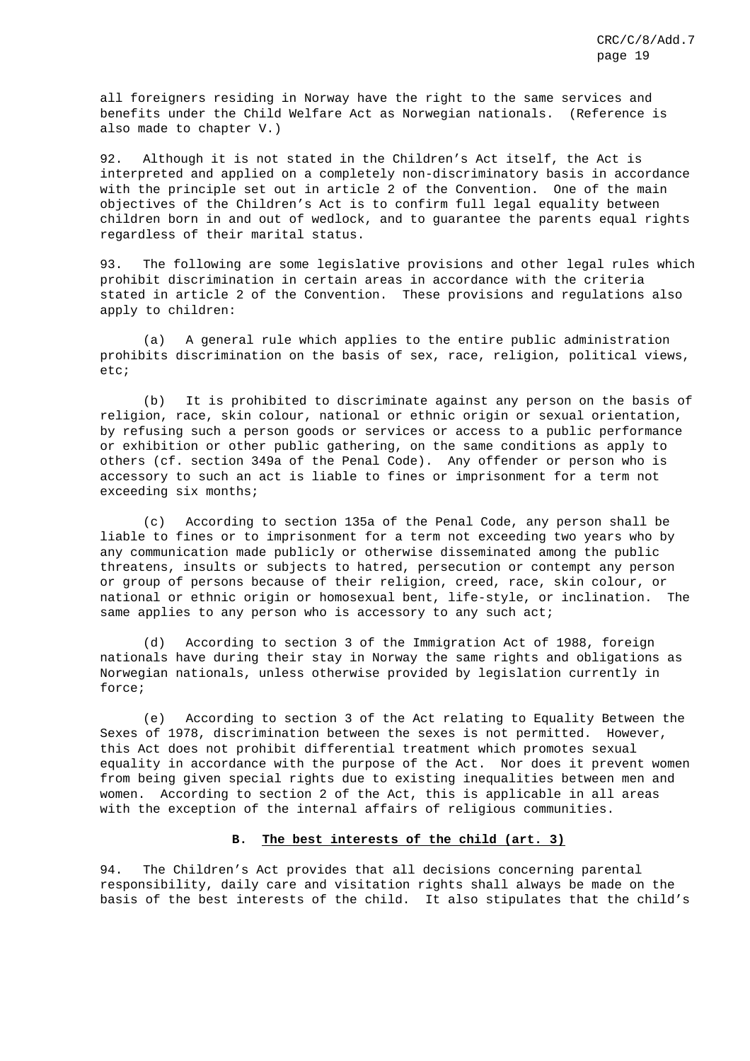all foreigners residing in Norway have the right to the same services and benefits under the Child Welfare Act as Norwegian nationals. (Reference is also made to chapter V.)

92. Although it is not stated in the Children's Act itself, the Act is interpreted and applied on a completely non-discriminatory basis in accordance with the principle set out in article 2 of the Convention. One of the main objectives of the Children's Act is to confirm full legal equality between children born in and out of wedlock, and to guarantee the parents equal rights regardless of their marital status.

93. The following are some legislative provisions and other legal rules which prohibit discrimination in certain areas in accordance with the criteria stated in article 2 of the Convention. These provisions and regulations also apply to children:

(a) A general rule which applies to the entire public administration prohibits discrimination on the basis of sex, race, religion, political views, etc;

(b) It is prohibited to discriminate against any person on the basis of religion, race, skin colour, national or ethnic origin or sexual orientation, by refusing such a person goods or services or access to a public performance or exhibition or other public gathering, on the same conditions as apply to others (cf. section 349a of the Penal Code). Any offender or person who is accessory to such an act is liable to fines or imprisonment for a term not exceeding six months;

(c) According to section 135a of the Penal Code, any person shall be liable to fines or to imprisonment for a term not exceeding two years who by any communication made publicly or otherwise disseminated among the public threatens, insults or subjects to hatred, persecution or contempt any person or group of persons because of their religion, creed, race, skin colour, or national or ethnic origin or homosexual bent, life-style, or inclination. The same applies to any person who is accessory to any such act;

(d) According to section 3 of the Immigration Act of 1988, foreign nationals have during their stay in Norway the same rights and obligations as Norwegian nationals, unless otherwise provided by legislation currently in force;

(e) According to section 3 of the Act relating to Equality Between the Sexes of 1978, discrimination between the sexes is not permitted. However, this Act does not prohibit differential treatment which promotes sexual equality in accordance with the purpose of the Act. Nor does it prevent women from being given special rights due to existing inequalities between men and women. According to section 2 of the Act, this is applicable in all areas with the exception of the internal affairs of religious communities.

## B. The best interests of the child (art. 3)

94. The Children's Act provides that all decisions concerning parental responsibility, daily care and visitation rights shall always be made on the basis of the best interests of the child. It also stipulates that the child's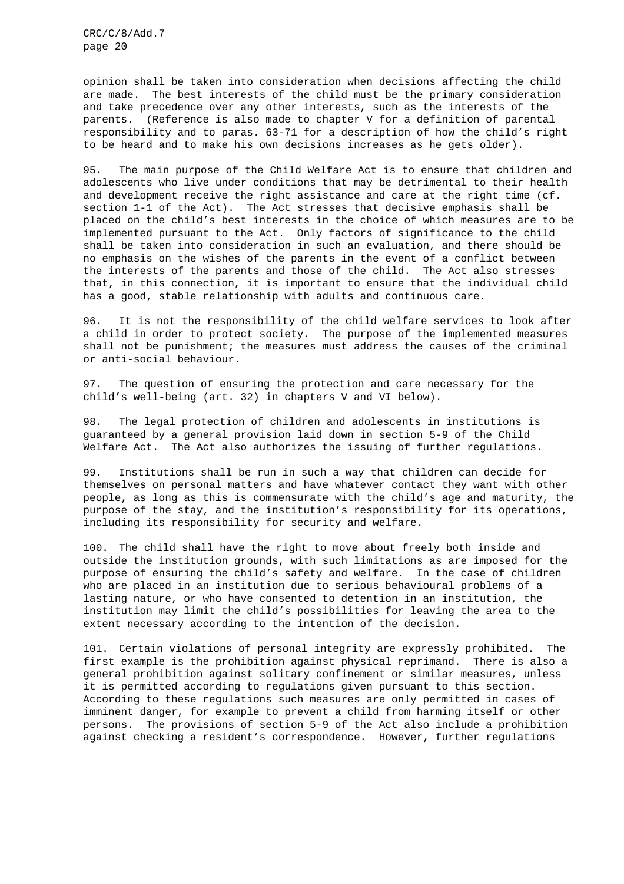opinion shall be taken into consideration when decisions affecting the child are made. The best interests of the child must be the primary consideration and take precedence over any other interests, such as the interests of the parents. (Reference is also made to chapter V for a definition of parental responsibility and to paras. 63-71 for a description of how the child's right to be heard and to make his own decisions increases as he gets older).

95. The main purpose of the Child Welfare Act is to ensure that children and adolescents who live under conditions that may be detrimental to their health and development receive the right assistance and care at the right time (cf. section 1-1 of the Act). The Act stresses that decisive emphasis shall be placed on the child's best interests in the choice of which measures are to be implemented pursuant to the Act. Only factors of significance to the child shall be taken into consideration in such an evaluation, and there should be no emphasis on the wishes of the parents in the event of a conflict between the interests of the parents and those of the child. The Act also stresses that, in this connection, it is important to ensure that the individual child has a good, stable relationship with adults and continuous care.

96. It is not the responsibility of the child welfare services to look after a child in order to protect society. The purpose of the implemented measures shall not be punishment; the measures must address the causes of the criminal or anti-social behaviour.

97. The question of ensuring the protection and care necessary for the child's well-being (art. 32) in chapters V and VI below).

98. The legal protection of children and adolescents in institutions is guaranteed by a general provision laid down in section 5-9 of the Child Welfare Act. The Act also authorizes the issuing of further regulations.

99. Institutions shall be run in such a way that children can decide for themselves on personal matters and have whatever contact they want with other people, as long as this is commensurate with the child's age and maturity, the purpose of the stay, and the institution's responsibility for its operations, including its responsibility for security and welfare.

100. The child shall have the right to move about freely both inside and outside the institution grounds, with such limitations as are imposed for the purpose of ensuring the child's safety and welfare. In the case of children who are placed in an institution due to serious behavioural problems of a lasting nature, or who have consented to detention in an institution, the institution may limit the child's possibilities for leaving the area to the extent necessary according to the intention of the decision.

101. Certain violations of personal integrity are expressly prohibited. The first example is the prohibition against physical reprimand. There is also a general prohibition against solitary confinement or similar measures, unless it is permitted according to regulations given pursuant to this section. According to these regulations such measures are only permitted in cases of imminent danger, for example to prevent a child from harming itself or other persons. The provisions of section 5-9 of the Act also include a prohibition against checking a resident's correspondence. However, further regulations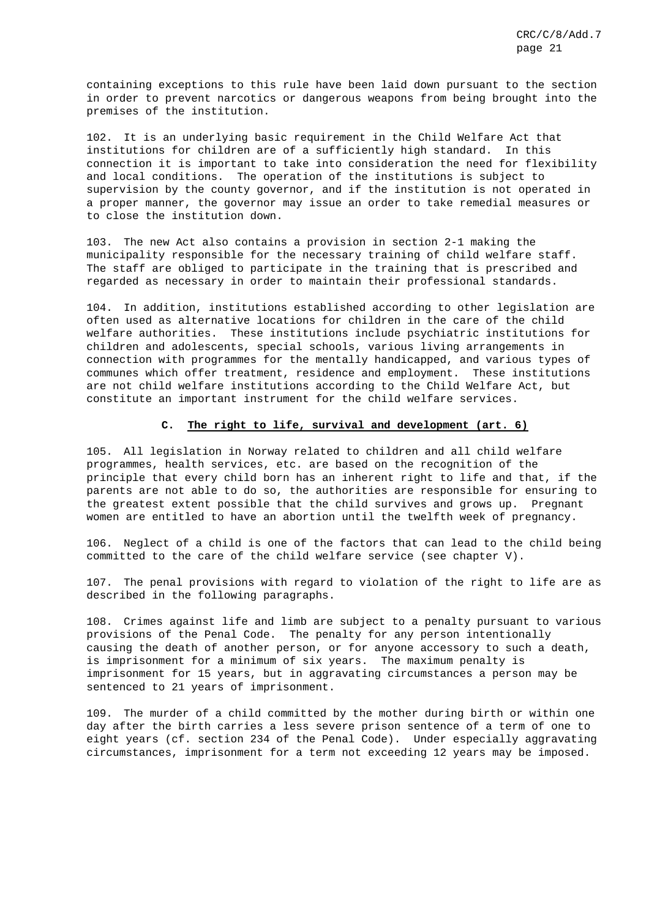containing exceptions to this rule have been laid down pursuant to the section in order to prevent narcotics or dangerous weapons from being brought into the premises of the institution.

102. It is an underlying basic requirement in the Child Welfare Act that institutions for children are of a sufficiently high standard. In this connection it is important to take into consideration the need for flexibility and local conditions. The operation of the institutions is subject to supervision by the county governor, and if the institution is not operated in a proper manner, the governor may issue an order to take remedial measures or to close the institution down.

103. The new Act also contains a provision in section 2-1 making the municipality responsible for the necessary training of child welfare staff. The staff are obliged to participate in the training that is prescribed and regarded as necessary in order to maintain their professional standards.

104. In addition, institutions established according to other legislation are often used as alternative locations for children in the care of the child welfare authorities. These institutions include psychiatric institutions for children and adolescents, special schools, various living arrangements in connection with programmes for the mentally handicapped, and various types of communes which offer treatment, residence and employment. These institutions are not child welfare institutions according to the Child Welfare Act, but constitute an important instrument for the child welfare services.

### C. The right to life, survival and development (art. 6)

105. All legislation in Norway related to children and all child welfare programmes, health services, etc. are based on the recognition of the principle that every child born has an inherent right to life and that, if the parents are not able to do so, the authorities are responsible for ensuring to the greatest extent possible that the child survives and grows up. Pregnant women are entitled to have an abortion until the twelfth week of pregnancy.

106. Neglect of a child is one of the factors that can lead to the child being committed to the care of the child welfare service (see chapter V).

107. The penal provisions with regard to violation of the right to life are as described in the following paragraphs.

108. Crimes against life and limb are subject to a penalty pursuant to various provisions of the Penal Code. The penalty for any person intentionally causing the death of another person, or for anyone accessory to such a death, is imprisonment for a minimum of six years. The maximum penalty is imprisonment for 15 years, but in aggravating circumstances a person may be sentenced to 21 years of imprisonment.

109. The murder of a child committed by the mother during birth or within one day after the birth carries a less severe prison sentence of a term of one to eight years (cf. section 234 of the Penal Code). Under especially aggravating circumstances, imprisonment for a term not exceeding 12 years may be imposed.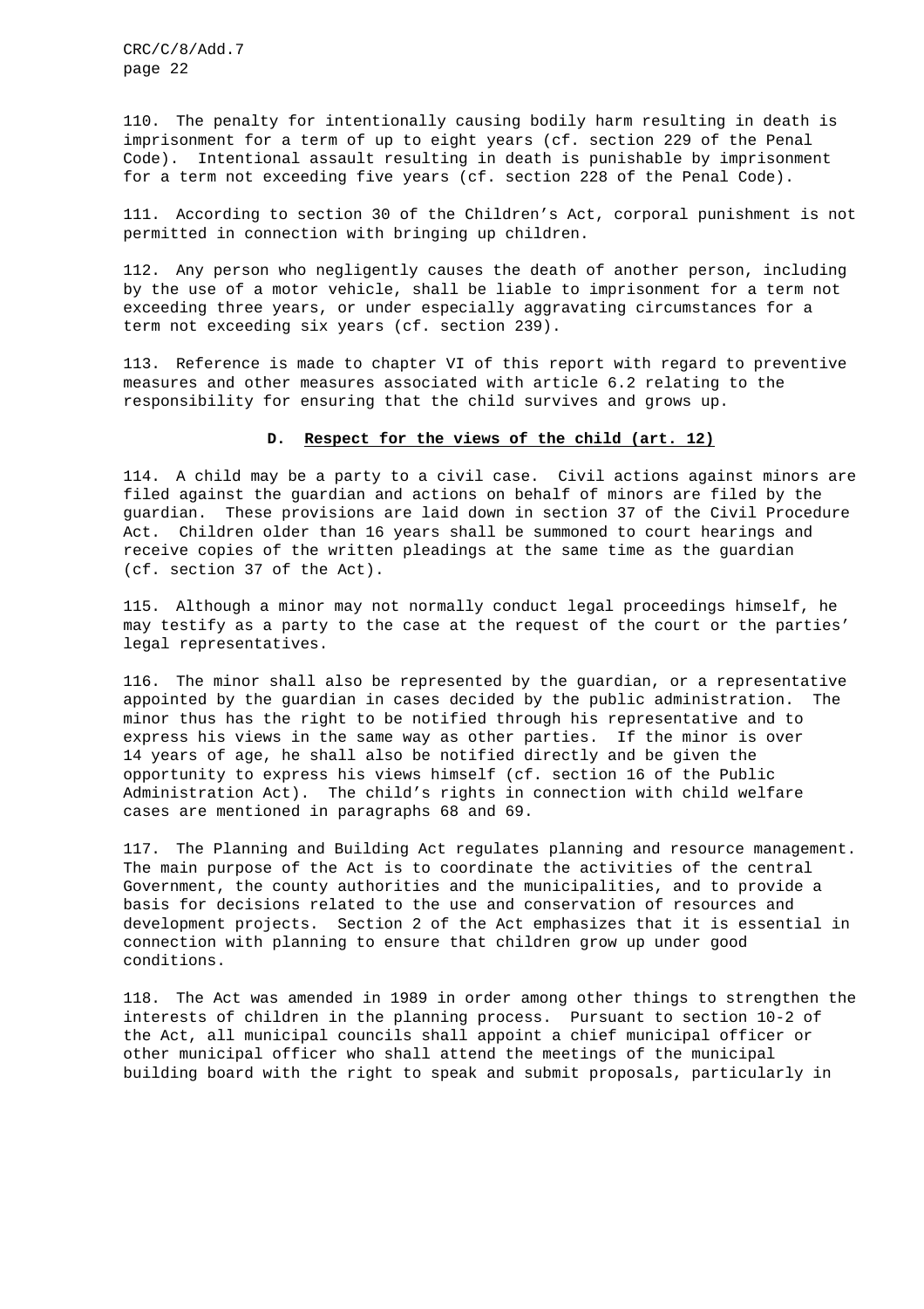110. The penalty for intentionally causing bodily harm resulting in death is imprisonment for a term of up to eight years (cf. section 229 of the Penal Code). Intentional assault resulting in death is punishable by imprisonment for a term not exceeding five years (cf. section 228 of the Penal Code).

111. According to section 30 of the Children's Act, corporal punishment is not permitted in connection with bringing up children.

112. Any person who negligently causes the death of another person, including by the use of a motor vehicle, shall be liable to imprisonment for a term not exceeding three years, or under especially aggravating circumstances for a term not exceeding six years (cf. section 239).

113. Reference is made to chapter VI of this report with regard to preventive measures and other measures associated with article 6.2 relating to the responsibility for ensuring that the child survives and grows up.

### D. Respect for the views of the child (art. 12)

114. A child may be a party to a civil case. Civil actions against minors are filed against the guardian and actions on behalf of minors are filed by the guardian. These provisions are laid down in section 37 of the Civil Procedure Act. Children older than 16 years shall be summoned to court hearings and receive copies of the written pleadings at the same time as the guardian (cf. section 37 of the Act).

115. Although a minor may not normally conduct legal proceedings himself, he may testify as a party to the case at the request of the court or the parties' legal representatives.

116. The minor shall also be represented by the guardian, or a representative appointed by the guardian in cases decided by the public administration. The minor thus has the right to be notified through his representative and to express his views in the same way as other parties. If the minor is over 14 years of age, he shall also be notified directly and be given the opportunity to express his views himself (cf. section 16 of the Public Administration Act). The child's rights in connection with child welfare cases are mentioned in paragraphs 68 and 69.

117. The Planning and Building Act regulates planning and resource management. The main purpose of the Act is to coordinate the activities of the central Government, the county authorities and the municipalities, and to provide a basis for decisions related to the use and conservation of resources and development projects. Section 2 of the Act emphasizes that it is essential in connection with planning to ensure that children grow up under good conditions.

118. The Act was amended in 1989 in order among other things to strengthen the interests of children in the planning process. Pursuant to section 10-2 of the Act, all municipal councils shall appoint a chief municipal officer or other municipal officer who shall attend the meetings of the municipal building board with the right to speak and submit proposals, particularly in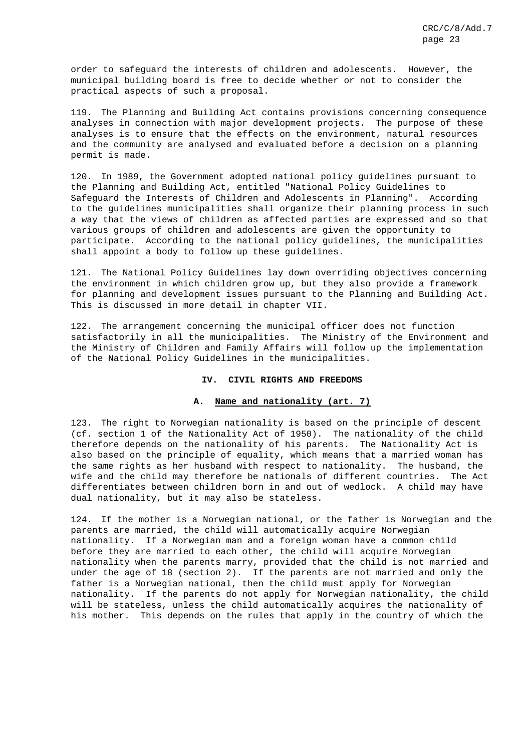order to safeguard the interests of children and adolescents. However, the municipal building board is free to decide whether or not to consider the practical aspects of such a proposal.

119. The Planning and Building Act contains provisions concerning consequence analyses in connection with major development projects. The purpose of these analyses is to ensure that the effects on the environment, natural resources and the community are analysed and evaluated before a decision on a planning permit is made.

120. In 1989, the Government adopted national policy guidelines pursuant to the Planning and Building Act, entitled "National Policy Guidelines to Safeguard the Interests of Children and Adolescents in Planning". According to the guidelines municipalities shall organize their planning process in such a way that the views of children as affected parties are expressed and so that various groups of children and adolescents are given the opportunity to participate. According to the national policy guidelines, the municipalities shall appoint a body to follow up these guidelines.

121. The National Policy Guidelines lay down overriding objectives concerning the environment in which children grow up, but they also provide a framework for planning and development issues pursuant to the Planning and Building Act. This is discussed in more detail in chapter VII.

122. The arrangement concerning the municipal officer does not function satisfactorily in all the municipalities. The Ministry of the Environment and the Ministry of Children and Family Affairs will follow up the implementation of the National Policy Guidelines in the municipalities.

## IV. CIVIL RIGHTS AND FREEDOMS

### A. Name and nationality (art. 7)

123. The right to Norwegian nationality is based on the principle of descent (cf. section 1 of the Nationality Act of 1950). The nationality of the child therefore depends on the nationality of his parents. The Nationality Act is also based on the principle of equality, which means that a married woman has the same rights as her husband with respect to nationality. The husband, the wife and the child may therefore be nationals of different countries. The Act differentiates between children born in and out of wedlock. A child may have dual nationality, but it may also be stateless.

124. If the mother is a Norwegian national, or the father is Norwegian and the parents are married, the child will automatically acquire Norwegian nationality. If a Norwegian man and a foreign woman have a common child before they are married to each other, the child will acquire Norwegian nationality when the parents marry, provided that the child is not married and under the age of 18 (section 2). If the parents are not married and only the father is a Norwegian national, then the child must apply for Norwegian nationality. If the parents do not apply for Norwegian nationality, the child will be stateless, unless the child automatically acquires the nationality of his mother. This depends on the rules that apply in the country of which the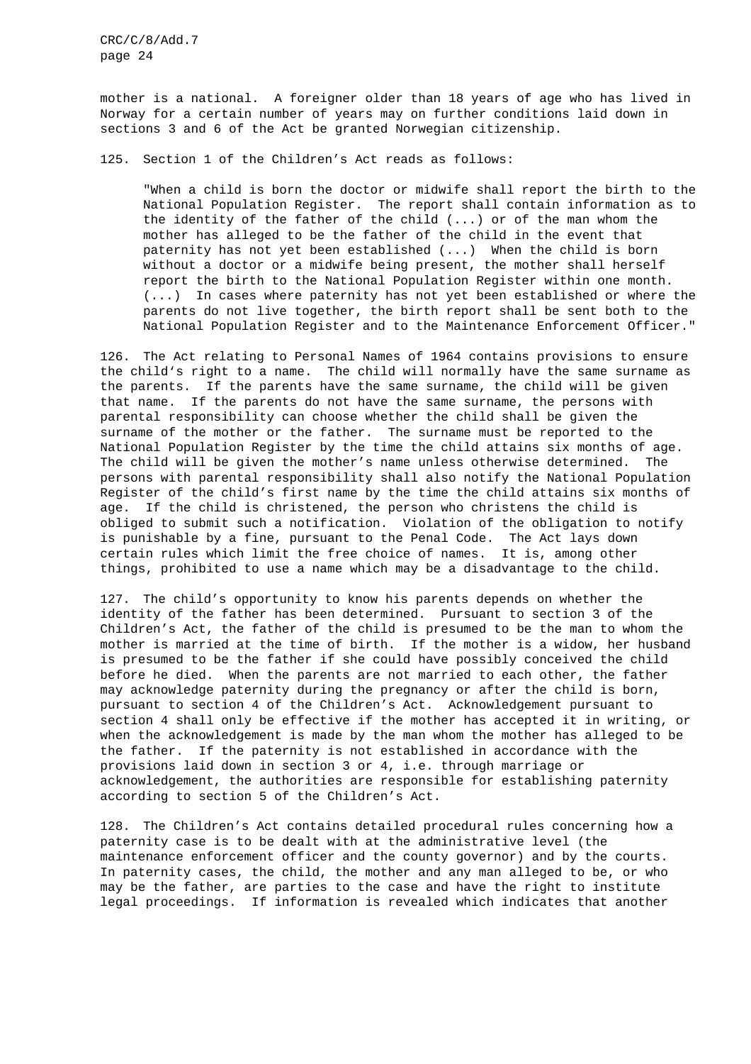mother is a national. A foreigner older than 18 years of age who has lived in Norway for a certain number of years may on further conditions laid down in sections 3 and 6 of the Act be granted Norwegian citizenship.

125. Section 1 of the Children's Act reads as follows:

> "When a child is born the doctor or midwife shall report the birth to the National Population Register. The report shall contain information as to the identity of the father of the child (...) or of the man whom the mother has alleged to be the father of the child in the event that paternity has not yet been established (...) When the child is born without a doctor or a midwife being present, the mother shall herself report the birth to the National Population Register within one month. (...) In cases where paternity has not yet been established or where the parents do not live together, the birth report shall be sent both to the National Population Register and to the Maintenance Enforcement Officer."

126. The Act relating to Personal Names of 1964 contains provisions to ensure the child's right to a name. The child will normally have the same surname as the parents. If the parents have the same surname, the child will be given that name. If the parents do not have the same surname, the persons with parental responsibility can choose whether the child shall be given the surname of the mother or the father. The surname must be reported to the National Population Register by the time the child attains six months of age. The child will be given the mother's name unless otherwise determined. The persons with parental responsibility shall also notify the National Population Register of the child's first name by the time the child attains six months of age. If the child is christened, the person who christens the child is obliged to submit such a notification. Violation of the obligation to notify is punishable by a fine, pursuant to the Penal Code. The Act lays down certain rules which limit the free choice of names. It is, among other things, prohibited to use a name which may be a disadvantage to the child.

127. The child's opportunity to know his parents depends on whether the identity of the father has been determined. Pursuant to section 3 of the Children's Act, the father of the child is presumed to be the man to whom the mother is married at the time of birth. If the mother is a widow, her husband is presumed to be the father if she could have possibly conceived the child before he died. When the parents are not married to each other, the father may acknowledge paternity during the pregnancy or after the child is born, pursuant to section 4 of the Children's Act. Acknowledgement pursuant to section 4 shall only be effective if the mother has accepted it in writing, or when the acknowledgement is made by the man whom the mother has alleged to be the father. If the paternity is not established in accordance with the provisions laid down in section 3 or 4, i.e. through marriage or acknowledgement, the authorities are responsible for establishing paternity according to section 5 of the Children's Act.

128. The Children's Act contains detailed procedural rules concerning how a paternity case is to be dealt with at the administrative level (the maintenance enforcement officer and the county governor) and by the courts. In paternity cases, the child, the mother and any man alleged to be, or who may be the father, are parties to the case and have the right to institute legal proceedings. If information is revealed which indicates that another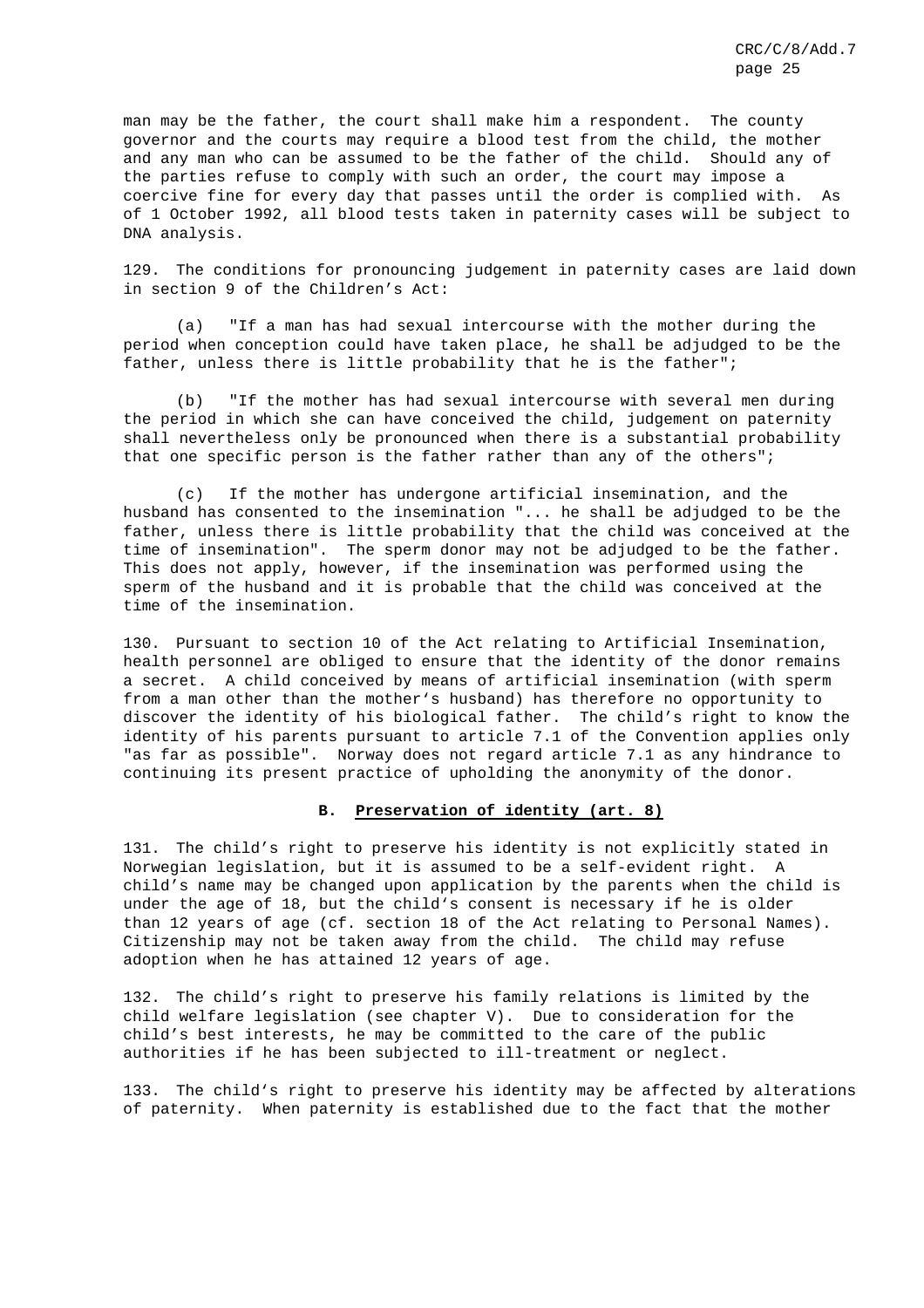man may be the father, the court shall make him a respondent. The county governor and the courts may require a blood test from the child, the mother and any man who can be assumed to be the father of the child. Should any of the parties refuse to comply with such an order, the court may impose a coercive fine for every day that passes until the order is complied with. As of 1 October 1992, all blood tests taken in paternity cases will be subject to DNA analysis.

129. The conditions for pronouncing judgement in paternity cases are laid down in section 9 of the Children's Act:

(a) "If a man has had sexual intercourse with the mother during the period when conception could have taken place, he shall be adjudged to be the father, unless there is little probability that he is the father";

(b) "If the mother has had sexual intercourse with several men during the period in which she can have conceived the child, judgement on paternity shall nevertheless only be pronounced when there is a substantial probability that one specific person is the father rather than any of the others";

(c) If the mother has undergone artificial insemination, and the husband has consented to the insemination "... he shall be adjudged to be the father, unless there is little probability that the child was conceived at the time of insemination". The sperm donor may not be adjudged to be the father. This does not apply, however, if the insemination was performed using the sperm of the husband and it is probable that the child was conceived at the time of the insemination.

130. Pursuant to section 10 of the Act relating to Artificial Insemination, health personnel are obliged to ensure that the identity of the donor remains a secret. A child conceived by means of artificial insemination (with sperm from a man other than the mother's husband) has therefore no opportunity to discover the identity of his biological father. The child's right to know the identity of his parents pursuant to article 7.1 of the Convention applies only "as far as possible". Norway does not regard article 7.1 as any hindrance to continuing its present practice of upholding the anonymity of the donor.

### B. Preservation of identity (art. 8)

131. The child's right to preserve his identity is not explicitly stated in Norwegian legislation, but it is assumed to be a self-evident right. A child's name may be changed upon application by the parents when the child is under the age of 18, but the child's consent is necessary if he is older than 12 years of age (cf. section 18 of the Act relating to Personal Names). Citizenship may not be taken away from the child. The child may refuse adoption when he has attained 12 years of age.

132. The child's right to preserve his family relations is limited by the child welfare legislation (see chapter V). Due to consideration for the child's best interests, he may be committed to the care of the public authorities if he has been subjected to ill-treatment or neglect.

133. The child's right to preserve his identity may be affected by alterations of paternity. When paternity is established due to the fact that the mother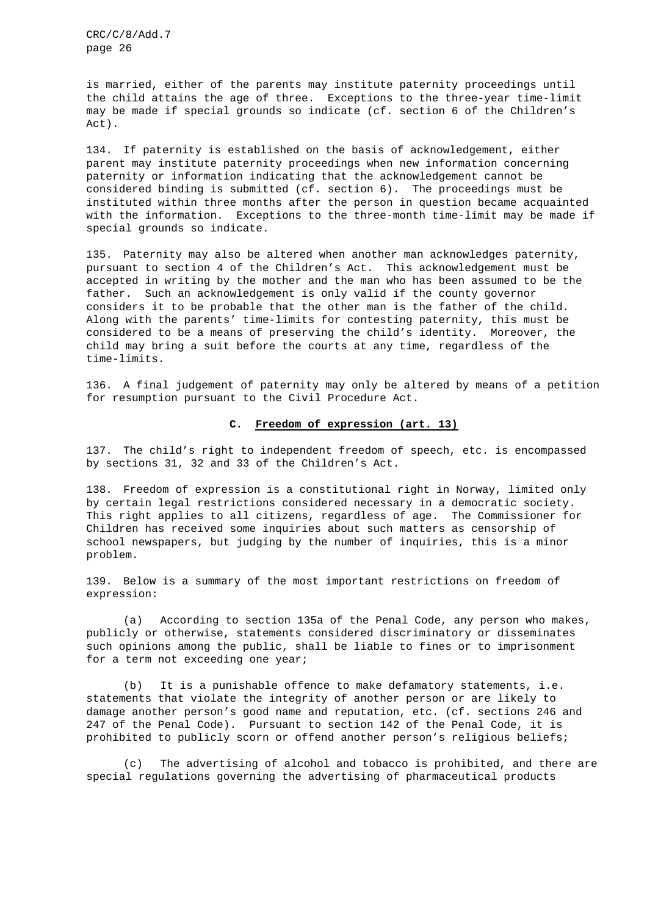is married, either of the parents may institute paternity proceedings until the child attains the age of three. Exceptions to the three-year time-limit may be made if special grounds so indicate (cf. section 6 of the Children's Act).

134. If paternity is established on the basis of acknowledgement, either parent may institute paternity proceedings when new information concerning paternity or information indicating that the acknowledgement cannot be considered binding is submitted (cf. section 6). The proceedings must be instituted within three months after the person in question became acquainted with the information. Exceptions to the three-month time-limit may be made if special grounds so indicate.

135. Paternity may also be altered when another man acknowledges paternity, pursuant to section 4 of the Children's Act. This acknowledgement must be accepted in writing by the mother and the man who has been assumed to be the father. Such an acknowledgement is only valid if the county governor considers it to be probable that the other man is the father of the child. Along with the parents' time-limits for contesting paternity, this must be considered to be a means of preserving the child's identity. Moreover, the child may bring a suit before the courts at any time, regardless of the time-limits.

136. A final judgement of paternity may only be altered by means of a petition for resumption pursuant to the Civil Procedure Act.

## C. Freedom of expression (art. 13)

137. The child's right to independent freedom of speech, etc. is encompassed by sections 31, 32 and 33 of the Children's Act.

138. Freedom of expression is a constitutional right in Norway, limited only by certain legal restrictions considered necessary in a democratic society. This right applies to all citizens, regardless of age. The Commissioner for Children has received some inquiries about such matters as censorship of school newspapers, but judging by the number of inquiries, this is a minor problem.

139. Below is a summary of the most important restrictions on freedom of expression:

(a) According to section 135a of the Penal Code, any person who makes, publicly or otherwise, statements considered discriminatory or disseminates such opinions among the public, shall be liable to fines or to imprisonment for a term not exceeding one year;

(b) It is a punishable offence to make defamatory statements, i.e. statements that violate the integrity of another person or are likely to damage another person's good name and reputation, etc. (cf. sections 246 and 247 of the Penal Code). Pursuant to section 142 of the Penal Code, it is prohibited to publicly scorn or offend another person's religious beliefs;

(c) The advertising of alcohol and tobacco is prohibited, and there are special regulations governing the advertising of pharmaceutical products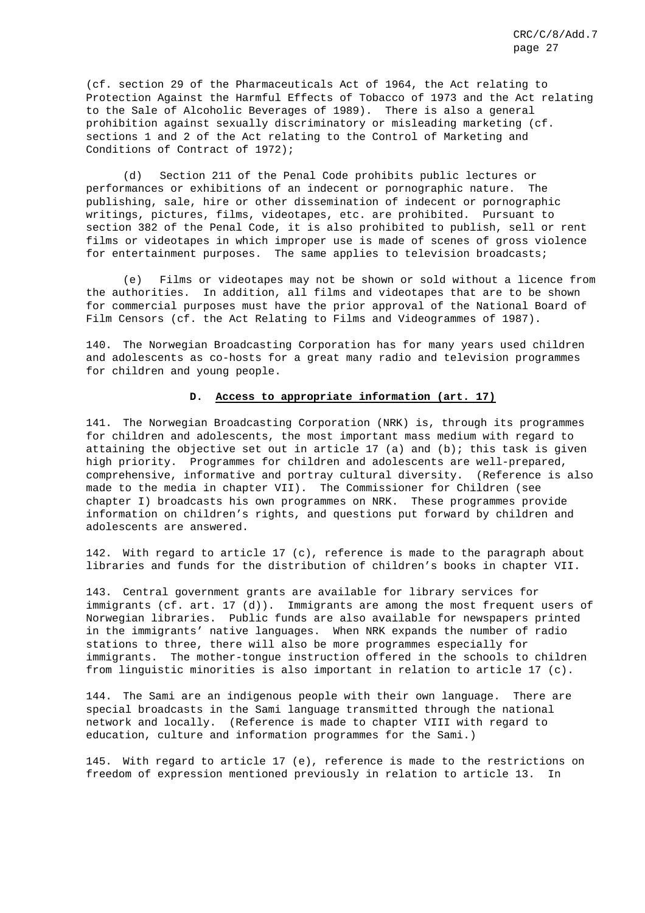(cf. section 29 of the Pharmaceuticals Act of 1964, the Act relating to Protection Against the Harmful Effects of Tobacco of 1973 and the Act relating to the Sale of Alcoholic Beverages of 1989). There is also a general prohibition against sexually discriminatory or misleading marketing (cf. sections 1 and 2 of the Act relating to the Control of Marketing and Conditions of Contract of 1972);

(d) Section 211 of the Penal Code prohibits public lectures or performances or exhibitions of an indecent or pornographic nature. The publishing, sale, hire or other dissemination of indecent or pornographic writings, pictures, films, videotapes, etc. are prohibited. Pursuant to section 382 of the Penal Code, it is also prohibited to publish, sell or rent films or videotapes in which improper use is made of scenes of gross violence for entertainment purposes. The same applies to television broadcasts;

(e) Films or videotapes may not be shown or sold without a licence from the authorities. In addition, all films and videotapes that are to be shown for commercial purposes must have the prior approval of the National Board of Film Censors (cf. the Act Relating to Films and Videogrammes of 1987).

140. The Norwegian Broadcasting Corporation has for many years used children and adolescents as co-hosts for a great many radio and television programmes for children and young people.

### D. Access to appropriate information (art. 17)

141. The Norwegian Broadcasting Corporation (NRK) is, through its programmes for children and adolescents, the most important mass medium with regard to attaining the objective set out in article 17 (a) and (b); this task is given high priority. Programmes for children and adolescents are well-prepared, comprehensive, informative and portray cultural diversity. (Reference is also made to the media in chapter VII). The Commissioner for Children (see chapter I) broadcasts his own programmes on NRK. These programmes provide information on children's rights, and questions put forward by children and adolescents are answered.

142. With regard to article 17 (c), reference is made to the paragraph about libraries and funds for the distribution of children's books in chapter VII.

143. Central government grants are available for library services for immigrants (cf. art. 17 (d)). Immigrants are among the most frequent users of Norwegian libraries. Public funds are also available for newspapers printed in the immigrants' native languages. When NRK expands the number of radio stations to three, there will also be more programmes especially for immigrants. The mother-tongue instruction offered in the schools to children from linguistic minorities is also important in relation to article 17 (c).

144. The Sami are an indigenous people with their own language. There are special broadcasts in the Sami language transmitted through the national network and locally. (Reference is made to chapter VIII with regard to education, culture and information programmes for the Sami.)

145. With regard to article 17 (e), reference is made to the restrictions on freedom of expression mentioned previously in relation to article 13. In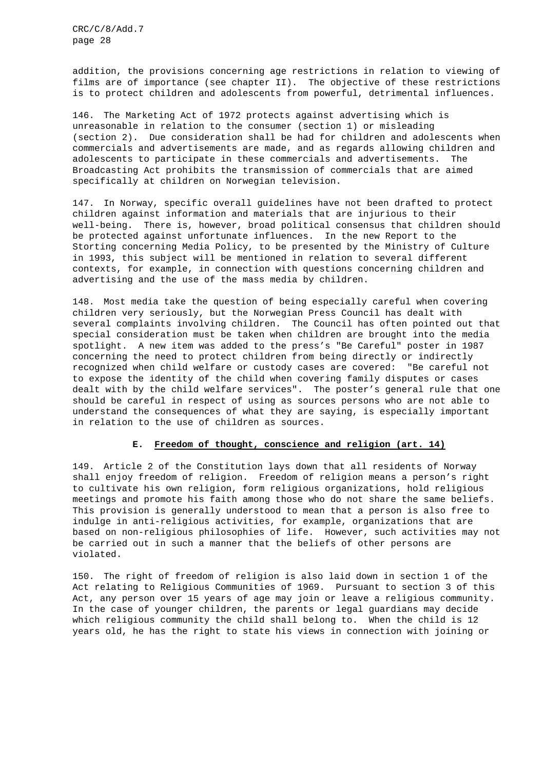addition, the provisions concerning age restrictions in relation to viewing of films are of importance (see chapter II). The objective of these restrictions is to protect children and adolescents from powerful, detrimental influences.

146. The Marketing Act of 1972 protects against advertising which is unreasonable in relation to the consumer (section 1) or misleading (section 2). Due consideration shall be had for children and adolescents when commercials and advertisements are made, and as regards allowing children and adolescents to participate in these commercials and advertisements. The Broadcasting Act prohibits the transmission of commercials that are aimed specifically at children on Norwegian television.

147. In Norway, specific overall guidelines have not been drafted to protect children against information and materials that are injurious to their well-being. There is, however, broad political consensus that children should be protected against unfortunate influences. In the new Report to the Storting concerning Media Policy, to be presented by the Ministry of Culture in 1993, this subject will be mentioned in relation to several different contexts, for example, in connection with questions concerning children and advertising and the use of the mass media by children.

148. Most media take the question of being especially careful when covering children very seriously, but the Norwegian Press Council has dealt with several complaints involving children. The Council has often pointed out that special consideration must be taken when children are brought into the media spotlight. A new item was added to the press's "Be Careful" poster in 1987 concerning the need to protect children from being directly or indirectly recognized when child welfare or custody cases are covered: "Be careful not to expose the identity of the child when covering family disputes or cases dealt with by the child welfare services". The poster's general rule that one should be careful in respect of using as sources persons who are not able to understand the consequences of what they are saying, is especially important in relation to the use of children as sources.

### E. Freedom of thought, conscience and religion (art. 14)

149. Article 2 of the Constitution lays down that all residents of Norway shall enjoy freedom of religion. Freedom of religion means a person's right to cultivate his own religion, form religious organizations, hold religious meetings and promote his faith among those who do not share the same beliefs. This provision is generally understood to mean that a person is also free to indulge in anti-religious activities, for example, organizations that are based on non-religious philosophies of life. However, such activities may not be carried out in such a manner that the beliefs of other persons are violated.

150. The right of freedom of religion is also laid down in section 1 of the Act relating to Religious Communities of 1969. Pursuant to section 3 of this Act, any person over 15 years of age may join or leave a religious community. In the case of younger children, the parents or legal guardians may decide which religious community the child shall belong to. When the child is 12 years old, he has the right to state his views in connection with joining or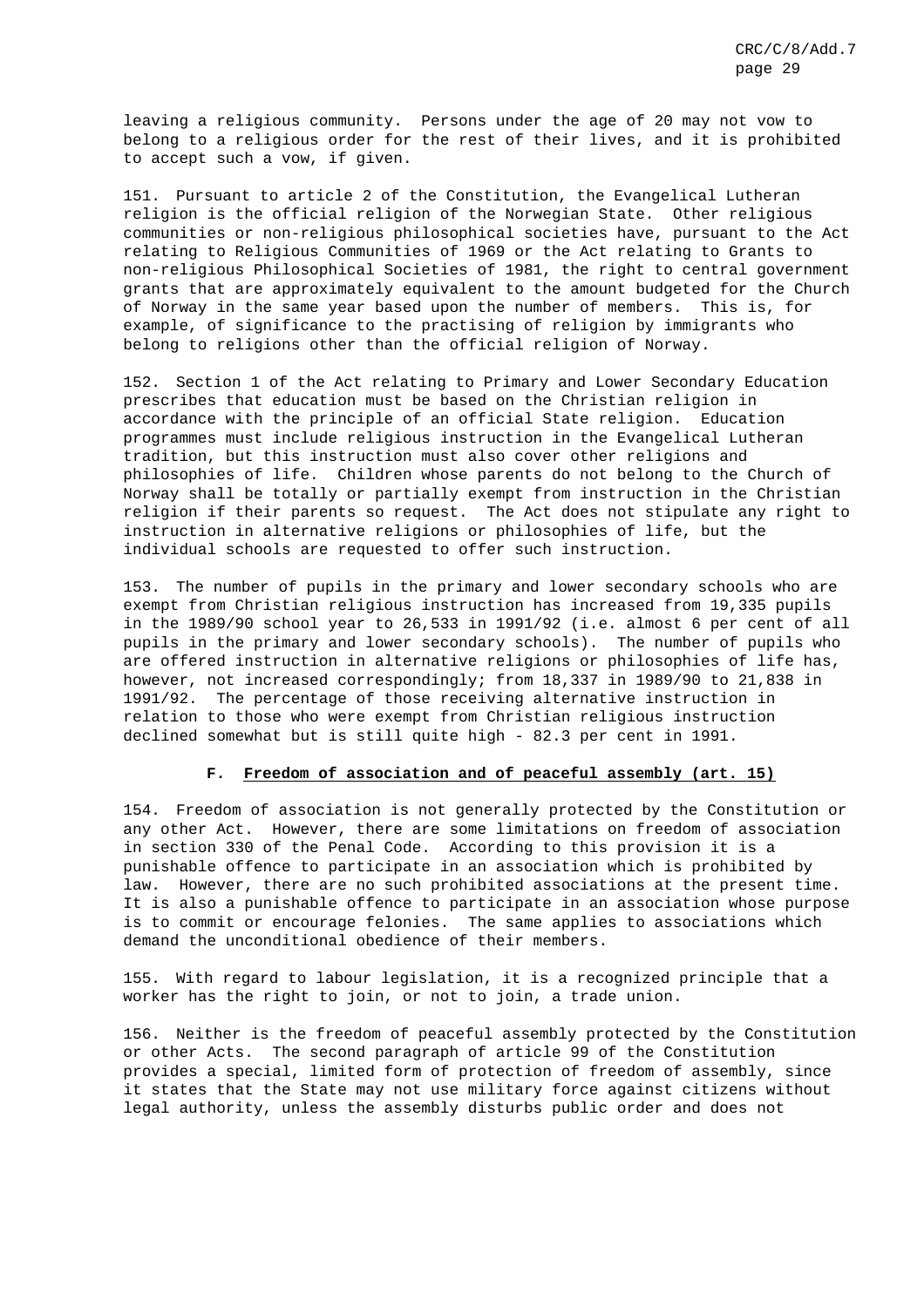leaving a religious community. Persons under the age of 20 may not vow to belong to a religious order for the rest of their lives, and it is prohibited to accept such a vow, if given.

151. Pursuant to article 2 of the Constitution, the Evangelical Lutheran religion is the official religion of the Norwegian State. Other religious communities or non-religious philosophical societies have, pursuant to the Act relating to Religious Communities of 1969 or the Act relating to Grants to non-religious Philosophical Societies of 1981, the right to central government grants that are approximately equivalent to the amount budgeted for the Church of Norway in the same year based upon the number of members. This is, for example, of significance to the practising of religion by immigrants who belong to religions other than the official religion of Norway.

152. Section 1 of the Act relating to Primary and Lower Secondary Education prescribes that education must be based on the Christian religion in accordance with the principle of an official State religion. Education programmes must include religious instruction in the Evangelical Lutheran tradition, but this instruction must also cover other religions and philosophies of life. Children whose parents do not belong to the Church of Norway shall be totally or partially exempt from instruction in the Christian religion if their parents so request. The Act does not stipulate any right to instruction in alternative religions or philosophies of life, but the individual schools are requested to offer such instruction.

153. The number of pupils in the primary and lower secondary schools who are exempt from Christian religious instruction has increased from 19,335 pupils in the 1989/90 school year to 26,533 in 1991/92 (i.e. almost 6 per cent of all pupils in the primary and lower secondary schools). The number of pupils who are offered instruction in alternative religions or philosophies of life has, however, not increased correspondingly; from 18,337 in 1989/90 to 21,838 in 1991/92. The percentage of those receiving alternative instruction in relation to those who were exempt from Christian religious instruction declined somewhat but is still quite high - 82.3 per cent in 1991.

### F. Freedom of association and of peaceful assembly (art. 15)

154. Freedom of association is not generally protected by the Constitution or any other Act. However, there are some limitations on freedom of association in section 330 of the Penal Code. According to this provision it is a punishable offence to participate in an association which is prohibited by law. However, there are no such prohibited associations at the present time. It is also a punishable offence to participate in an association whose purpose is to commit or encourage felonies. The same applies to associations which demand the unconditional obedience of their members.

155. With regard to labour legislation, it is a recognized principle that a worker has the right to join, or not to join, a trade union.

156. Neither is the freedom of peaceful assembly protected by the Constitution or other Acts. The second paragraph of article 99 of the Constitution provides a special, limited form of protection of freedom of assembly, since it states that the State may not use military force against citizens without legal authority, unless the assembly disturbs public order and does not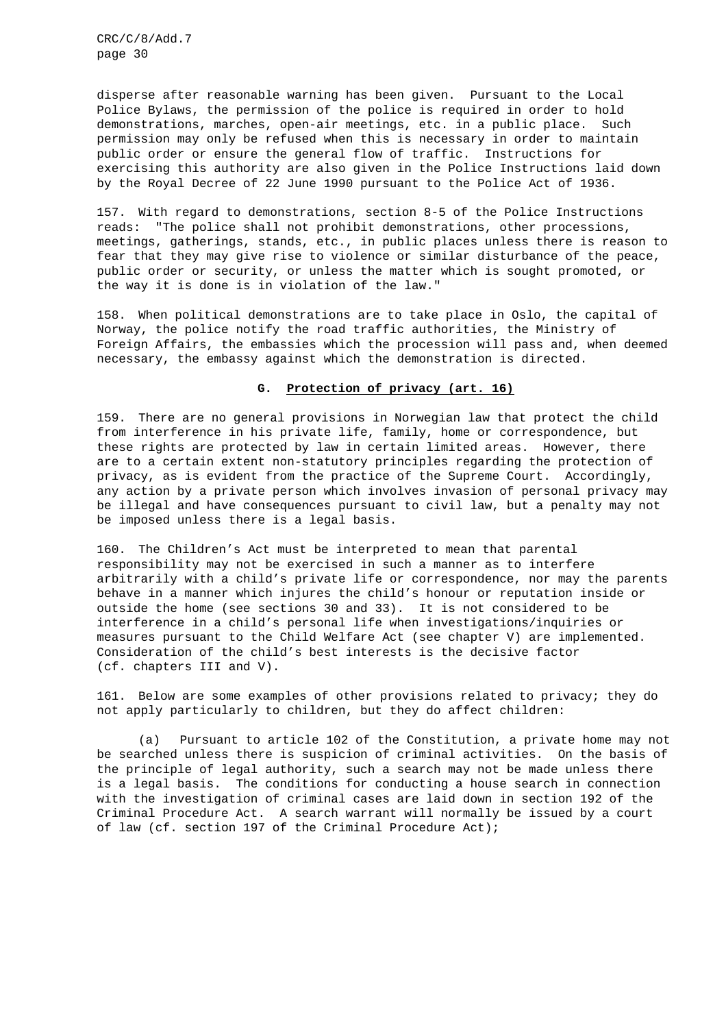disperse after reasonable warning has been given. Pursuant to the Local Police Bylaws, the permission of the police is required in order to hold demonstrations, marches, open-air meetings, etc. in a public place. Such permission may only be refused when this is necessary in order to maintain public order or ensure the general flow of traffic. Instructions for exercising this authority are also given in the Police Instructions laid down by the Royal Decree of 22 June 1990 pursuant to the Police Act of 1936.

157. With regard to demonstrations, section 8-5 of the Police Instructions reads: "The police shall not prohibit demonstrations, other processions, meetings, gatherings, stands, etc., in public places unless there is reason to fear that they may give rise to violence or similar disturbance of the peace, public order or security, or unless the matter which is sought promoted, or the way it is done is in violation of the law."

158. When political demonstrations are to take place in Oslo, the capital of Norway, the police notify the road traffic authorities, the Ministry of Foreign Affairs, the embassies which the procession will pass and, when deemed necessary, the embassy against which the demonstration is directed.

### G. Protection of privacy (art. 16)

159. There are no general provisions in Norwegian law that protect the child from interference in his private life, family, home or correspondence, but these rights are protected by law in certain limited areas. However, there are to a certain extent non-statutory principles regarding the protection of privacy, as is evident from the practice of the Supreme Court. Accordingly, any action by a private person which involves invasion of personal privacy may be illegal and have consequences pursuant to civil law, but a penalty may not be imposed unless there is a legal basis.

160. The Children's Act must be interpreted to mean that parental responsibility may not be exercised in such a manner as to interfere arbitrarily with a child's private life or correspondence, nor may the parents behave in a manner which injures the child's honour or reputation inside or outside the home (see sections 30 and 33). It is not considered to be interference in a child's personal life when investigations/inquiries or measures pursuant to the Child Welfare Act (see chapter V) are implemented. Consideration of the child's best interests is the decisive factor (cf. chapters III and V).

161. Below are some examples of other provisions related to privacy; they do not apply particularly to children, but they do affect children:

(a) Pursuant to article 102 of the Constitution, a private home may not be searched unless there is suspicion of criminal activities. On the basis of the principle of legal authority, such a search may not be made unless there is a legal basis. The conditions for conducting a house search in connection with the investigation of criminal cases are laid down in section 192 of the Criminal Procedure Act. A search warrant will normally be issued by a court of law (cf. section 197 of the Criminal Procedure Act);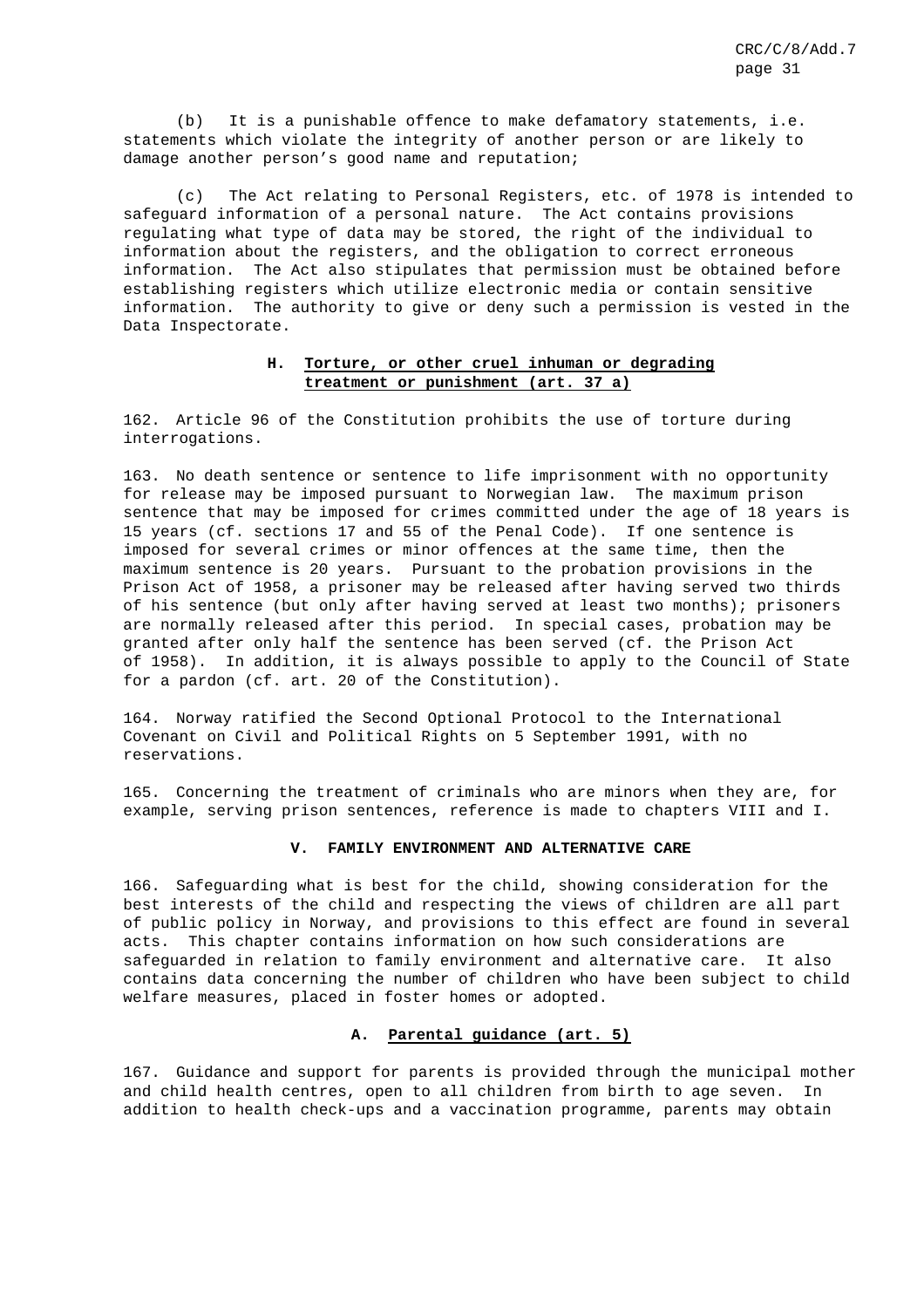(b) It is a punishable offence to make defamatory statements, i.e. statements which violate the integrity of another person or are likely to damage another person's good name and reputation;

(c) The Act relating to Personal Registers, etc. of 1978 is intended to safeguard information of a personal nature. The Act contains provisions regulating what type of data may be stored, the right of the individual to information about the registers, and the obligation to correct erroneous information. The Act also stipulates that permission must be obtained before establishing registers which utilize electronic media or contain sensitive information. The authority to give or deny such a permission is vested in the Data Inspectorate.

### H. Torture, or other cruel inhuman or degrading treatment or punishment (art. 37 a)

162. Article 96 of the Constitution prohibits the use of torture during interrogations.

163. No death sentence or sentence to life imprisonment with no opportunity for release may be imposed pursuant to Norwegian law. The maximum prison sentence that may be imposed for crimes committed under the age of 18 years is 15 years (cf. sections 17 and 55 of the Penal Code). If one sentence is imposed for several crimes or minor offences at the same time, then the maximum sentence is 20 years. Pursuant to the probation provisions in the Prison Act of 1958, a prisoner may be released after having served two thirds of his sentence (but only after having served at least two months); prisoners are normally released after this period. In special cases, probation may be granted after only half the sentence has been served (cf. the Prison Act of 1958). In addition, it is always possible to apply to the Council of State for a pardon (cf. art. 20 of the Constitution).

164. Norway ratified the Second Optional Protocol to the International Covenant on Civil and Political Rights on 5 September 1991, with no reservations.

165. Concerning the treatment of criminals who are minors when they are, for example, serving prison sentences, reference is made to chapters VIII and I.

## V. FAMILY ENVIRONMENT AND ALTERNATIVE CARE

166. Safeguarding what is best for the child, showing consideration for the best interests of the child and respecting the views of children are all part of public policy in Norway, and provisions to this effect are found in several acts. This chapter contains information on how such considerations are safeguarded in relation to family environment and alternative care. It also contains data concerning the number of children who have been subject to child welfare measures, placed in foster homes or adopted.

### A. Parental guidance (art. 5)

167. Guidance and support for parents is provided through the municipal mother and child health centres, open to all children from birth to age seven. In addition to health check-ups and a vaccination programme, parents may obtain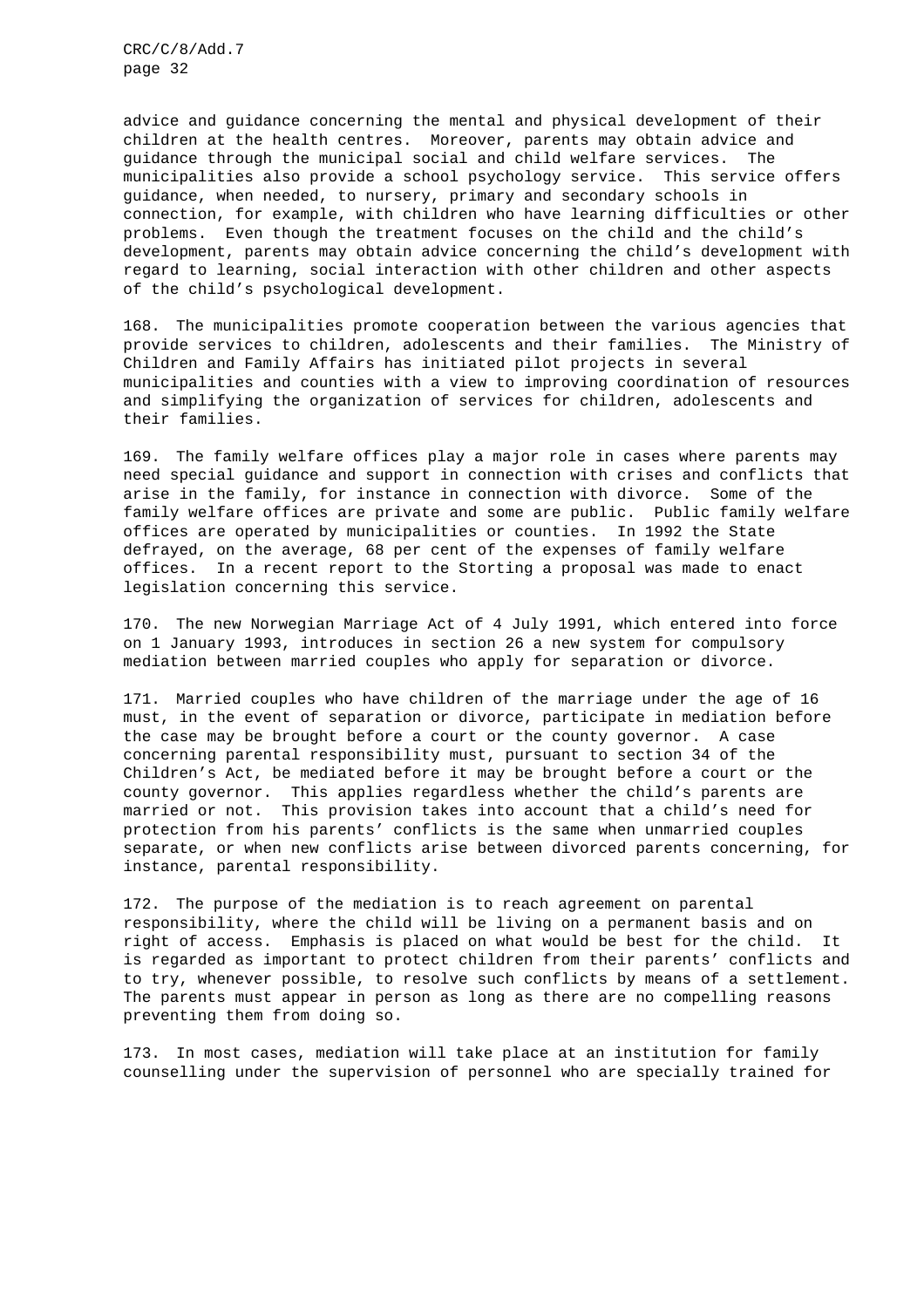advice and guidance concerning the mental and physical development of their children at the health centres. Moreover, parents may obtain advice and guidance through the municipal social and child welfare services. The municipalities also provide a school psychology service. This service offers guidance, when needed, to nursery, primary and secondary schools in connection, for example, with children who have learning difficulties or other problems. Even though the treatment focuses on the child and the child's development, parents may obtain advice concerning the child's development with regard to learning, social interaction with other children and other aspects of the child's psychological development.

168. The municipalities promote cooperation between the various agencies that provide services to children, adolescents and their families. The Ministry of Children and Family Affairs has initiated pilot projects in several municipalities and counties with a view to improving coordination of resources and simplifying the organization of services for children, adolescents and their families.

169. The family welfare offices play a major role in cases where parents may need special guidance and support in connection with crises and conflicts that arise in the family, for instance in connection with divorce. Some of the family welfare offices are private and some are public. Public family welfare offices are operated by municipalities or counties. In 1992 the State defrayed, on the average, 68 per cent of the expenses of family welfare offices. In a recent report to the Storting a proposal was made to enact legislation concerning this service.

170. The new Norwegian Marriage Act of 4 July 1991, which entered into force on 1 January 1993, introduces in section 26 a new system for compulsory mediation between married couples who apply for separation or divorce.

171. Married couples who have children of the marriage under the age of 16 must, in the event of separation or divorce, participate in mediation before the case may be brought before a court or the county governor. A case concerning parental responsibility must, pursuant to section 34 of the Children's Act, be mediated before it may be brought before a court or the county governor. This applies regardless whether the child's parents are married or not. This provision takes into account that a child's need for protection from his parents' conflicts is the same when unmarried couples separate, or when new conflicts arise between divorced parents concerning, for instance, parental responsibility.

172. The purpose of the mediation is to reach agreement on parental responsibility, where the child will be living on a permanent basis and on right of access. Emphasis is placed on what would be best for the child. It is regarded as important to protect children from their parents' conflicts and to try, whenever possible, to resolve such conflicts by means of a settlement. The parents must appear in person as long as there are no compelling reasons preventing them from doing so.

173. In most cases, mediation will take place at an institution for family counselling under the supervision of personnel who are specially trained for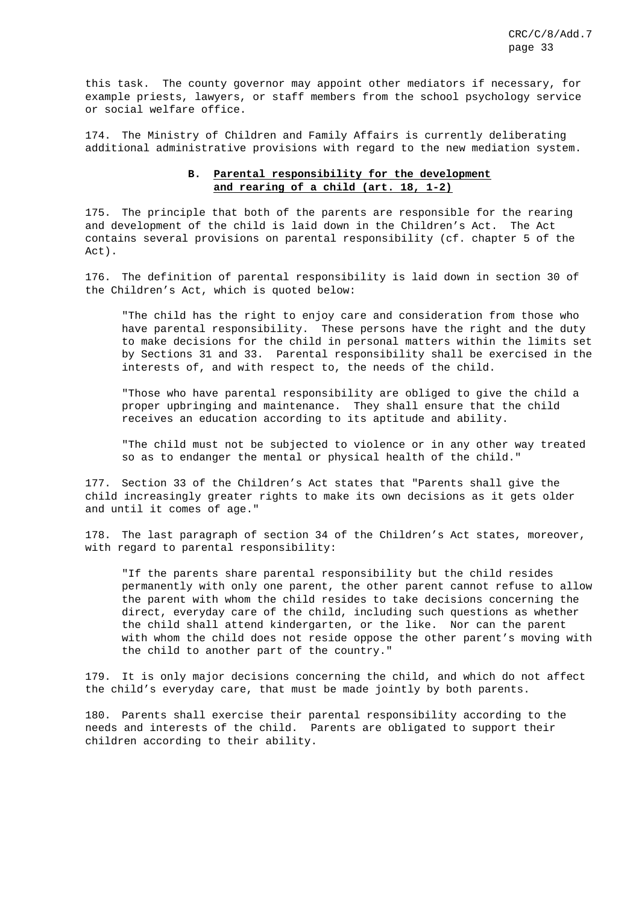this task. The county governor may appoint other mediators if necessary, for example priests, lawyers, or staff members from the school psychology service or social welfare office.

174. The Ministry of Children and Family Affairs is currently deliberating additional administrative provisions with regard to the new mediation system.

### B. Parental responsibility for the development and rearing of a child (art. 18, 1-2)

175. The principle that both of the parents are responsible for the rearing and development of the child is laid down in the Children's Act. The Act contains several provisions on parental responsibility (cf. chapter 5 of the Act).

176. The definition of parental responsibility is laid down in section 30 of the Children's Act, which is quoted below:

> "The child has the right to enjoy care and consideration from those who have parental responsibility. These persons have the right and the duty to make decisions for the child in personal matters within the limits set by Sections 31 and 33. Parental responsibility shall be exercised in the interests of, and with respect to, the needs of the child.
>
> "Those who have parental responsibility are obliged to give the child a proper upbringing and maintenance. They shall ensure that the child receives an education according to its aptitude and ability.
>
> "The child must not be subjected to violence or in any other way treated so as to endanger the mental or physical health of the child."

177. Section 33 of the Children's Act states that "Parents shall give the child increasingly greater rights to make its own decisions as it gets older and until it comes of age."

178. The last paragraph of section 34 of the Children's Act states, moreover, with regard to parental responsibility:

> "If the parents share parental responsibility but the child resides permanently with only one parent, the other parent cannot refuse to allow the parent with whom the child resides to take decisions concerning the direct, everyday care of the child, including such questions as whether the child shall attend kindergarten, or the like. Nor can the parent with whom the child does not reside oppose the other parent's moving with the child to another part of the country."

179. It is only major decisions concerning the child, and which do not affect the child's everyday care, that must be made jointly by both parents.

180. Parents shall exercise their parental responsibility according to the needs and interests of the child. Parents are obligated to support their children according to their ability.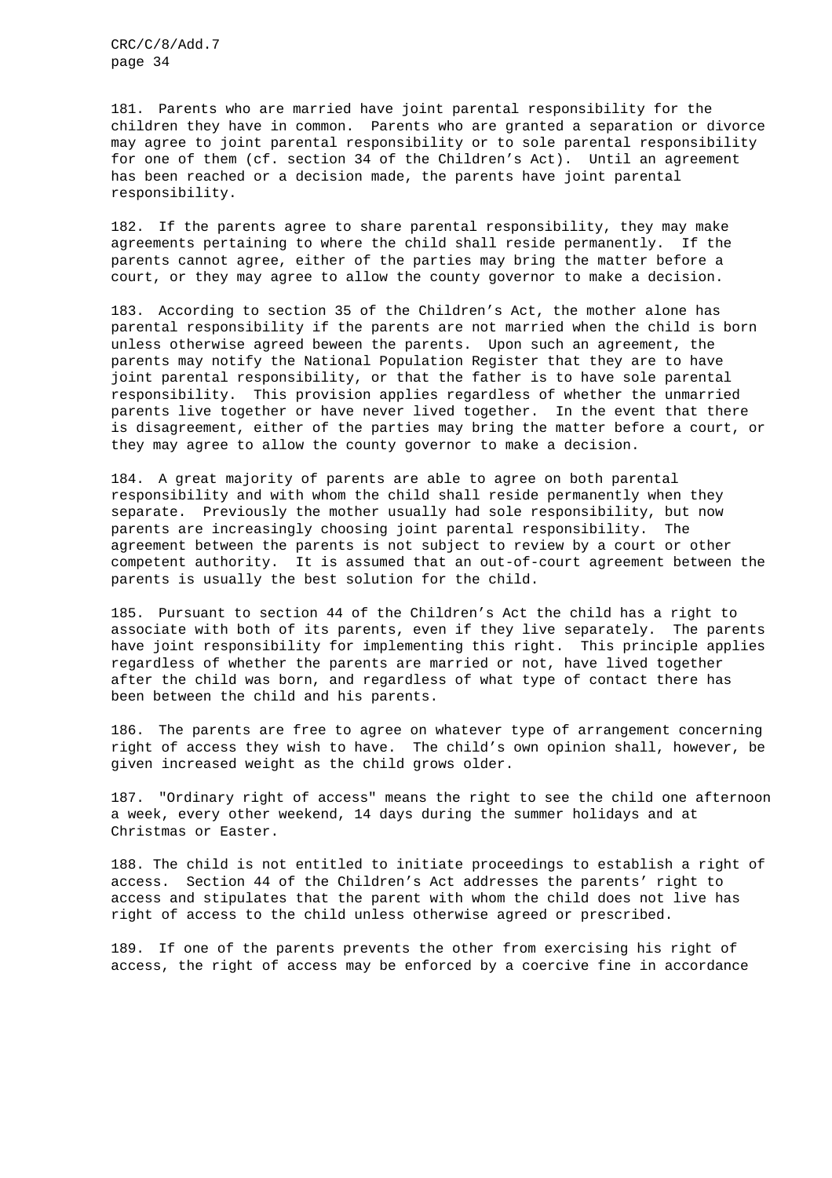181. Parents who are married have joint parental responsibility for the children they have in common. Parents who are granted a separation or divorce may agree to joint parental responsibility or to sole parental responsibility for one of them (cf. section 34 of the Children's Act). Until an agreement has been reached or a decision made, the parents have joint parental responsibility.

182. If the parents agree to share parental responsibility, they may make agreements pertaining to where the child shall reside permanently. If the parents cannot agree, either of the parties may bring the matter before a court, or they may agree to allow the county governor to make a decision.

183. According to section 35 of the Children's Act, the mother alone has parental responsibility if the parents are not married when the child is born unless otherwise agreed beween the parents. Upon such an agreement, the parents may notify the National Population Register that they are to have joint parental responsibility, or that the father is to have sole parental responsibility. This provision applies regardless of whether the unmarried parents live together or have never lived together. In the event that there is disagreement, either of the parties may bring the matter before a court, or they may agree to allow the county governor to make a decision.

184. A great majority of parents are able to agree on both parental responsibility and with whom the child shall reside permanently when they separate. Previously the mother usually had sole responsibility, but now parents are increasingly choosing joint parental responsibility. The agreement between the parents is not subject to review by a court or other competent authority. It is assumed that an out-of-court agreement between the parents is usually the best solution for the child.

185. Pursuant to section 44 of the Children's Act the child has a right to associate with both of its parents, even if they live separately. The parents have joint responsibility for implementing this right. This principle applies regardless of whether the parents are married or not, have lived together after the child was born, and regardless of what type of contact there has been between the child and his parents.

186. The parents are free to agree on whatever type of arrangement concerning right of access they wish to have. The child's own opinion shall, however, be given increased weight as the child grows older.

187. "Ordinary right of access" means the right to see the child one afternoon a week, every other weekend, 14 days during the summer holidays and at Christmas or Easter.

188. The child is not entitled to initiate proceedings to establish a right of access. Section 44 of the Children's Act addresses the parents' right to access and stipulates that the parent with whom the child does not live has right of access to the child unless otherwise agreed or prescribed.

189. If one of the parents prevents the other from exercising his right of access, the right of access may be enforced by a coercive fine in accordance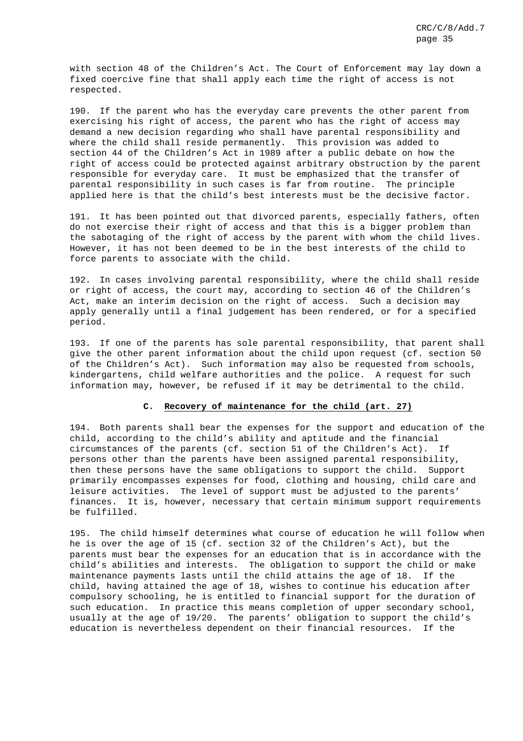with section 48 of the Children's Act. The Court of Enforcement may lay down a fixed coercive fine that shall apply each time the right of access is not respected.

190. If the parent who has the everyday care prevents the other parent from exercising his right of access, the parent who has the right of access may demand a new decision regarding who shall have parental responsibility and where the child shall reside permanently. This provision was added to section 44 of the Children's Act in 1989 after a public debate on how the right of access could be protected against arbitrary obstruction by the parent responsible for everyday care. It must be emphasized that the transfer of parental responsibility in such cases is far from routine. The principle applied here is that the child's best interests must be the decisive factor.

191. It has been pointed out that divorced parents, especially fathers, often do not exercise their right of access and that this is a bigger problem than the sabotaging of the right of access by the parent with whom the child lives. However, it has not been deemed to be in the best interests of the child to force parents to associate with the child.

192. In cases involving parental responsibility, where the child shall reside or right of access, the court may, according to section 46 of the Children's Act, make an interim decision on the right of access. Such a decision may apply generally until a final judgement has been rendered, or for a specified period.

193. If one of the parents has sole parental responsibility, that parent shall give the other parent information about the child upon request (cf. section 50 of the Children's Act). Such information may also be requested from schools, kindergartens, child welfare authorities and the police. A request for such information may, however, be refused if it may be detrimental to the child.

## C. Recovery of maintenance for the child (art. 27)

194. Both parents shall bear the expenses for the support and education of the child, according to the child's ability and aptitude and the financial circumstances of the parents (cf. section 51 of the Children's Act). If persons other than the parents have been assigned parental responsibility, then these persons have the same obligations to support the child. Support primarily encompasses expenses for food, clothing and housing, child care and leisure activities. The level of support must be adjusted to the parents' finances. It is, however, necessary that certain minimum support requirements be fulfilled.

195. The child himself determines what course of education he will follow when he is over the age of 15 (cf. section 32 of the Children's Act), but the parents must bear the expenses for an education that is in accordance with the child's abilities and interests. The obligation to support the child or make maintenance payments lasts until the child attains the age of 18. If the child, having attained the age of 18, wishes to continue his education after compulsory schooling, he is entitled to financial support for the duration of such education. In practice this means completion of upper secondary school, usually at the age of 19/20. The parents' obligation to support the child's education is nevertheless dependent on their financial resources. If the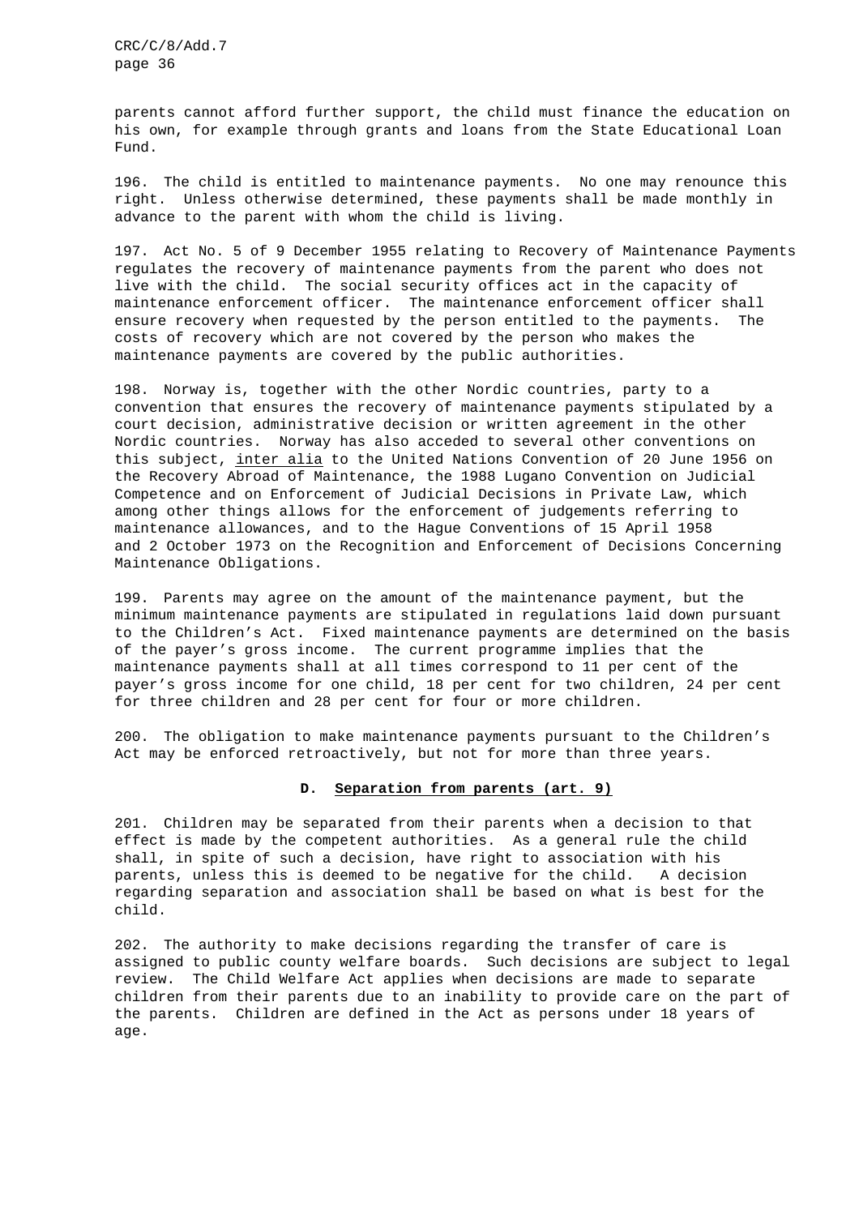parents cannot afford further support, the child must finance the education on his own, for example through grants and loans from the State Educational Loan Fund.

196. The child is entitled to maintenance payments. No one may renounce this right. Unless otherwise determined, these payments shall be made monthly in advance to the parent with whom the child is living.

197. Act No. 5 of 9 December 1955 relating to Recovery of Maintenance Payments regulates the recovery of maintenance payments from the parent who does not live with the child. The social security offices act in the capacity of maintenance enforcement officer. The maintenance enforcement officer shall ensure recovery when requested by the person entitled to the payments. The costs of recovery which are not covered by the person who makes the maintenance payments are covered by the public authorities.

198. Norway is, together with the other Nordic countries, party to a convention that ensures the recovery of maintenance payments stipulated by a court decision, administrative decision or written agreement in the other Nordic countries. Norway has also acceded to several other conventions on this subject, inter alia to the United Nations Convention of 20 June 1956 on the Recovery Abroad of Maintenance, the 1988 Lugano Convention on Judicial Competence and on Enforcement of Judicial Decisions in Private Law, which among other things allows for the enforcement of judgements referring to maintenance allowances, and to the Hague Conventions of 15 April 1958 and 2 October 1973 on the Recognition and Enforcement of Decisions Concerning Maintenance Obligations.

199. Parents may agree on the amount of the maintenance payment, but the minimum maintenance payments are stipulated in regulations laid down pursuant to the Children's Act. Fixed maintenance payments are determined on the basis of the payer's gross income. The current programme implies that the maintenance payments shall at all times correspond to 11 per cent of the payer's gross income for one child, 18 per cent for two children, 24 per cent for three children and 28 per cent for four or more children.

200. The obligation to make maintenance payments pursuant to the Children's Act may be enforced retroactively, but not for more than three years.

### D. Separation from parents (art. 9)

201. Children may be separated from their parents when a decision to that effect is made by the competent authorities. As a general rule the child shall, in spite of such a decision, have right to association with his parents, unless this is deemed to be negative for the child. A decision regarding separation and association shall be based on what is best for the child.

202. The authority to make decisions regarding the transfer of care is assigned to public county welfare boards. Such decisions are subject to legal review. The Child Welfare Act applies when decisions are made to separate children from their parents due to an inability to provide care on the part of the parents. Children are defined in the Act as persons under 18 years of age.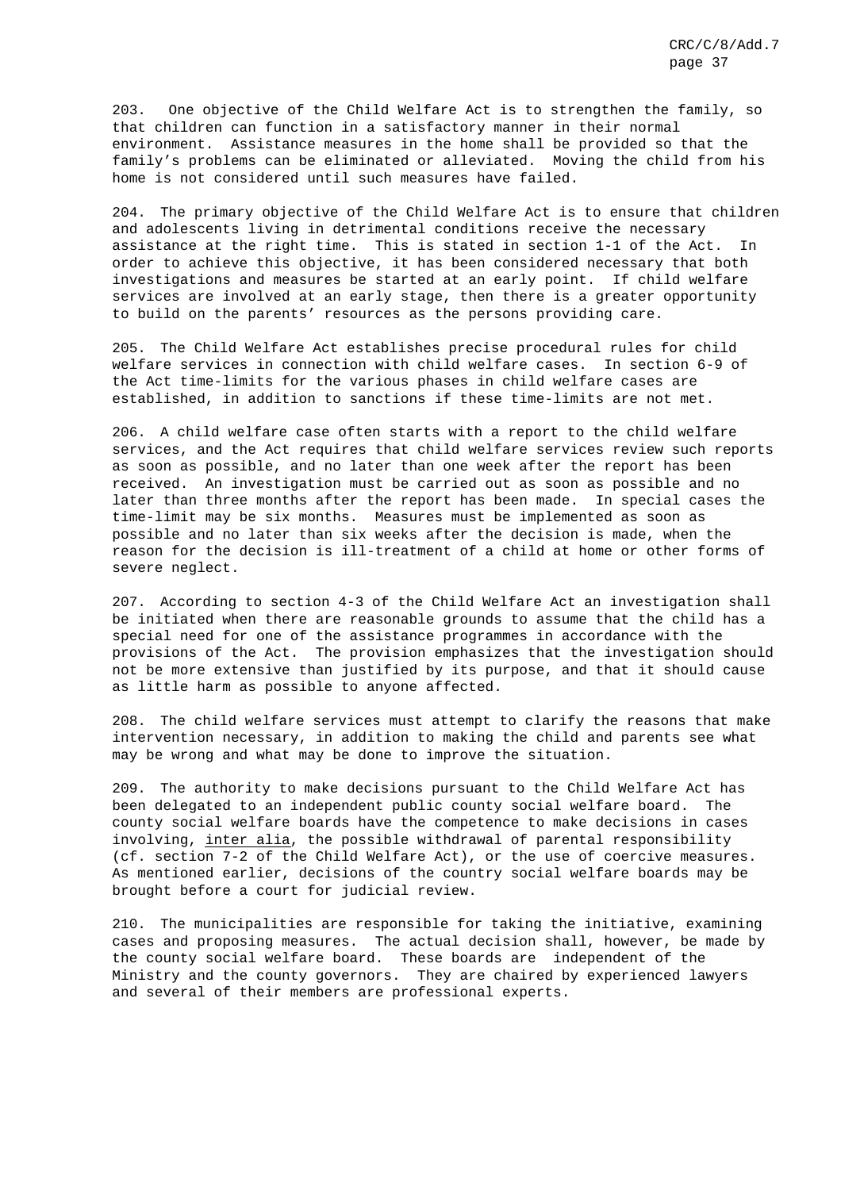203. One objective of the Child Welfare Act is to strengthen the family, so that children can function in a satisfactory manner in their normal environment. Assistance measures in the home shall be provided so that the family's problems can be eliminated or alleviated. Moving the child from his home is not considered until such measures have failed.

204. The primary objective of the Child Welfare Act is to ensure that children and adolescents living in detrimental conditions receive the necessary assistance at the right time. This is stated in section 1-1 of the Act. In order to achieve this objective, it has been considered necessary that both investigations and measures be started at an early point. If child welfare services are involved at an early stage, then there is a greater opportunity to build on the parents' resources as the persons providing care.

205. The Child Welfare Act establishes precise procedural rules for child welfare services in connection with child welfare cases. In section 6-9 of the Act time-limits for the various phases in child welfare cases are established, in addition to sanctions if these time-limits are not met.

206. A child welfare case often starts with a report to the child welfare services, and the Act requires that child welfare services review such reports as soon as possible, and no later than one week after the report has been received. An investigation must be carried out as soon as possible and no later than three months after the report has been made. In special cases the time-limit may be six months. Measures must be implemented as soon as possible and no later than six weeks after the decision is made, when the reason for the decision is ill-treatment of a child at home or other forms of severe neglect.

207. According to section 4-3 of the Child Welfare Act an investigation shall be initiated when there are reasonable grounds to assume that the child has a special need for one of the assistance programmes in accordance with the provisions of the Act. The provision emphasizes that the investigation should not be more extensive than justified by its purpose, and that it should cause as little harm as possible to anyone affected.

208. The child welfare services must attempt to clarify the reasons that make intervention necessary, in addition to making the child and parents see what may be wrong and what may be done to improve the situation.

209. The authority to make decisions pursuant to the Child Welfare Act has been delegated to an independent public county social welfare board. The county social welfare boards have the competence to make decisions in cases involving, inter alia, the possible withdrawal of parental responsibility (cf. section 7-2 of the Child Welfare Act), or the use of coercive measures. As mentioned earlier, decisions of the country social welfare boards may be brought before a court for judicial review.

210. The municipalities are responsible for taking the initiative, examining cases and proposing measures. The actual decision shall, however, be made by the county social welfare board. These boards are independent of the Ministry and the county governors. They are chaired by experienced lawyers and several of their members are professional experts.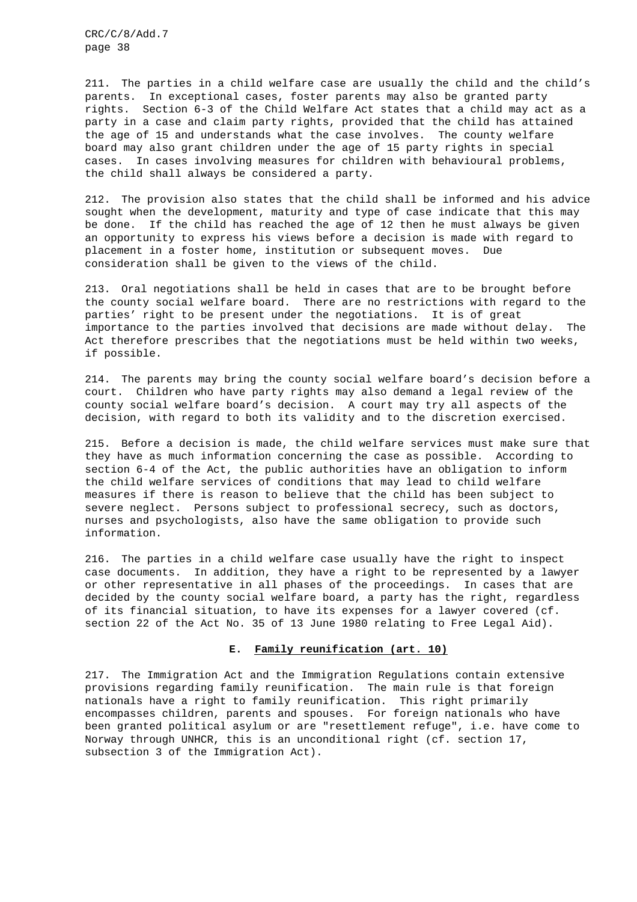211. The parties in a child welfare case are usually the child and the child's parents. In exceptional cases, foster parents may also be granted party rights. Section 6-3 of the Child Welfare Act states that a child may act as a party in a case and claim party rights, provided that the child has attained the age of 15 and understands what the case involves. The county welfare board may also grant children under the age of 15 party rights in special cases. In cases involving measures for children with behavioural problems, the child shall always be considered a party.

212. The provision also states that the child shall be informed and his advice sought when the development, maturity and type of case indicate that this may be done. If the child has reached the age of 12 then he must always be given an opportunity to express his views before a decision is made with regard to placement in a foster home, institution or subsequent moves. Due consideration shall be given to the views of the child.

213. Oral negotiations shall be held in cases that are to be brought before the county social welfare board. There are no restrictions with regard to the parties' right to be present under the negotiations. It is of great importance to the parties involved that decisions are made without delay. The Act therefore prescribes that the negotiations must be held within two weeks, if possible.

214. The parents may bring the county social welfare board's decision before a court. Children who have party rights may also demand a legal review of the county social welfare board's decision. A court may try all aspects of the decision, with regard to both its validity and to the discretion exercised.

215. Before a decision is made, the child welfare services must make sure that they have as much information concerning the case as possible. According to section 6-4 of the Act, the public authorities have an obligation to inform the child welfare services of conditions that may lead to child welfare measures if there is reason to believe that the child has been subject to severe neglect. Persons subject to professional secrecy, such as doctors, nurses and psychologists, also have the same obligation to provide such information.

216. The parties in a child welfare case usually have the right to inspect case documents. In addition, they have a right to be represented by a lawyer or other representative in all phases of the proceedings. In cases that are decided by the county social welfare board, a party has the right, regardless of its financial situation, to have its expenses for a lawyer covered (cf. section 22 of the Act No. 35 of 13 June 1980 relating to Free Legal Aid).

### E. <u>Family reunification (art. 10)</u>

217. The Immigration Act and the Immigration Regulations contain extensive provisions regarding family reunification. The main rule is that foreign nationals have a right to family reunification. This right primarily encompasses children, parents and spouses. For foreign nationals who have been granted political asylum or are "resettlement refuge", i.e. have come to Norway through UNHCR, this is an unconditional right (cf. section 17, subsection 3 of the Immigration Act).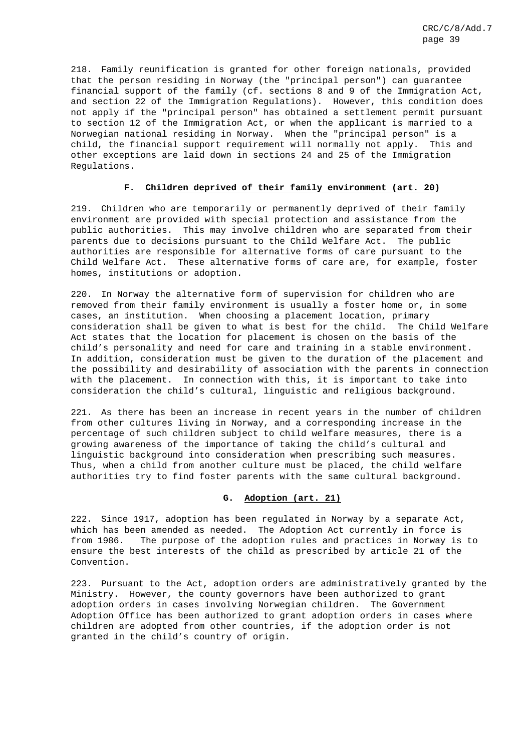218. Family reunification is granted for other foreign nationals, provided that the person residing in Norway (the "principal person") can guarantee financial support of the family (cf. sections 8 and 9 of the Immigration Act, and section 22 of the Immigration Regulations). However, this condition does not apply if the "principal person" has obtained a settlement permit pursuant to section 12 of the Immigration Act, or when the applicant is married to a Norwegian national residing in Norway. When the "principal person" is a child, the financial support requirement will normally not apply. This and other exceptions are laid down in sections 24 and 25 of the Immigration Regulations.

### F. Children deprived of their family environment (art. 20)

219. Children who are temporarily or permanently deprived of their family environment are provided with special protection and assistance from the public authorities. This may involve children who are separated from their parents due to decisions pursuant to the Child Welfare Act. The public authorities are responsible for alternative forms of care pursuant to the Child Welfare Act. These alternative forms of care are, for example, foster homes, institutions or adoption.

220. In Norway the alternative form of supervision for children who are removed from their family environment is usually a foster home or, in some cases, an institution. When choosing a placement location, primary consideration shall be given to what is best for the child. The Child Welfare Act states that the location for placement is chosen on the basis of the child's personality and need for care and training in a stable environment. In addition, consideration must be given to the duration of the placement and the possibility and desirability of association with the parents in connection with the placement. In connection with this, it is important to take into consideration the child's cultural, linguistic and religious background.

221. As there has been an increase in recent years in the number of children from other cultures living in Norway, and a corresponding increase in the percentage of such children subject to child welfare measures, there is a growing awareness of the importance of taking the child's cultural and linguistic background into consideration when prescribing such measures. Thus, when a child from another culture must be placed, the child welfare authorities try to find foster parents with the same cultural background.

### G. Adoption (art. 21)

222. Since 1917, adoption has been regulated in Norway by a separate Act, which has been amended as needed. The Adoption Act currently in force is from 1986. The purpose of the adoption rules and practices in Norway is to ensure the best interests of the child as prescribed by article 21 of the Convention.

223. Pursuant to the Act, adoption orders are administratively granted by the Ministry. However, the county governors have been authorized to grant adoption orders in cases involving Norwegian children. The Government Adoption Office has been authorized to grant adoption orders in cases where children are adopted from other countries, if the adoption order is not granted in the child's country of origin.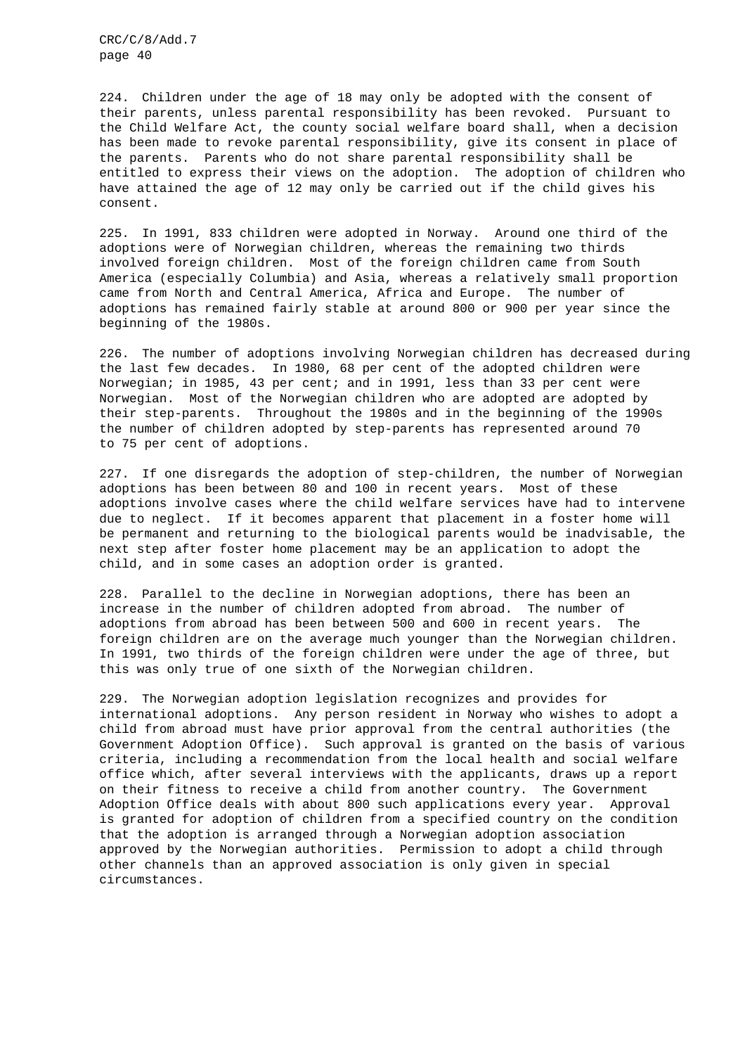224. Children under the age of 18 may only be adopted with the consent of their parents, unless parental responsibility has been revoked. Pursuant to the Child Welfare Act, the county social welfare board shall, when a decision has been made to revoke parental responsibility, give its consent in place of the parents. Parents who do not share parental responsibility shall be entitled to express their views on the adoption. The adoption of children who have attained the age of 12 may only be carried out if the child gives his consent.

225. In 1991, 833 children were adopted in Norway. Around one third of the adoptions were of Norwegian children, whereas the remaining two thirds involved foreign children. Most of the foreign children came from South America (especially Columbia) and Asia, whereas a relatively small proportion came from North and Central America, Africa and Europe. The number of adoptions has remained fairly stable at around 800 or 900 per year since the beginning of the 1980s.

226. The number of adoptions involving Norwegian children has decreased during the last few decades. In 1980, 68 per cent of the adopted children were Norwegian; in 1985, 43 per cent; and in 1991, less than 33 per cent were Norwegian. Most of the Norwegian children who are adopted are adopted by their step-parents. Throughout the 1980s and in the beginning of the 1990s the number of children adopted by step-parents has represented around 70 to 75 per cent of adoptions.

227. If one disregards the adoption of step-children, the number of Norwegian adoptions has been between 80 and 100 in recent years. Most of these adoptions involve cases where the child welfare services have had to intervene due to neglect. If it becomes apparent that placement in a foster home will be permanent and returning to the biological parents would be inadvisable, the next step after foster home placement may be an application to adopt the child, and in some cases an adoption order is granted.

228. Parallel to the decline in Norwegian adoptions, there has been an increase in the number of children adopted from abroad. The number of adoptions from abroad has been between 500 and 600 in recent years. The foreign children are on the average much younger than the Norwegian children. In 1991, two thirds of the foreign children were under the age of three, but this was only true of one sixth of the Norwegian children.

229. The Norwegian adoption legislation recognizes and provides for international adoptions. Any person resident in Norway who wishes to adopt a child from abroad must have prior approval from the central authorities (the Government Adoption Office). Such approval is granted on the basis of various criteria, including a recommendation from the local health and social welfare office which, after several interviews with the applicants, draws up a report on their fitness to receive a child from another country. The Government Adoption Office deals with about 800 such applications every year. Approval is granted for adoption of children from a specified country on the condition that the adoption is arranged through a Norwegian adoption association approved by the Norwegian authorities. Permission to adopt a child through other channels than an approved association is only given in special circumstances.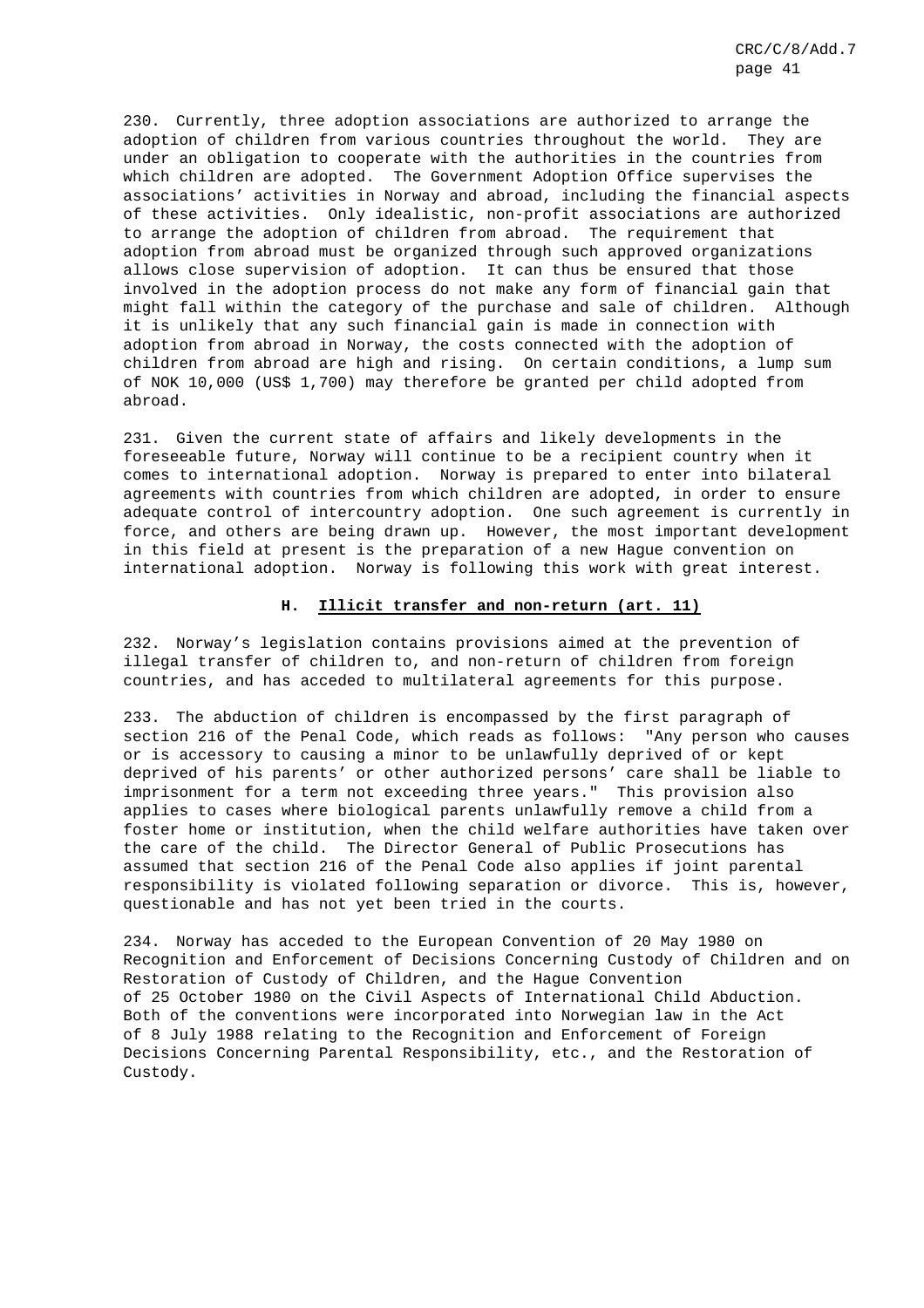230. Currently, three adoption associations are authorized to arrange the adoption of children from various countries throughout the world. They are under an obligation to cooperate with the authorities in the countries from which children are adopted. The Government Adoption Office supervises the associations' activities in Norway and abroad, including the financial aspects of these activities. Only idealistic, non-profit associations are authorized to arrange the adoption of children from abroad. The requirement that adoption from abroad must be organized through such approved organizations allows close supervision of adoption. It can thus be ensured that those involved in the adoption process do not make any form of financial gain that might fall within the category of the purchase and sale of children. Although it is unlikely that any such financial gain is made in connection with adoption from abroad in Norway, the costs connected with the adoption of children from abroad are high and rising. On certain conditions, a lump sum of NOK 10,000 (US$ 1,700) may therefore be granted per child adopted from abroad.

231. Given the current state of affairs and likely developments in the foreseeable future, Norway will continue to be a recipient country when it comes to international adoption. Norway is prepared to enter into bilateral agreements with countries from which children are adopted, in order to ensure adequate control of intercountry adoption. One such agreement is currently in force, and others are being drawn up. However, the most important development in this field at present is the preparation of a new Hague convention on international adoption. Norway is following this work with great interest.

### H. Illicit transfer and non-return (art. 11)

232. Norway's legislation contains provisions aimed at the prevention of illegal transfer of children to, and non-return of children from foreign countries, and has acceded to multilateral agreements for this purpose.

233. The abduction of children is encompassed by the first paragraph of section 216 of the Penal Code, which reads as follows: "Any person who causes or is accessory to causing a minor to be unlawfully deprived of or kept deprived of his parents' or other authorized persons' care shall be liable to imprisonment for a term not exceeding three years." This provision also applies to cases where biological parents unlawfully remove a child from a foster home or institution, when the child welfare authorities have taken over the care of the child. The Director General of Public Prosecutions has assumed that section 216 of the Penal Code also applies if joint parental responsibility is violated following separation or divorce. This is, however, questionable and has not yet been tried in the courts.

234. Norway has acceded to the European Convention of 20 May 1980 on Recognition and Enforcement of Decisions Concerning Custody of Children and on Restoration of Custody of Children, and the Hague Convention of 25 October 1980 on the Civil Aspects of International Child Abduction. Both of the conventions were incorporated into Norwegian law in the Act of 8 July 1988 relating to the Recognition and Enforcement of Foreign Decisions Concerning Parental Responsibility, etc., and the Restoration of Custody.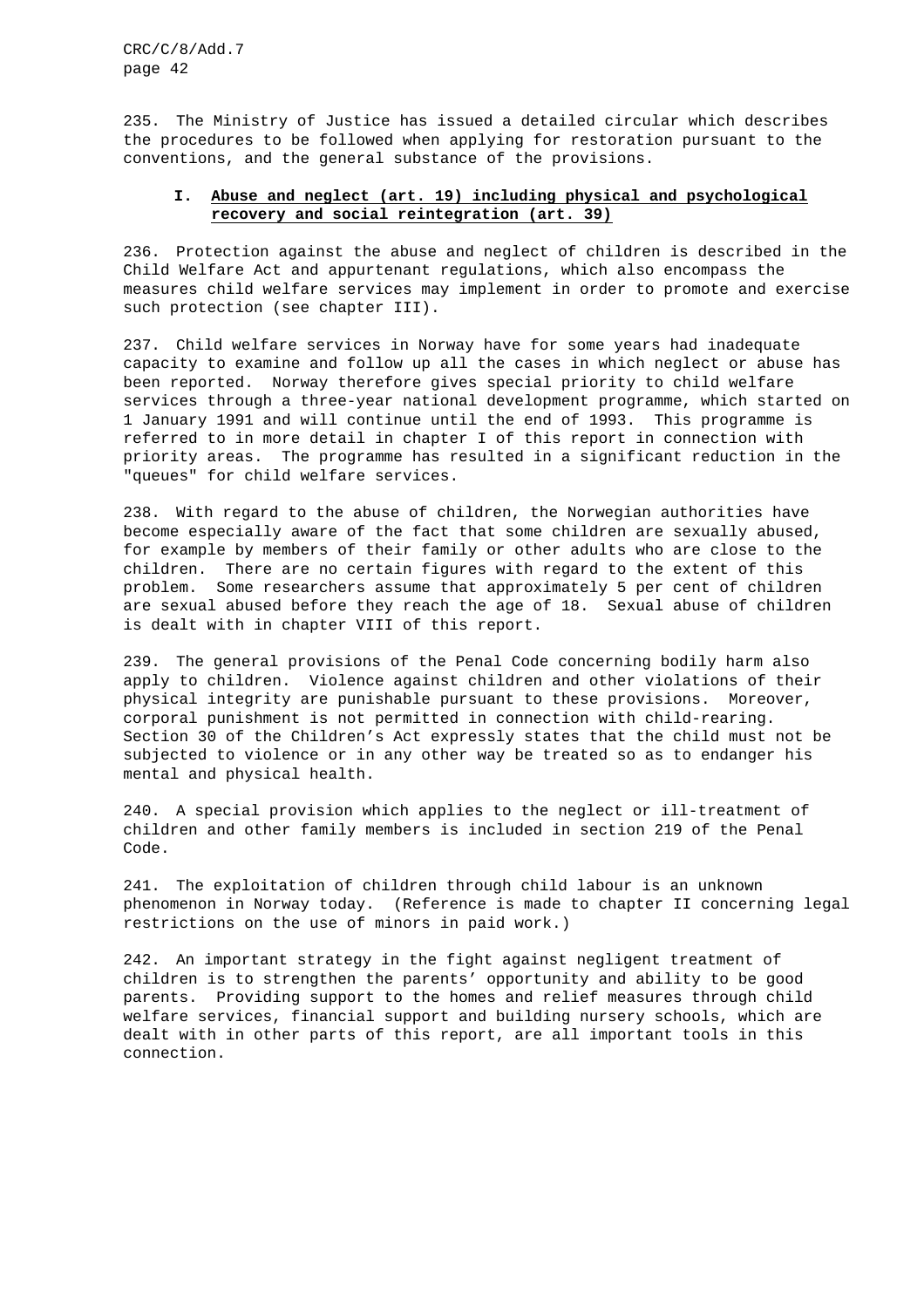235. The Ministry of Justice has issued a detailed circular which describes the procedures to be followed when applying for restoration pursuant to the conventions, and the general substance of the provisions.

## I. Abuse and neglect (art. 19) including physical and psychological recovery and social reintegration (art. 39)

236. Protection against the abuse and neglect of children is described in the Child Welfare Act and appurtenant regulations, which also encompass the measures child welfare services may implement in order to promote and exercise such protection (see chapter III).

237. Child welfare services in Norway have for some years had inadequate capacity to examine and follow up all the cases in which neglect or abuse has been reported. Norway therefore gives special priority to child welfare services through a three-year national development programme, which started on 1 January 1991 and will continue until the end of 1993. This programme is referred to in more detail in chapter I of this report in connection with priority areas. The programme has resulted in a significant reduction in the "queues" for child welfare services.

238. With regard to the abuse of children, the Norwegian authorities have become especially aware of the fact that some children are sexually abused, for example by members of their family or other adults who are close to the children. There are no certain figures with regard to the extent of this problem. Some researchers assume that approximately 5 per cent of children are sexual abused before they reach the age of 18. Sexual abuse of children is dealt with in chapter VIII of this report.

239. The general provisions of the Penal Code concerning bodily harm also apply to children. Violence against children and other violations of their physical integrity are punishable pursuant to these provisions. Moreover, corporal punishment is not permitted in connection with child-rearing. Section 30 of the Children's Act expressly states that the child must not be subjected to violence or in any other way be treated so as to endanger his mental and physical health.

240. A special provision which applies to the neglect or ill-treatment of children and other family members is included in section 219 of the Penal Code.

241. The exploitation of children through child labour is an unknown phenomenon in Norway today. (Reference is made to chapter II concerning legal restrictions on the use of minors in paid work.)

242. An important strategy in the fight against negligent treatment of children is to strengthen the parents' opportunity and ability to be good parents. Providing support to the homes and relief measures through child welfare services, financial support and building nursery schools, which are dealt with in other parts of this report, are all important tools in this connection.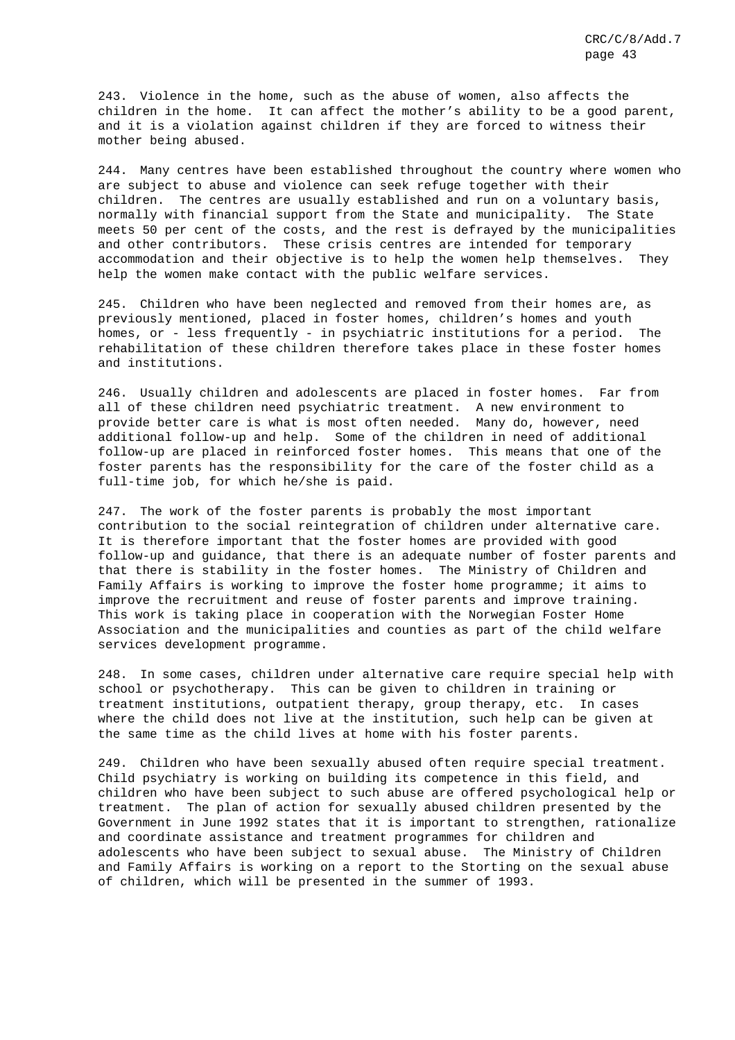243. Violence in the home, such as the abuse of women, also affects the children in the home. It can affect the mother's ability to be a good parent, and it is a violation against children if they are forced to witness their mother being abused.

244. Many centres have been established throughout the country where women who are subject to abuse and violence can seek refuge together with their children. The centres are usually established and run on a voluntary basis, normally with financial support from the State and municipality. The State meets 50 per cent of the costs, and the rest is defrayed by the municipalities and other contributors. These crisis centres are intended for temporary accommodation and their objective is to help the women help themselves. They help the women make contact with the public welfare services.

245. Children who have been neglected and removed from their homes are, as previously mentioned, placed in foster homes, children's homes and youth homes, or - less frequently - in psychiatric institutions for a period. The rehabilitation of these children therefore takes place in these foster homes and institutions.

246. Usually children and adolescents are placed in foster homes. Far from all of these children need psychiatric treatment. A new environment to provide better care is what is most often needed. Many do, however, need additional follow-up and help. Some of the children in need of additional follow-up are placed in reinforced foster homes. This means that one of the foster parents has the responsibility for the care of the foster child as a full-time job, for which he/she is paid.

247. The work of the foster parents is probably the most important contribution to the social reintegration of children under alternative care. It is therefore important that the foster homes are provided with good follow-up and guidance, that there is an adequate number of foster parents and that there is stability in the foster homes. The Ministry of Children and Family Affairs is working to improve the foster home programme; it aims to improve the recruitment and reuse of foster parents and improve training. This work is taking place in cooperation with the Norwegian Foster Home Association and the municipalities and counties as part of the child welfare services development programme.

248. In some cases, children under alternative care require special help with school or psychotherapy. This can be given to children in training or treatment institutions, outpatient therapy, group therapy, etc. In cases where the child does not live at the institution, such help can be given at the same time as the child lives at home with his foster parents.

249. Children who have been sexually abused often require special treatment. Child psychiatry is working on building its competence in this field, and children who have been subject to such abuse are offered psychological help or treatment. The plan of action for sexually abused children presented by the Government in June 1992 states that it is important to strengthen, rationalize and coordinate assistance and treatment programmes for children and adolescents who have been subject to sexual abuse. The Ministry of Children and Family Affairs is working on a report to the Storting on the sexual abuse of children, which will be presented in the summer of 1993.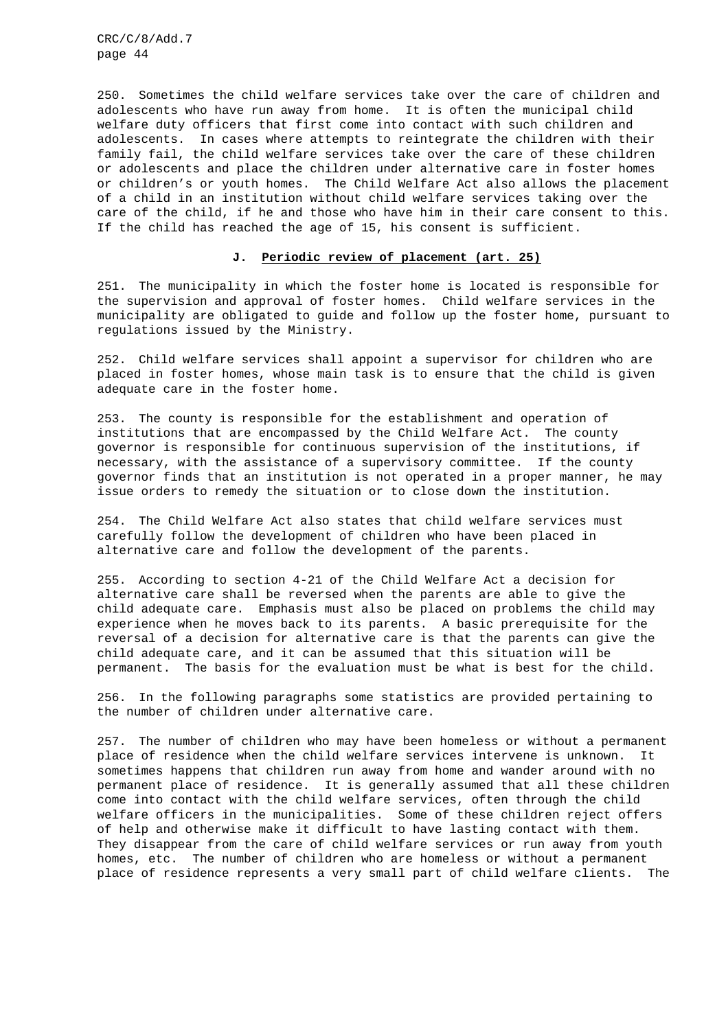250. Sometimes the child welfare services take over the care of children and adolescents who have run away from home. It is often the municipal child welfare duty officers that first come into contact with such children and adolescents. In cases where attempts to reintegrate the children with their family fail, the child welfare services take over the care of these children or adolescents and place the children under alternative care in foster homes or children's or youth homes. The Child Welfare Act also allows the placement of a child in an institution without child welfare services taking over the care of the child, if he and those who have him in their care consent to this. If the child has reached the age of 15, his consent is sufficient.

### J. Periodic review of placement (art. 25)

251. The municipality in which the foster home is located is responsible for the supervision and approval of foster homes. Child welfare services in the municipality are obligated to guide and follow up the foster home, pursuant to regulations issued by the Ministry.

252. Child welfare services shall appoint a supervisor for children who are placed in foster homes, whose main task is to ensure that the child is given adequate care in the foster home.

253. The county is responsible for the establishment and operation of institutions that are encompassed by the Child Welfare Act. The county governor is responsible for continuous supervision of the institutions, if necessary, with the assistance of a supervisory committee. If the county governor finds that an institution is not operated in a proper manner, he may issue orders to remedy the situation or to close down the institution.

254. The Child Welfare Act also states that child welfare services must carefully follow the development of children who have been placed in alternative care and follow the development of the parents.

255. According to section 4-21 of the Child Welfare Act a decision for alternative care shall be reversed when the parents are able to give the child adequate care. Emphasis must also be placed on problems the child may experience when he moves back to its parents. A basic prerequisite for the reversal of a decision for alternative care is that the parents can give the child adequate care, and it can be assumed that this situation will be permanent. The basis for the evaluation must be what is best for the child.

256. In the following paragraphs some statistics are provided pertaining to the number of children under alternative care.

257. The number of children who may have been homeless or without a permanent place of residence when the child welfare services intervene is unknown. It sometimes happens that children run away from home and wander around with no permanent place of residence. It is generally assumed that all these children come into contact with the child welfare services, often through the child welfare officers in the municipalities. Some of these children reject offers of help and otherwise make it difficult to have lasting contact with them. They disappear from the care of child welfare services or run away from youth homes, etc. The number of children who are homeless or without a permanent place of residence represents a very small part of child welfare clients. The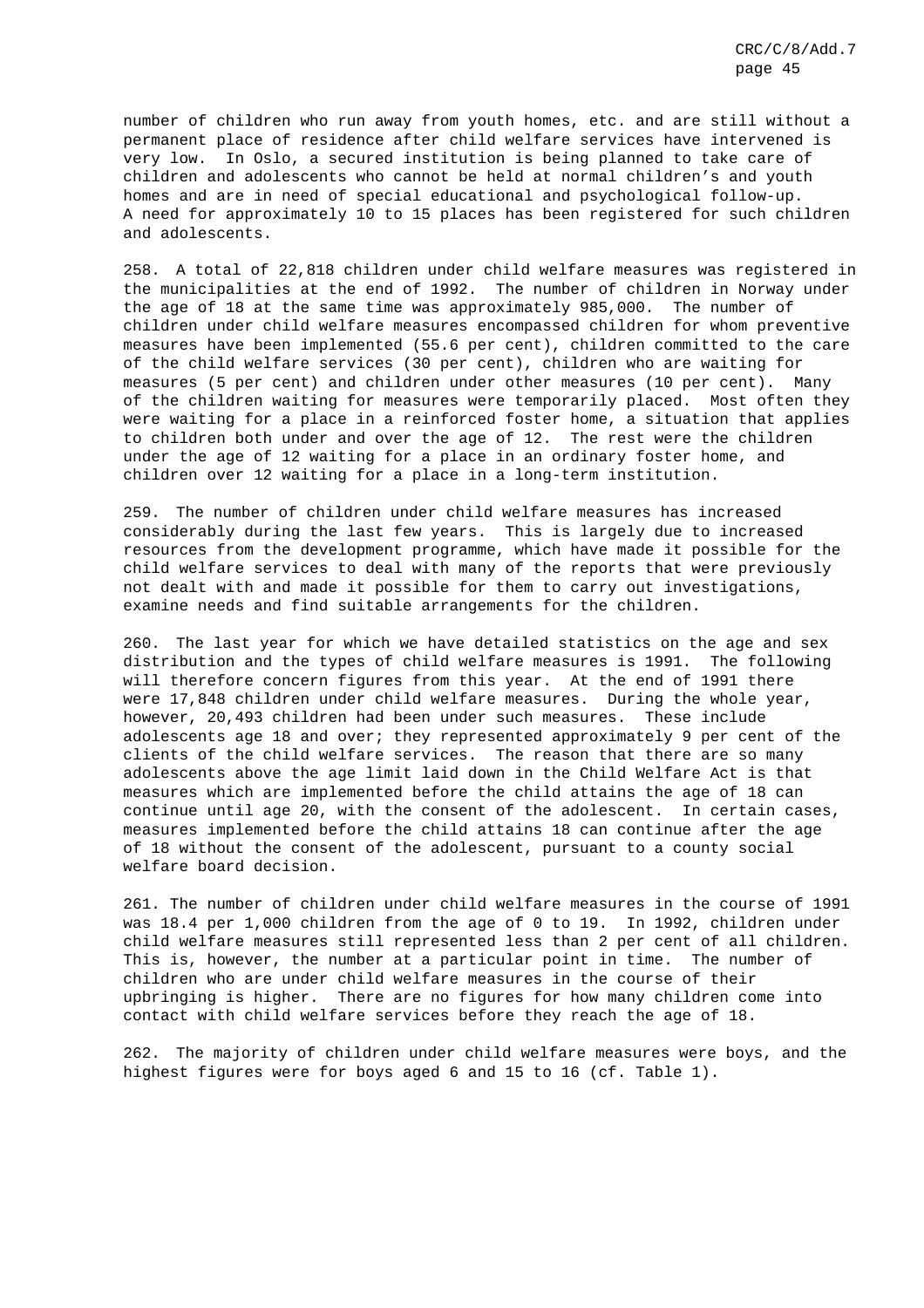number of children who run away from youth homes, etc. and are still without a permanent place of residence after child welfare services have intervened is very low. In Oslo, a secured institution is being planned to take care of children and adolescents who cannot be held at normal children's and youth homes and are in need of special educational and psychological follow-up. A need for approximately 10 to 15 places has been registered for such children and adolescents.

258. A total of 22,818 children under child welfare measures was registered in the municipalities at the end of 1992. The number of children in Norway under the age of 18 at the same time was approximately 985,000. The number of children under child welfare measures encompassed children for whom preventive measures have been implemented (55.6 per cent), children committed to the care of the child welfare services (30 per cent), children who are waiting for measures (5 per cent) and children under other measures (10 per cent). Many of the children waiting for measures were temporarily placed. Most often they were waiting for a place in a reinforced foster home, a situation that applies to children both under and over the age of 12. The rest were the children under the age of 12 waiting for a place in an ordinary foster home, and children over 12 waiting for a place in a long-term institution.

259. The number of children under child welfare measures has increased considerably during the last few years. This is largely due to increased resources from the development programme, which have made it possible for the child welfare services to deal with many of the reports that were previously not dealt with and made it possible for them to carry out investigations, examine needs and find suitable arrangements for the children.

260. The last year for which we have detailed statistics on the age and sex distribution and the types of child welfare measures is 1991. The following will therefore concern figures from this year. At the end of 1991 there were 17,848 children under child welfare measures. During the whole year, however, 20,493 children had been under such measures. These include adolescents age 18 and over; they represented approximately 9 per cent of the clients of the child welfare services. The reason that there are so many adolescents above the age limit laid down in the Child Welfare Act is that measures which are implemented before the child attains the age of 18 can continue until age 20, with the consent of the adolescent. In certain cases, measures implemented before the child attains 18 can continue after the age of 18 without the consent of the adolescent, pursuant to a county social welfare board decision.

261. The number of children under child welfare measures in the course of 1991 was 18.4 per 1,000 children from the age of 0 to 19. In 1992, children under child welfare measures still represented less than 2 per cent of all children. This is, however, the number at a particular point in time. The number of children who are under child welfare measures in the course of their upbringing is higher. There are no figures for how many children come into contact with child welfare services before they reach the age of 18.

262. The majority of children under child welfare measures were boys, and the highest figures were for boys aged 6 and 15 to 16 (cf. Table 1).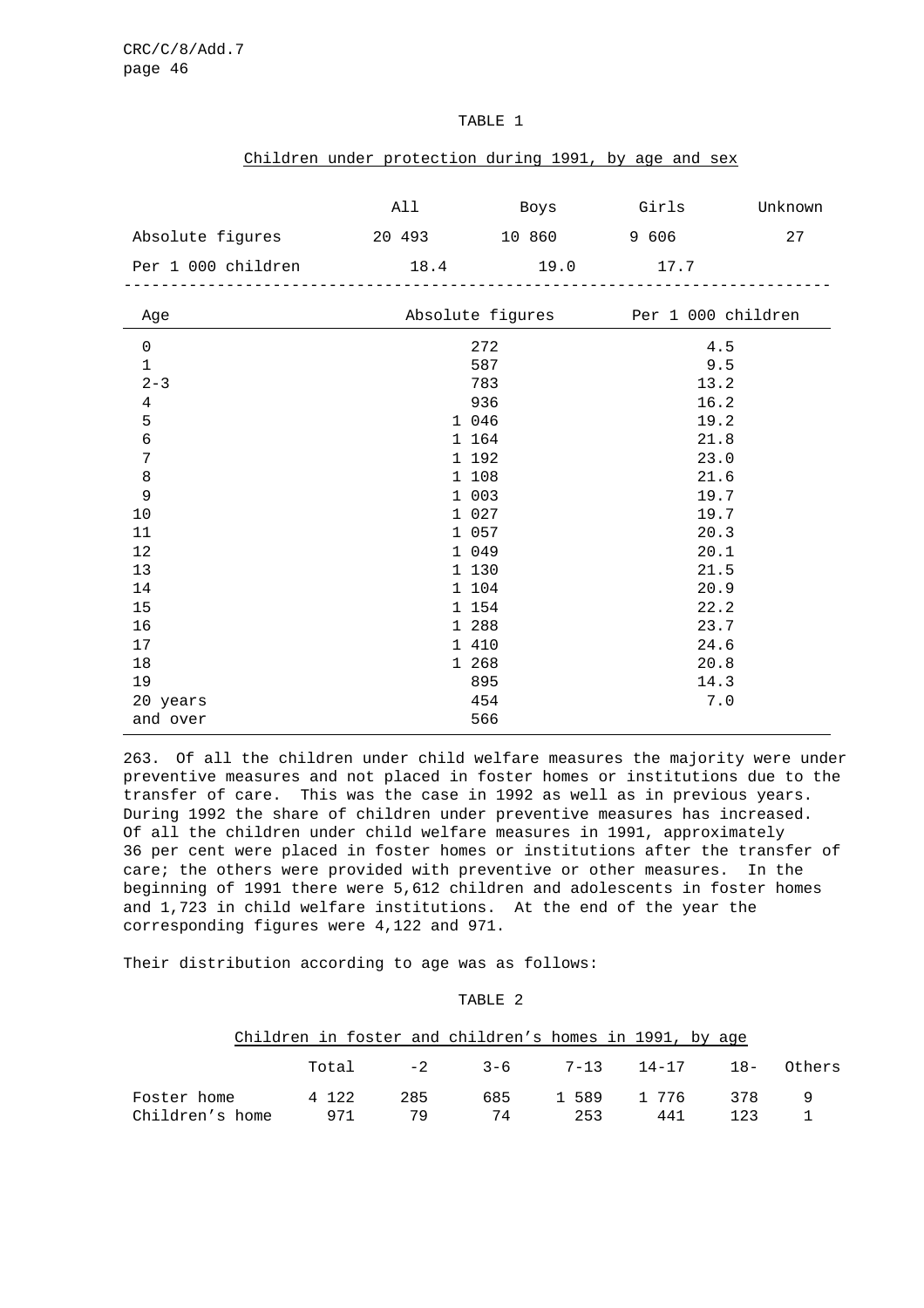TABLE 1

Children under protection during 1991, by age and sex

| | All | Boys | Girls | Unknown |
|---|---|---|---|---|
| Absolute figures | 20 493 | 10 860 | 9 606 | 27 |
| Per 1 000 children | 18.4 | 19.0 | 17.7 | |

| Age | Absolute figures | Per 1 000 children |
|---|---|---|
| 0 | 272 | 4.5 |
| 1 | 587 | 9.5 |
| 2-3 | 783 | 13.2 |
| 4 | 936 | 16.2 |
| 5 | 1 046 | 19.2 |
| 6 | 1 164 | 21.8 |
| 7 | 1 192 | 23.0 |
| 8 | 1 108 | 21.6 |
| 9 | 1 003 | 19.7 |
| 10 | 1 027 | 19.7 |
| 11 | 1 057 | 20.3 |
| 12 | 1 049 | 20.1 |
| 13 | 1 130 | 21.5 |
| 14 | 1 104 | 20.9 |
| 15 | 1 154 | 22.2 |
| 16 | 1 288 | 23.7 |
| 17 | 1 410 | 24.6 |
| 18 | 1 268 | 20.8 |
| 19 | 895 | 14.3 |
| 20 years | 454 | 7.0 |
| and over | 566 | |

263. Of all the children under child welfare measures the majority were under preventive measures and not placed in foster homes or institutions due to the transfer of care. This was the case in 1992 as well as in previous years. During 1992 the share of children under preventive measures has increased. Of all the children under child welfare measures in 1991, approximately 36 per cent were placed in foster homes or institutions after the transfer of care; the others were provided with preventive or other measures. In the beginning of 1991 there were 5,612 children and adolescents in foster homes and 1,723 in child welfare institutions. At the end of the year the corresponding figures were 4,122 and 971.

Their distribution according to age was as follows:

TABLE 2

Children in foster and children's homes in 1991, by age

| | Total | -2 | 3-6 | 7-13 | 14-17 | 18- | Others |
|---|---|---|---|---|---|---|---|
| Foster home | 4 122 | 285 | 685 | 1 589 | 1 776 | 378 | 9 |
| Children's home | 971 | 79 | 74 | 253 | 441 | 123 | 1 |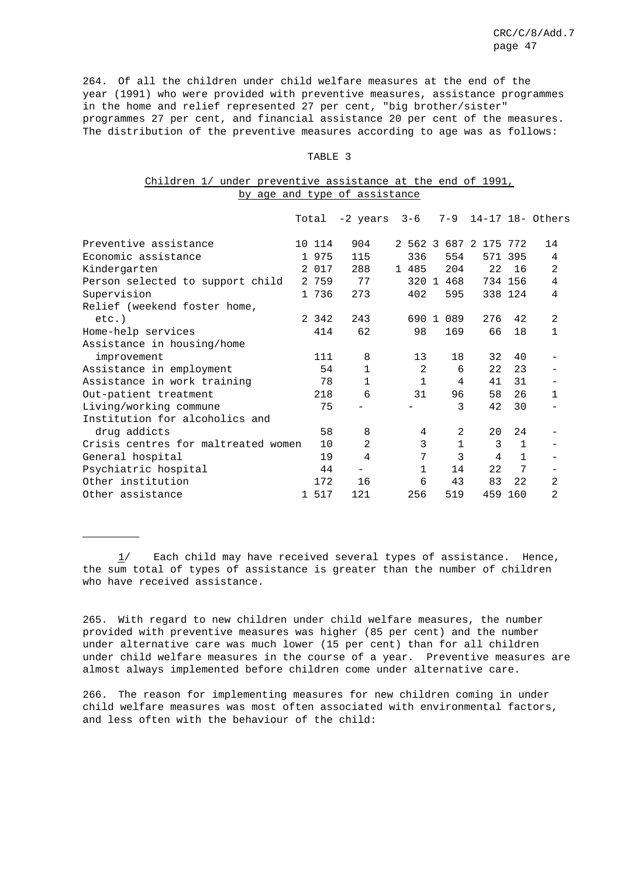264. Of all the children under child welfare measures at the end of the year (1991) who were provided with preventive measures, assistance programmes in the home and relief represented 27 per cent, "big brother/sister" programmes 27 per cent, and financial assistance 20 per cent of the measures. The distribution of the preventive measures according to age was as follows:

TABLE 3

Children 1/ under preventive assistance at the end of 1991, by age and type of assistance

| | Total | -2 years | 3-6 | 7-9 | 14-17 | 18- | Others |
|---|---|---|---|---|---|---|---|
| Preventive assistance | 10 114 | 904 | 2 562 | 3 687 | 2 175 | 772 | 14 |
| Economic assistance | 1 975 | 115 | 336 | 554 | 571 | 395 | 4 |
| Kindergarten | 2 017 | 288 | 1 485 | 204 | 22 | 16 | 2 |
| Person selected to support child | 2 759 | 77 | 320 | 1 468 | 734 | 156 | 4 |
| Supervision | 1 736 | 273 | 402 | 595 | 338 | 124 | 4 |
| Relief (weekend foster home, etc.) | 2 342 | 243 | 690 | 1 089 | 276 | 42 | 2 |
| Home-help services | 414 | 62 | 98 | 169 | 66 | 18 | 1 |
| Assistance in housing/home improvement | 111 | 8 | 13 | 18 | 32 | 40 | - |
| Assistance in employment | 54 | 1 | 2 | 6 | 22 | 23 | - |
| Assistance in work training | 78 | 1 | 1 | 4 | 41 | 31 | - |
| Out-patient treatment | 218 | 6 | 31 | 96 | 58 | 26 | 1 |
| Living/working commune | 75 | - | - | 3 | 42 | 30 | - |
| Institution for alcoholics and drug addicts | 58 | 8 | 4 | 2 | 20 | 24 | - |
| Crisis centres for maltreated women | 10 | 2 | 3 | 1 | 3 | 1 | - |
| General hospital | 19 | 4 | 7 | 3 | 4 | 1 | - |
| Psychiatric hospital | 44 | - | 1 | 14 | 22 | 7 | - |
| Other institution | 172 | 16 | 6 | 43 | 83 | 22 | 2 |
| Other assistance | 1 517 | 121 | 256 | 519 | 459 | 160 | 2 |

1/ Each child may have received several types of assistance. Hence, the sum total of types of assistance is greater than the number of children who have received assistance.

265. With regard to new children under child welfare measures, the number provided with preventive measures was higher (85 per cent) and the number under alternative care was much lower (15 per cent) than for all children under child welfare measures in the course of a year. Preventive measures are almost always implemented before children come under alternative care.

266. The reason for implementing measures for new children coming in under child welfare measures was most often associated with environmental factors, and less often with the behaviour of the child: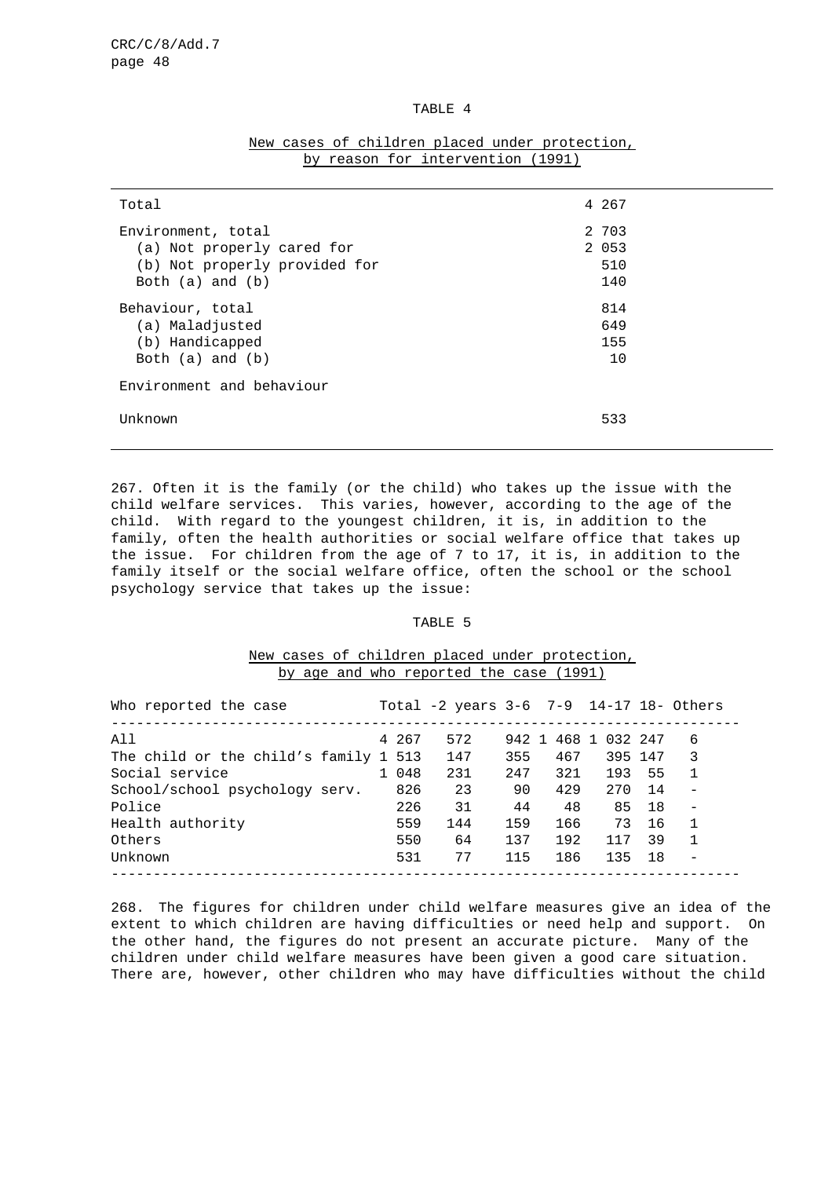TABLE 4

New cases of children placed under protection, by reason for intervention (1991)

| | |
|---|---|
| Total | 4 267 |
| Environment, total | 2 703 |
| (a) Not properly cared for | 2 053 |
| (b) Not properly provided for | 510 |
| Both (a) and (b) | 140 |
| Behaviour, total | 814 |
| (a) Maladjusted | 649 |
| (b) Handicapped | 155 |
| Both (a) and (b) | 10 |
| Environment and behaviour | |
| Unknown | 533 |

267. Often it is the family (or the child) who takes up the issue with the child welfare services. This varies, however, according to the age of the child. With regard to the youngest children, it is, in addition to the family, often the health authorities or social welfare office that takes up the issue. For children from the age of 7 to 17, it is, in addition to the family itself or the social welfare office, often the school or the school psychology service that takes up the issue:

TABLE 5

New cases of children placed under protection, by age and who reported the case (1991)

| Who reported the case | Total | -2 years | 3-6 | 7-9 | 14-17 | 18- | Others |
|---|---|---|---|---|---|---|---|
| All | 4 267 | 572 | 942 | 1 468 | 1 032 | 247 | 6 |
| The child or the child's family | 1 513 | 147 | 355 | 467 | 395 | 147 | 3 |
| Social service | 1 048 | 231 | 247 | 321 | 193 | 55 | 1 |
| School/school psychology serv. | 826 | 23 | 90 | 429 | 270 | 14 | - |
| Police | 226 | 31 | 44 | 48 | 85 | 18 | - |
| Health authority | 559 | 144 | 159 | 166 | 73 | 16 | 1 |
| Others | 550 | 64 | 137 | 192 | 117 | 39 | 1 |
| Unknown | 531 | 77 | 115 | 186 | 135 | 18 | - |

268. The figures for children under child welfare measures give an idea of the extent to which children are having difficulties or need help and support. On the other hand, the figures do not present an accurate picture. Many of the children under child welfare measures have been given a good care situation. There are, however, other children who may have difficulties without the child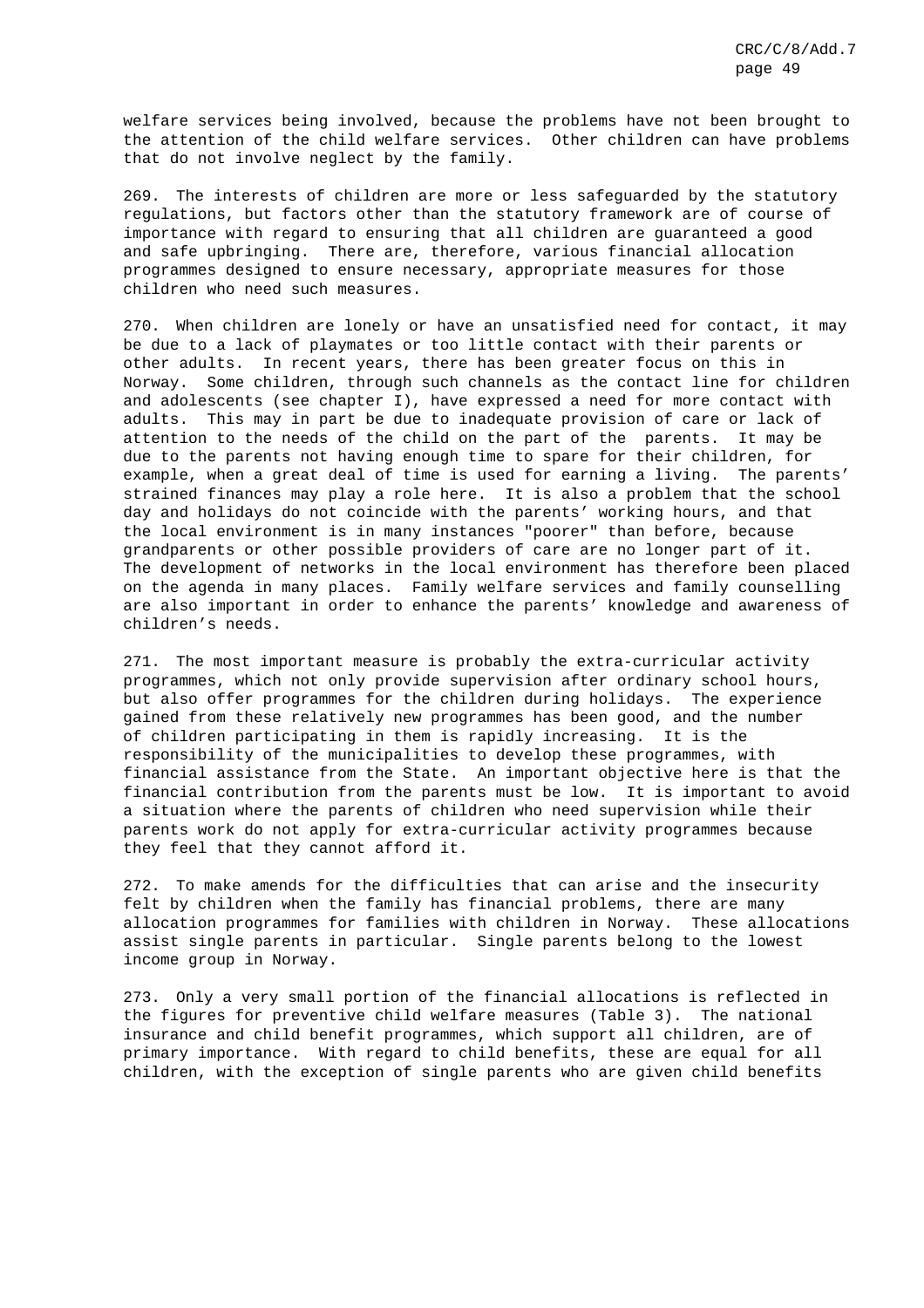welfare services being involved, because the problems have not been brought to the attention of the child welfare services. Other children can have problems that do not involve neglect by the family.

269. The interests of children are more or less safeguarded by the statutory regulations, but factors other than the statutory framework are of course of importance with regard to ensuring that all children are guaranteed a good and safe upbringing. There are, therefore, various financial allocation programmes designed to ensure necessary, appropriate measures for those children who need such measures.

270. When children are lonely or have an unsatisfied need for contact, it may be due to a lack of playmates or too little contact with their parents or other adults. In recent years, there has been greater focus on this in Norway. Some children, through such channels as the contact line for children and adolescents (see chapter I), have expressed a need for more contact with adults. This may in part be due to inadequate provision of care or lack of attention to the needs of the child on the part of the parents. It may be due to the parents not having enough time to spare for their children, for example, when a great deal of time is used for earning a living. The parents' strained finances may play a role here. It is also a problem that the school day and holidays do not coincide with the parents' working hours, and that the local environment is in many instances "poorer" than before, because grandparents or other possible providers of care are no longer part of it. The development of networks in the local environment has therefore been placed on the agenda in many places. Family welfare services and family counselling are also important in order to enhance the parents' knowledge and awareness of children's needs.

271. The most important measure is probably the extra-curricular activity programmes, which not only provide supervision after ordinary school hours, but also offer programmes for the children during holidays. The experience gained from these relatively new programmes has been good, and the number of children participating in them is rapidly increasing. It is the responsibility of the municipalities to develop these programmes, with financial assistance from the State. An important objective here is that the financial contribution from the parents must be low. It is important to avoid a situation where the parents of children who need supervision while their parents work do not apply for extra-curricular activity programmes because they feel that they cannot afford it.

272. To make amends for the difficulties that can arise and the insecurity felt by children when the family has financial problems, there are many allocation programmes for families with children in Norway. These allocations assist single parents in particular. Single parents belong to the lowest income group in Norway.

273. Only a very small portion of the financial allocations is reflected in the figures for preventive child welfare measures (Table 3). The national insurance and child benefit programmes, which support all children, are of primary importance. With regard to child benefits, these are equal for all children, with the exception of single parents who are given child benefits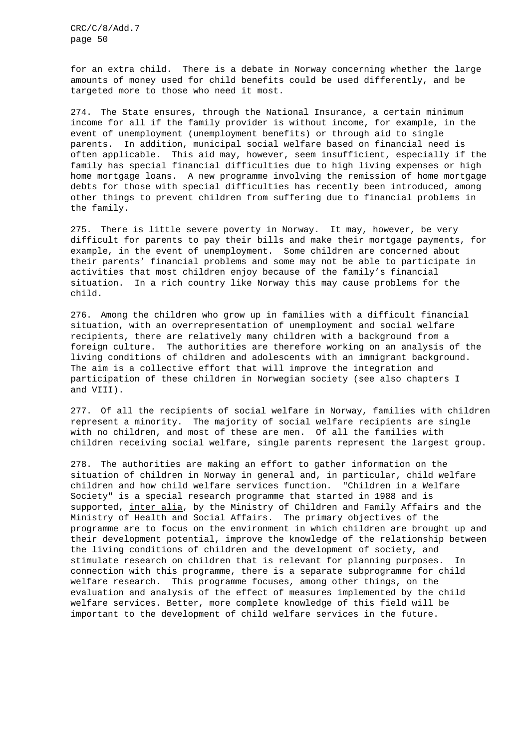for an extra child. There is a debate in Norway concerning whether the large amounts of money used for child benefits could be used differently, and be targeted more to those who need it most.

274. The State ensures, through the National Insurance, a certain minimum income for all if the family provider is without income, for example, in the event of unemployment (unemployment benefits) or through aid to single parents. In addition, municipal social welfare based on financial need is often applicable. This aid may, however, seem insufficient, especially if the family has special financial difficulties due to high living expenses or high home mortgage loans. A new programme involving the remission of home mortgage debts for those with special difficulties has recently been introduced, among other things to prevent children from suffering due to financial problems in the family.

275. There is little severe poverty in Norway. It may, however, be very difficult for parents to pay their bills and make their mortgage payments, for example, in the event of unemployment. Some children are concerned about their parents' financial problems and some may not be able to participate in activities that most children enjoy because of the family's financial situation. In a rich country like Norway this may cause problems for the child.

276. Among the children who grow up in families with a difficult financial situation, with an overrepresentation of unemployment and social welfare recipients, there are relatively many children with a background from a foreign culture. The authorities are therefore working on an analysis of the living conditions of children and adolescents with an immigrant background. The aim is a collective effort that will improve the integration and participation of these children in Norwegian society (see also chapters I and VIII).

277. Of all the recipients of social welfare in Norway, families with children represent a minority. The majority of social welfare recipients are single with no children, and most of these are men. Of all the families with children receiving social welfare, single parents represent the largest group.

278. The authorities are making an effort to gather information on the situation of children in Norway in general and, in particular, child welfare children and how child welfare services function. "Children in a Welfare Society" is a special research programme that started in 1988 and is supported, inter alia, by the Ministry of Children and Family Affairs and the Ministry of Health and Social Affairs. The primary objectives of the programme are to focus on the environment in which children are brought up and their development potential, improve the knowledge of the relationship between the living conditions of children and the development of society, and stimulate research on children that is relevant for planning purposes. In connection with this programme, there is a separate subprogramme for child welfare research. This programme focuses, among other things, on the evaluation and analysis of the effect of measures implemented by the child welfare services. Better, more complete knowledge of this field will be important to the development of child welfare services in the future.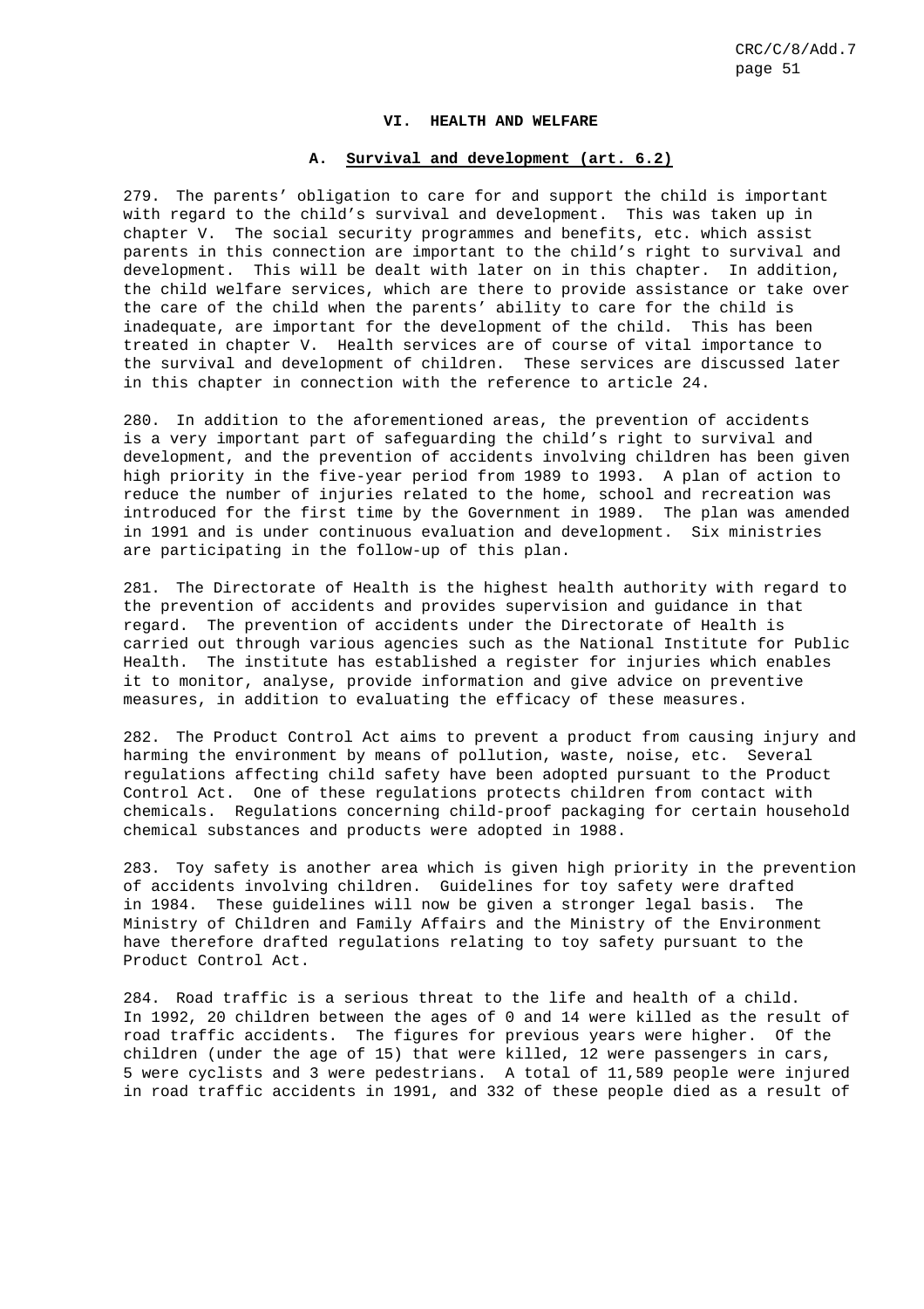## VI. HEALTH AND WELFARE

### A. Survival and development (art. 6.2)

279. The parents' obligation to care for and support the child is important with regard to the child's survival and development. This was taken up in chapter V. The social security programmes and benefits, etc. which assist parents in this connection are important to the child's right to survival and development. This will be dealt with later on in this chapter. In addition, the child welfare services, which are there to provide assistance or take over the care of the child when the parents' ability to care for the child is inadequate, are important for the development of the child. This has been treated in chapter V. Health services are of course of vital importance to the survival and development of children. These services are discussed later in this chapter in connection with the reference to article 24.

280. In addition to the aforementioned areas, the prevention of accidents is a very important part of safeguarding the child's right to survival and development, and the prevention of accidents involving children has been given high priority in the five-year period from 1989 to 1993. A plan of action to reduce the number of injuries related to the home, school and recreation was introduced for the first time by the Government in 1989. The plan was amended in 1991 and is under continuous evaluation and development. Six ministries are participating in the follow-up of this plan.

281. The Directorate of Health is the highest health authority with regard to the prevention of accidents and provides supervision and guidance in that regard. The prevention of accidents under the Directorate of Health is carried out through various agencies such as the National Institute for Public Health. The institute has established a register for injuries which enables it to monitor, analyse, provide information and give advice on preventive measures, in addition to evaluating the efficacy of these measures.

282. The Product Control Act aims to prevent a product from causing injury and harming the environment by means of pollution, waste, noise, etc. Several regulations affecting child safety have been adopted pursuant to the Product Control Act. One of these regulations protects children from contact with chemicals. Regulations concerning child-proof packaging for certain household chemical substances and products were adopted in 1988.

283. Toy safety is another area which is given high priority in the prevention of accidents involving children. Guidelines for toy safety were drafted in 1984. These guidelines will now be given a stronger legal basis. The Ministry of Children and Family Affairs and the Ministry of the Environment have therefore drafted regulations relating to toy safety pursuant to the Product Control Act.

284. Road traffic is a serious threat to the life and health of a child. In 1992, 20 children between the ages of 0 and 14 were killed as the result of road traffic accidents. The figures for previous years were higher. Of the children (under the age of 15) that were killed, 12 were passengers in cars, 5 were cyclists and 3 were pedestrians. A total of 11,589 people were injured in road traffic accidents in 1991, and 332 of these people died as a result of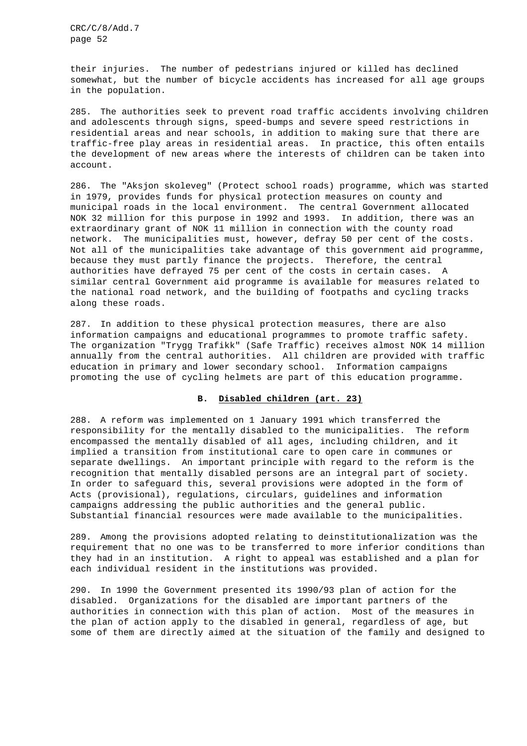their injuries. The number of pedestrians injured or killed has declined somewhat, but the number of bicycle accidents has increased for all age groups in the population.

285. The authorities seek to prevent road traffic accidents involving children and adolescents through signs, speed-bumps and severe speed restrictions in residential areas and near schools, in addition to making sure that there are traffic-free play areas in residential areas. In practice, this often entails the development of new areas where the interests of children can be taken into account.

286. The "Aksjon skoleveg" (Protect school roads) programme, which was started in 1979, provides funds for physical protection measures on county and municipal roads in the local environment. The central Government allocated NOK 32 million for this purpose in 1992 and 1993. In addition, there was an extraordinary grant of NOK 11 million in connection with the county road network. The municipalities must, however, defray 50 per cent of the costs. Not all of the municipalities take advantage of this government aid programme, because they must partly finance the projects. Therefore, the central authorities have defrayed 75 per cent of the costs in certain cases. A similar central Government aid programme is available for measures related to the national road network, and the building of footpaths and cycling tracks along these roads.

287. In addition to these physical protection measures, there are also information campaigns and educational programmes to promote traffic safety. The organization "Trygg Trafikk" (Safe Traffic) receives almost NOK 14 million annually from the central authorities. All children are provided with traffic education in primary and lower secondary school. Information campaigns promoting the use of cycling helmets are part of this education programme.

## B. Disabled children (art. 23)

288. A reform was implemented on 1 January 1991 which transferred the responsibility for the mentally disabled to the municipalities. The reform encompassed the mentally disabled of all ages, including children, and it implied a transition from institutional care to open care in communes or separate dwellings. An important principle with regard to the reform is the recognition that mentally disabled persons are an integral part of society. In order to safeguard this, several provisions were adopted in the form of Acts (provisional), regulations, circulars, guidelines and information campaigns addressing the public authorities and the general public. Substantial financial resources were made available to the municipalities.

289. Among the provisions adopted relating to deinstitutionalization was the requirement that no one was to be transferred to more inferior conditions than they had in an institution. A right to appeal was established and a plan for each individual resident in the institutions was provided.

290. In 1990 the Government presented its 1990/93 plan of action for the disabled. Organizations for the disabled are important partners of the authorities in connection with this plan of action. Most of the measures in the plan of action apply to the disabled in general, regardless of age, but some of them are directly aimed at the situation of the family and designed to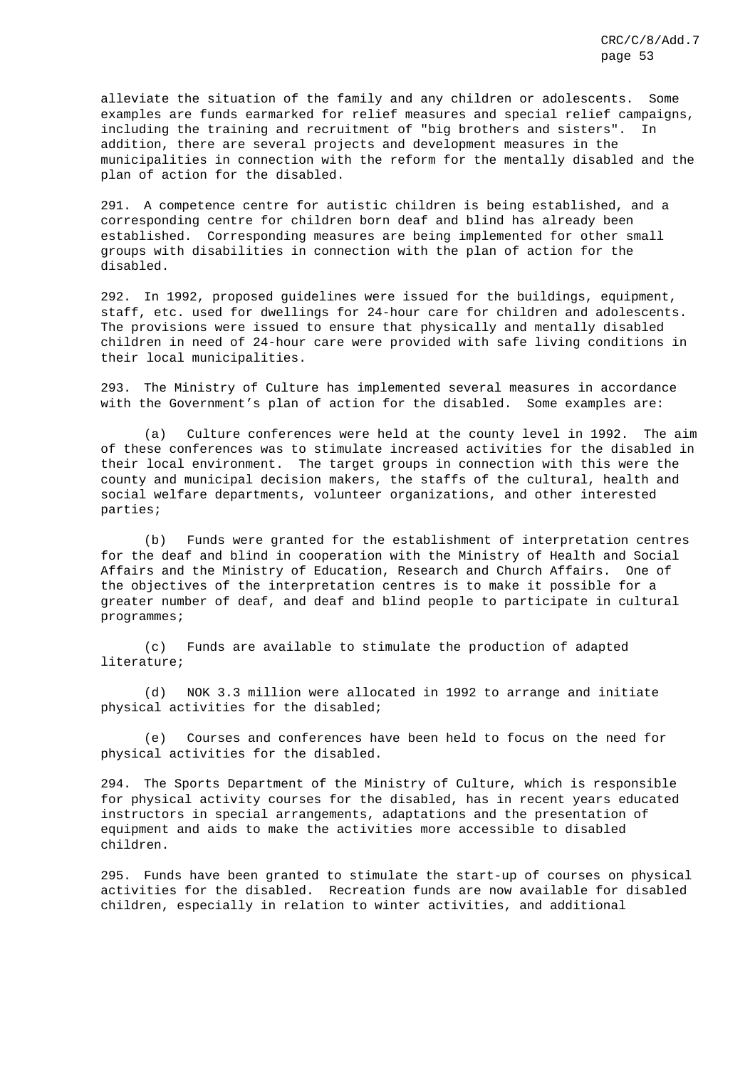alleviate the situation of the family and any children or adolescents. Some examples are funds earmarked for relief measures and special relief campaigns, including the training and recruitment of "big brothers and sisters". In addition, there are several projects and development measures in the municipalities in connection with the reform for the mentally disabled and the plan of action for the disabled.

291. A competence centre for autistic children is being established, and a corresponding centre for children born deaf and blind has already been established. Corresponding measures are being implemented for other small groups with disabilities in connection with the plan of action for the disabled.

292. In 1992, proposed guidelines were issued for the buildings, equipment, staff, etc. used for dwellings for 24-hour care for children and adolescents. The provisions were issued to ensure that physically and mentally disabled children in need of 24-hour care were provided with safe living conditions in their local municipalities.

293. The Ministry of Culture has implemented several measures in accordance with the Government's plan of action for the disabled. Some examples are:

(a) Culture conferences were held at the county level in 1992. The aim of these conferences was to stimulate increased activities for the disabled in their local environment. The target groups in connection with this were the county and municipal decision makers, the staffs of the cultural, health and social welfare departments, volunteer organizations, and other interested parties;

(b) Funds were granted for the establishment of interpretation centres for the deaf and blind in cooperation with the Ministry of Health and Social Affairs and the Ministry of Education, Research and Church Affairs. One of the objectives of the interpretation centres is to make it possible for a greater number of deaf, and deaf and blind people to participate in cultural programmes;

(c) Funds are available to stimulate the production of adapted literature;

(d) NOK 3.3 million were allocated in 1992 to arrange and initiate physical activities for the disabled;

(e) Courses and conferences have been held to focus on the need for physical activities for the disabled.

294. The Sports Department of the Ministry of Culture, which is responsible for physical activity courses for the disabled, has in recent years educated instructors in special arrangements, adaptations and the presentation of equipment and aids to make the activities more accessible to disabled children.

295. Funds have been granted to stimulate the start-up of courses on physical activities for the disabled. Recreation funds are now available for disabled children, especially in relation to winter activities, and additional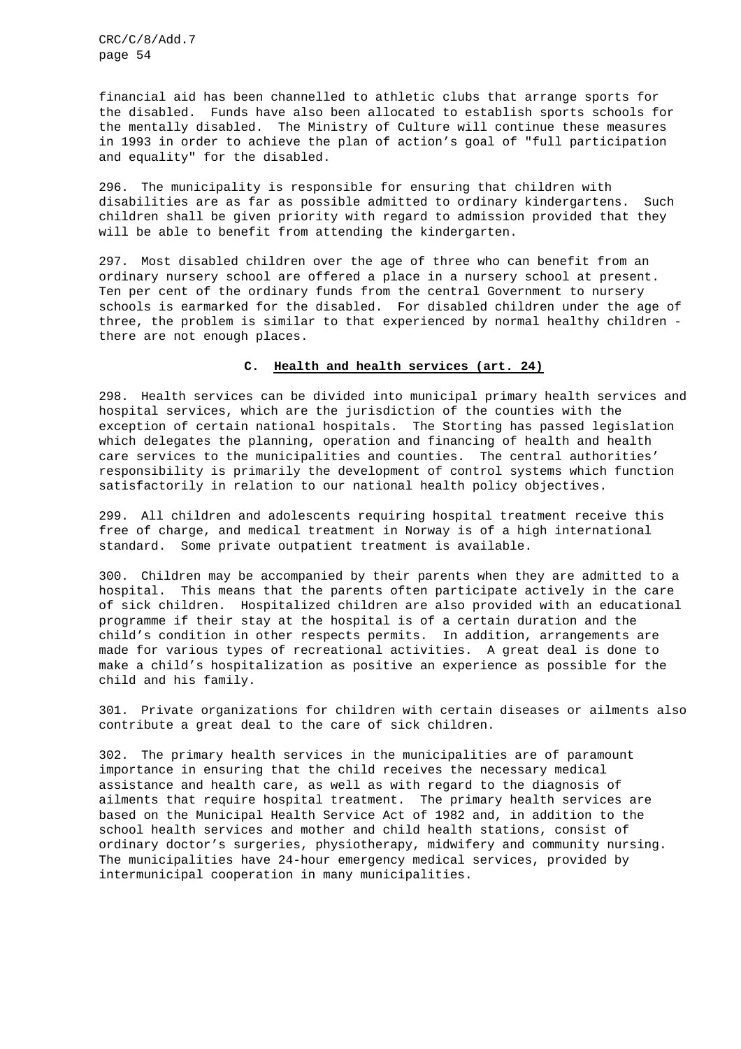financial aid has been channelled to athletic clubs that arrange sports for the disabled. Funds have also been allocated to establish sports schools for the mentally disabled. The Ministry of Culture will continue these measures in 1993 in order to achieve the plan of action's goal of "full participation and equality" for the disabled.

296. The municipality is responsible for ensuring that children with disabilities are as far as possible admitted to ordinary kindergartens. Such children shall be given priority with regard to admission provided that they will be able to benefit from attending the kindergarten.

297. Most disabled children over the age of three who can benefit from an ordinary nursery school are offered a place in a nursery school at present. Ten per cent of the ordinary funds from the central Government to nursery schools is earmarked for the disabled. For disabled children under the age of three, the problem is similar to that experienced by normal healthy children - there are not enough places.

## C. Health and health services (art. 24)

298. Health services can be divided into municipal primary health services and hospital services, which are the jurisdiction of the counties with the exception of certain national hospitals. The Storting has passed legislation which delegates the planning, operation and financing of health and health care services to the municipalities and counties. The central authorities' responsibility is primarily the development of control systems which function satisfactorily in relation to our national health policy objectives.

299. All children and adolescents requiring hospital treatment receive this free of charge, and medical treatment in Norway is of a high international standard. Some private outpatient treatment is available.

300. Children may be accompanied by their parents when they are admitted to a hospital. This means that the parents often participate actively in the care of sick children. Hospitalized children are also provided with an educational programme if their stay at the hospital is of a certain duration and the child's condition in other respects permits. In addition, arrangements are made for various types of recreational activities. A great deal is done to make a child's hospitalization as positive an experience as possible for the child and his family.

301. Private organizations for children with certain diseases or ailments also contribute a great deal to the care of sick children.

302. The primary health services in the municipalities are of paramount importance in ensuring that the child receives the necessary medical assistance and health care, as well as with regard to the diagnosis of ailments that require hospital treatment. The primary health services are based on the Municipal Health Service Act of 1982 and, in addition to the school health services and mother and child health stations, consist of ordinary doctor's surgeries, physiotherapy, midwifery and community nursing. The municipalities have 24-hour emergency medical services, provided by intermunicipal cooperation in many municipalities.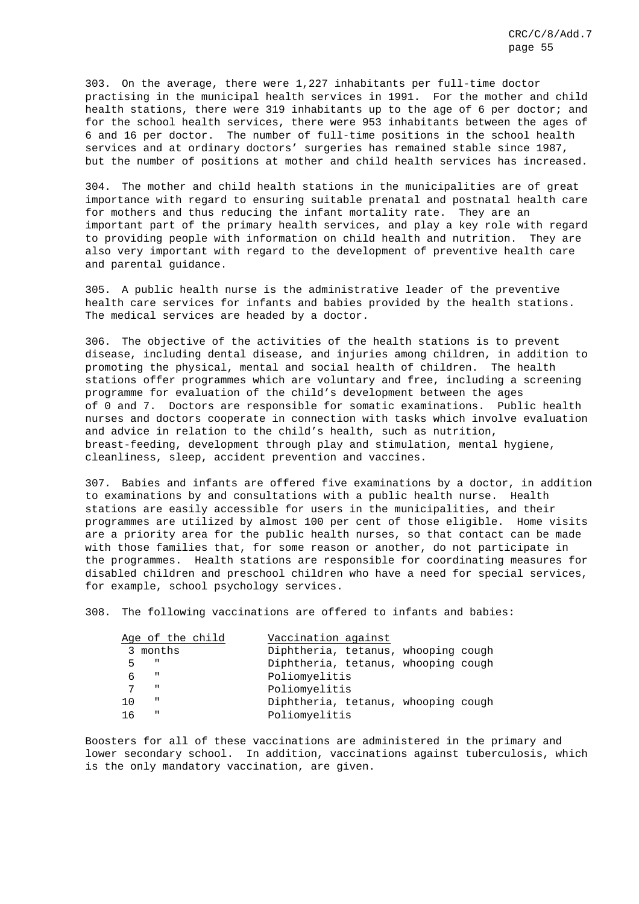303. On the average, there were 1,227 inhabitants per full-time doctor practising in the municipal health services in 1991. For the mother and child health stations, there were 319 inhabitants up to the age of 6 per doctor; and for the school health services, there were 953 inhabitants between the ages of 6 and 16 per doctor. The number of full-time positions in the school health services and at ordinary doctors' surgeries has remained stable since 1987, but the number of positions at mother and child health services has increased.

304. The mother and child health stations in the municipalities are of great importance with regard to ensuring suitable prenatal and postnatal health care for mothers and thus reducing the infant mortality rate. They are an important part of the primary health services, and play a key role with regard to providing people with information on child health and nutrition. They are also very important with regard to the development of preventive health care and parental guidance.

305. A public health nurse is the administrative leader of the preventive health care services for infants and babies provided by the health stations. The medical services are headed by a doctor.

306. The objective of the activities of the health stations is to prevent disease, including dental disease, and injuries among children, in addition to promoting the physical, mental and social health of children. The health stations offer programmes which are voluntary and free, including a screening programme for evaluation of the child's development between the ages of 0 and 7. Doctors are responsible for somatic examinations. Public health nurses and doctors cooperate in connection with tasks which involve evaluation and advice in relation to the child's health, such as nutrition, breast-feeding, development through play and stimulation, mental hygiene, cleanliness, sleep, accident prevention and vaccines.

307. Babies and infants are offered five examinations by a doctor, in addition to examinations by and consultations with a public health nurse. Health stations are easily accessible for users in the municipalities, and their programmes are utilized by almost 100 per cent of those eligible. Home visits are a priority area for the public health nurses, so that contact can be made with those families that, for some reason or another, do not participate in the programmes. Health stations are responsible for coordinating measures for disabled children and preschool children who have a need for special services, for example, school psychology services.

308. The following vaccinations are offered to infants and babies:

| Age of the child | Vaccination against |
|---|---|
| 3 months | Diphtheria, tetanus, whooping cough |
| 5 " | Diphtheria, tetanus, whooping cough |
| 6 " | Poliomyelitis |
| 7 " | Poliomyelitis |
| 10 " | Diphtheria, tetanus, whooping cough |
| 16 " | Poliomyelitis |

Boosters for all of these vaccinations are administered in the primary and lower secondary school. In addition, vaccinations against tuberculosis, which is the only mandatory vaccination, are given.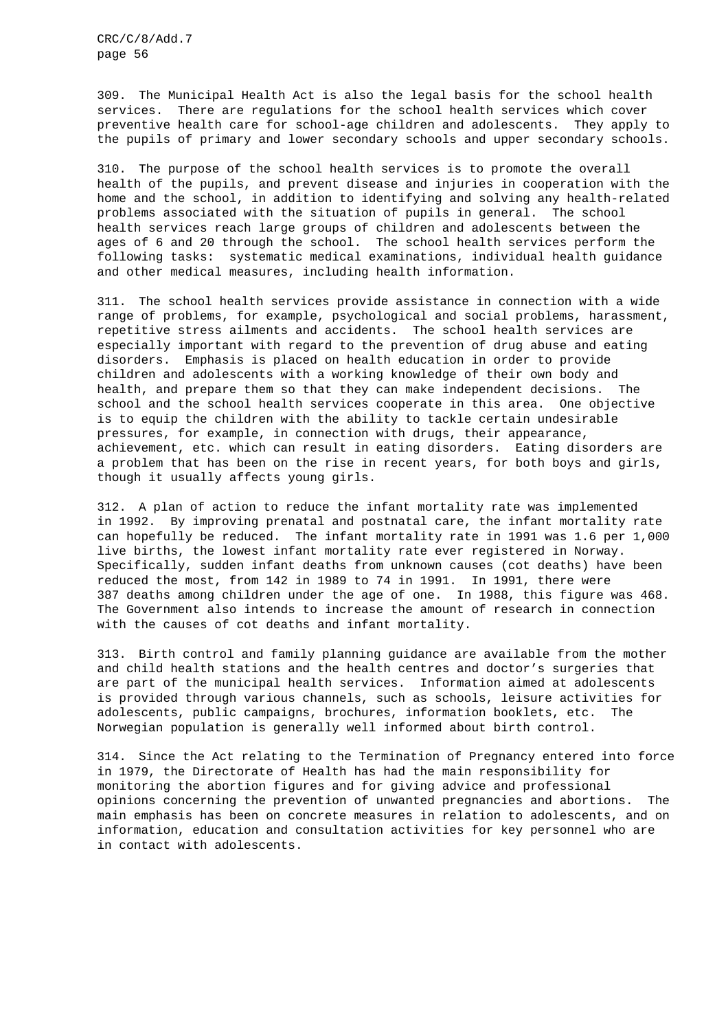309. The Municipal Health Act is also the legal basis for the school health services. There are regulations for the school health services which cover preventive health care for school-age children and adolescents. They apply to the pupils of primary and lower secondary schools and upper secondary schools.

310. The purpose of the school health services is to promote the overall health of the pupils, and prevent disease and injuries in cooperation with the home and the school, in addition to identifying and solving any health-related problems associated with the situation of pupils in general. The school health services reach large groups of children and adolescents between the ages of 6 and 20 through the school. The school health services perform the following tasks: systematic medical examinations, individual health guidance and other medical measures, including health information.

311. The school health services provide assistance in connection with a wide range of problems, for example, psychological and social problems, harassment, repetitive stress ailments and accidents. The school health services are especially important with regard to the prevention of drug abuse and eating disorders. Emphasis is placed on health education in order to provide children and adolescents with a working knowledge of their own body and health, and prepare them so that they can make independent decisions. The school and the school health services cooperate in this area. One objective is to equip the children with the ability to tackle certain undesirable pressures, for example, in connection with drugs, their appearance, achievement, etc. which can result in eating disorders. Eating disorders are a problem that has been on the rise in recent years, for both boys and girls, though it usually affects young girls.

312. A plan of action to reduce the infant mortality rate was implemented in 1992. By improving prenatal and postnatal care, the infant mortality rate can hopefully be reduced. The infant mortality rate in 1991 was 1.6 per 1,000 live births, the lowest infant mortality rate ever registered in Norway. Specifically, sudden infant deaths from unknown causes (cot deaths) have been reduced the most, from 142 in 1989 to 74 in 1991. In 1991, there were 387 deaths among children under the age of one. In 1988, this figure was 468. The Government also intends to increase the amount of research in connection with the causes of cot deaths and infant mortality.

313. Birth control and family planning guidance are available from the mother and child health stations and the health centres and doctor's surgeries that are part of the municipal health services. Information aimed at adolescents is provided through various channels, such as schools, leisure activities for adolescents, public campaigns, brochures, information booklets, etc. The Norwegian population is generally well informed about birth control.

314. Since the Act relating to the Termination of Pregnancy entered into force in 1979, the Directorate of Health has had the main responsibility for monitoring the abortion figures and for giving advice and professional opinions concerning the prevention of unwanted pregnancies and abortions. The main emphasis has been on concrete measures in relation to adolescents, and on information, education and consultation activities for key personnel who are in contact with adolescents.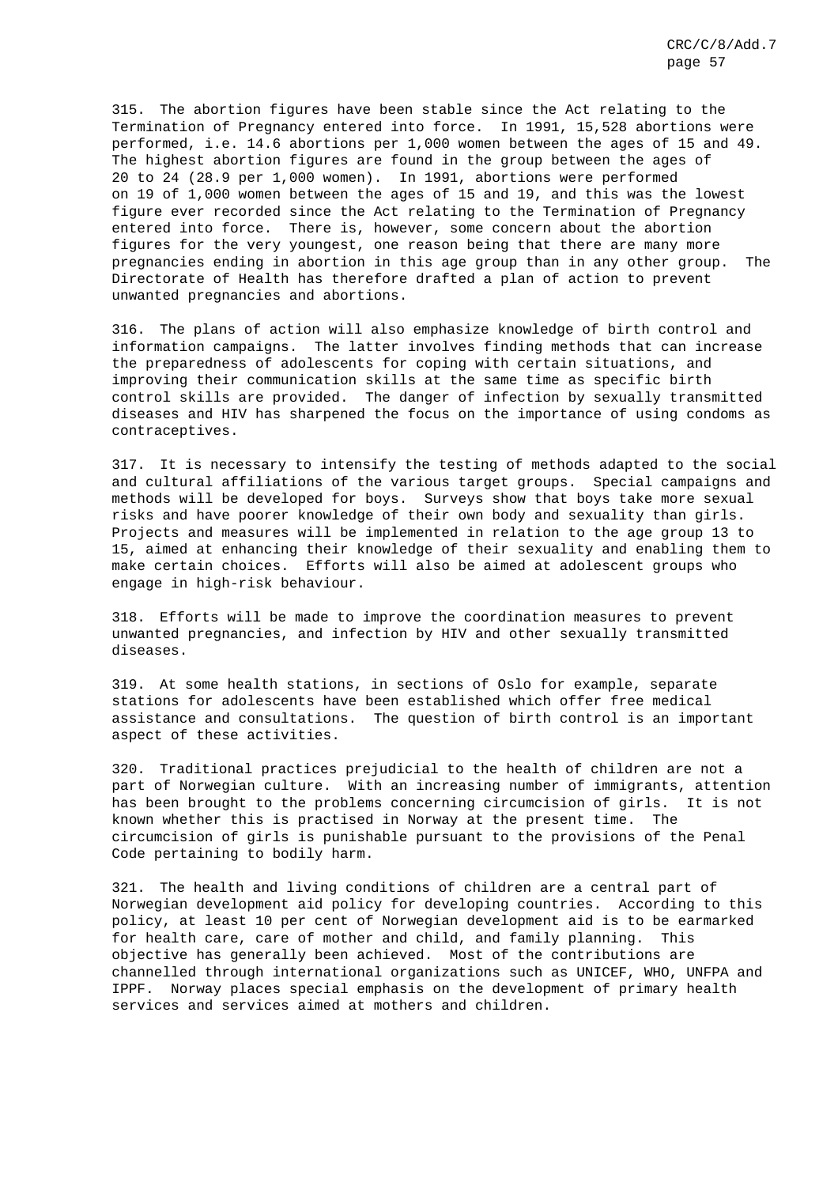315. The abortion figures have been stable since the Act relating to the Termination of Pregnancy entered into force. In 1991, 15,528 abortions were performed, i.e. 14.6 abortions per 1,000 women between the ages of 15 and 49. The highest abortion figures are found in the group between the ages of 20 to 24 (28.9 per 1,000 women). In 1991, abortions were performed on 19 of 1,000 women between the ages of 15 and 19, and this was the lowest figure ever recorded since the Act relating to the Termination of Pregnancy entered into force. There is, however, some concern about the abortion figures for the very youngest, one reason being that there are many more pregnancies ending in abortion in this age group than in any other group. The Directorate of Health has therefore drafted a plan of action to prevent unwanted pregnancies and abortions.

316. The plans of action will also emphasize knowledge of birth control and information campaigns. The latter involves finding methods that can increase the preparedness of adolescents for coping with certain situations, and improving their communication skills at the same time as specific birth control skills are provided. The danger of infection by sexually transmitted diseases and HIV has sharpened the focus on the importance of using condoms as contraceptives.

317. It is necessary to intensify the testing of methods adapted to the social and cultural affiliations of the various target groups. Special campaigns and methods will be developed for boys. Surveys show that boys take more sexual risks and have poorer knowledge of their own body and sexuality than girls. Projects and measures will be implemented in relation to the age group 13 to 15, aimed at enhancing their knowledge of their sexuality and enabling them to make certain choices. Efforts will also be aimed at adolescent groups who engage in high-risk behaviour.

318. Efforts will be made to improve the coordination measures to prevent unwanted pregnancies, and infection by HIV and other sexually transmitted diseases.

319. At some health stations, in sections of Oslo for example, separate stations for adolescents have been established which offer free medical assistance and consultations. The question of birth control is an important aspect of these activities.

320. Traditional practices prejudicial to the health of children are not a part of Norwegian culture. With an increasing number of immigrants, attention has been brought to the problems concerning circumcision of girls. It is not known whether this is practised in Norway at the present time. The circumcision of girls is punishable pursuant to the provisions of the Penal Code pertaining to bodily harm.

321. The health and living conditions of children are a central part of Norwegian development aid policy for developing countries. According to this policy, at least 10 per cent of Norwegian development aid is to be earmarked for health care, care of mother and child, and family planning. This objective has generally been achieved. Most of the contributions are channelled through international organizations such as UNICEF, WHO, UNFPA and IPPF. Norway places special emphasis on the development of primary health services and services aimed at mothers and children.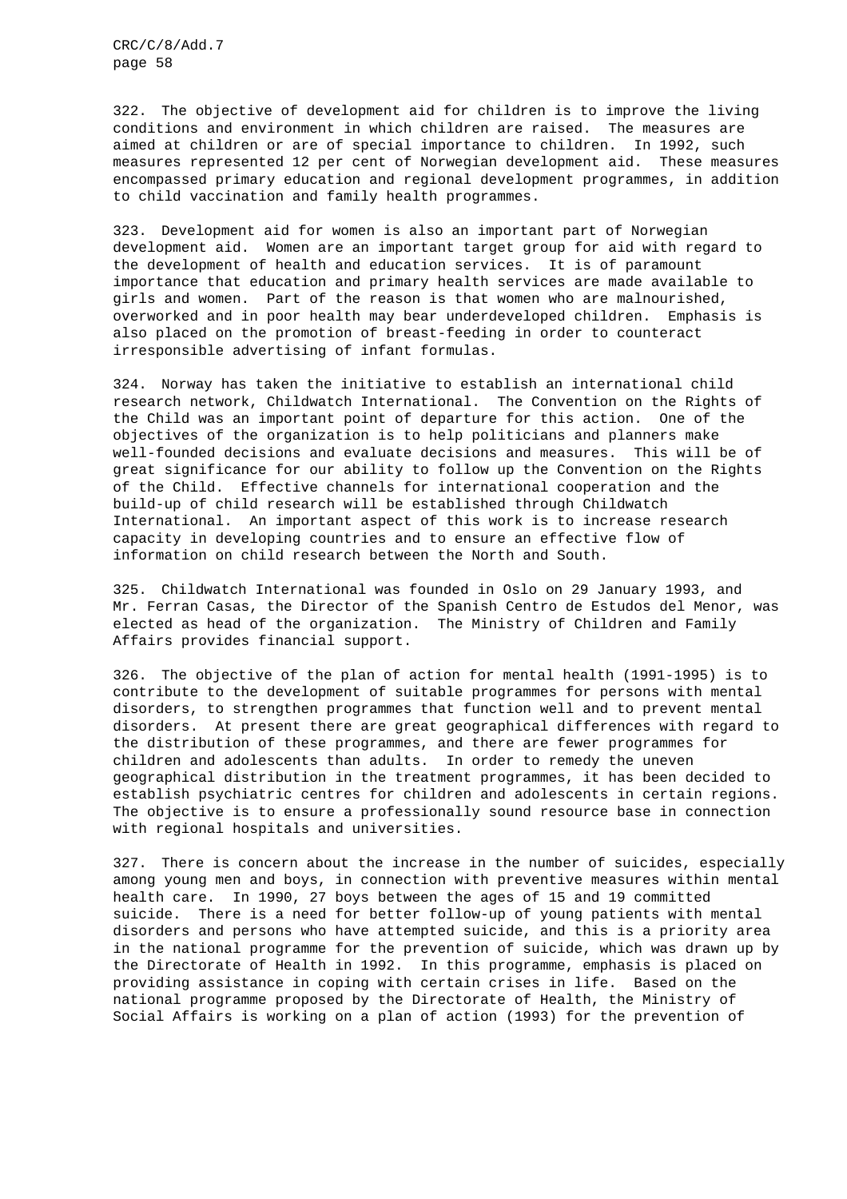322. The objective of development aid for children is to improve the living conditions and environment in which children are raised. The measures are aimed at children or are of special importance to children. In 1992, such measures represented 12 per cent of Norwegian development aid. These measures encompassed primary education and regional development programmes, in addition to child vaccination and family health programmes.

323. Development aid for women is also an important part of Norwegian development aid. Women are an important target group for aid with regard to the development of health and education services. It is of paramount importance that education and primary health services are made available to girls and women. Part of the reason is that women who are malnourished, overworked and in poor health may bear underdeveloped children. Emphasis is also placed on the promotion of breast-feeding in order to counteract irresponsible advertising of infant formulas.

324. Norway has taken the initiative to establish an international child research network, Childwatch International. The Convention on the Rights of the Child was an important point of departure for this action. One of the objectives of the organization is to help politicians and planners make well-founded decisions and evaluate decisions and measures. This will be of great significance for our ability to follow up the Convention on the Rights of the Child. Effective channels for international cooperation and the build-up of child research will be established through Childwatch International. An important aspect of this work is to increase research capacity in developing countries and to ensure an effective flow of information on child research between the North and South.

325. Childwatch International was founded in Oslo on 29 January 1993, and Mr. Ferran Casas, the Director of the Spanish Centro de Estudos del Menor, was elected as head of the organization. The Ministry of Children and Family Affairs provides financial support.

326. The objective of the plan of action for mental health (1991-1995) is to contribute to the development of suitable programmes for persons with mental disorders, to strengthen programmes that function well and to prevent mental disorders. At present there are great geographical differences with regard to the distribution of these programmes, and there are fewer programmes for children and adolescents than adults. In order to remedy the uneven geographical distribution in the treatment programmes, it has been decided to establish psychiatric centres for children and adolescents in certain regions. The objective is to ensure a professionally sound resource base in connection with regional hospitals and universities.

327. There is concern about the increase in the number of suicides, especially among young men and boys, in connection with preventive measures within mental health care. In 1990, 27 boys between the ages of 15 and 19 committed suicide. There is a need for better follow-up of young patients with mental disorders and persons who have attempted suicide, and this is a priority area in the national programme for the prevention of suicide, which was drawn up by the Directorate of Health in 1992. In this programme, emphasis is placed on providing assistance in coping with certain crises in life. Based on the national programme proposed by the Directorate of Health, the Ministry of Social Affairs is working on a plan of action (1993) for the prevention of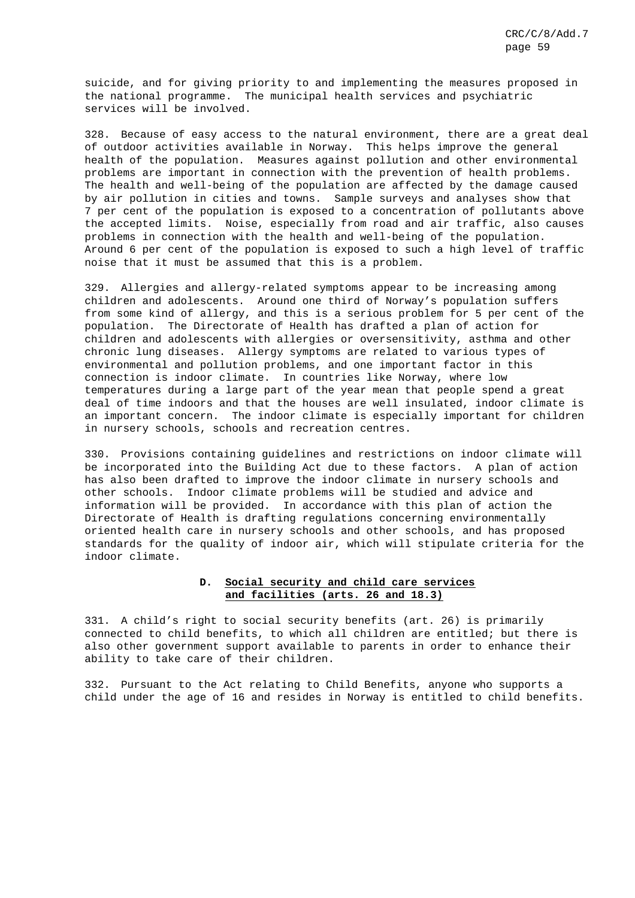suicide, and for giving priority to and implementing the measures proposed in the national programme. The municipal health services and psychiatric services will be involved.

328. Because of easy access to the natural environment, there are a great deal of outdoor activities available in Norway. This helps improve the general health of the population. Measures against pollution and other environmental problems are important in connection with the prevention of health problems. The health and well-being of the population are affected by the damage caused by air pollution in cities and towns. Sample surveys and analyses show that 7 per cent of the population is exposed to a concentration of pollutants above the accepted limits. Noise, especially from road and air traffic, also causes problems in connection with the health and well-being of the population. Around 6 per cent of the population is exposed to such a high level of traffic noise that it must be assumed that this is a problem.

329. Allergies and allergy-related symptoms appear to be increasing among children and adolescents. Around one third of Norway's population suffers from some kind of allergy, and this is a serious problem for 5 per cent of the population. The Directorate of Health has drafted a plan of action for children and adolescents with allergies or oversensitivity, asthma and other chronic lung diseases. Allergy symptoms are related to various types of environmental and pollution problems, and one important factor in this connection is indoor climate. In countries like Norway, where low temperatures during a large part of the year mean that people spend a great deal of time indoors and that the houses are well insulated, indoor climate is an important concern. The indoor climate is especially important for children in nursery schools, schools and recreation centres.

330. Provisions containing guidelines and restrictions on indoor climate will be incorporated into the Building Act due to these factors. A plan of action has also been drafted to improve the indoor climate in nursery schools and other schools. Indoor climate problems will be studied and advice and information will be provided. In accordance with this plan of action the Directorate of Health is drafting regulations concerning environmentally oriented health care in nursery schools and other schools, and has proposed standards for the quality of indoor air, which will stipulate criteria for the indoor climate.

### D. Social security and child care services and facilities (arts. 26 and 18.3)

331. A child's right to social security benefits (art. 26) is primarily connected to child benefits, to which all children are entitled; but there is also other government support available to parents in order to enhance their ability to take care of their children.

332. Pursuant to the Act relating to Child Benefits, anyone who supports a child under the age of 16 and resides in Norway is entitled to child benefits.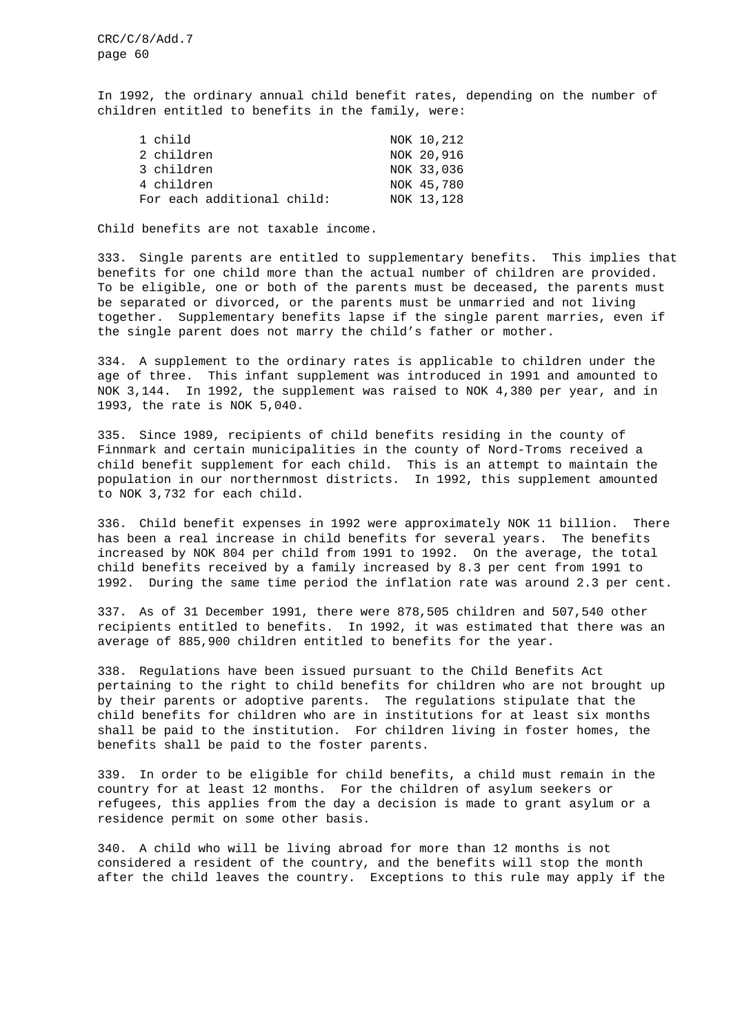In 1992, the ordinary annual child benefit rates, depending on the number of children entitled to benefits in the family, were:

| | |
|---|---|
| 1 child | NOK 10,212 |
| 2 children | NOK 20,916 |
| 3 children | NOK 33,036 |
| 4 children | NOK 45,780 |
| For each additional child: | NOK 13,128 |

Child benefits are not taxable income.

333. Single parents are entitled to supplementary benefits. This implies that benefits for one child more than the actual number of children are provided. To be eligible, one or both of the parents must be deceased, the parents must be separated or divorced, or the parents must be unmarried and not living together. Supplementary benefits lapse if the single parent marries, even if the single parent does not marry the child's father or mother.

334. A supplement to the ordinary rates is applicable to children under the age of three. This infant supplement was introduced in 1991 and amounted to NOK 3,144. In 1992, the supplement was raised to NOK 4,380 per year, and in 1993, the rate is NOK 5,040.

335. Since 1989, recipients of child benefits residing in the county of Finnmark and certain municipalities in the county of Nord-Troms received a child benefit supplement for each child. This is an attempt to maintain the population in our northernmost districts. In 1992, this supplement amounted to NOK 3,732 for each child.

336. Child benefit expenses in 1992 were approximately NOK 11 billion. There has been a real increase in child benefits for several years. The benefits increased by NOK 804 per child from 1991 to 1992. On the average, the total child benefits received by a family increased by 8.3 per cent from 1991 to 1992. During the same time period the inflation rate was around 2.3 per cent.

337. As of 31 December 1991, there were 878,505 children and 507,540 other recipients entitled to benefits. In 1992, it was estimated that there was an average of 885,900 children entitled to benefits for the year.

338. Regulations have been issued pursuant to the Child Benefits Act pertaining to the right to child benefits for children who are not brought up by their parents or adoptive parents. The regulations stipulate that the child benefits for children who are in institutions for at least six months shall be paid to the institution. For children living in foster homes, the benefits shall be paid to the foster parents.

339. In order to be eligible for child benefits, a child must remain in the country for at least 12 months. For the children of asylum seekers or refugees, this applies from the day a decision is made to grant asylum or a residence permit on some other basis.

340. A child who will be living abroad for more than 12 months is not considered a resident of the country, and the benefits will stop the month after the child leaves the country. Exceptions to this rule may apply if the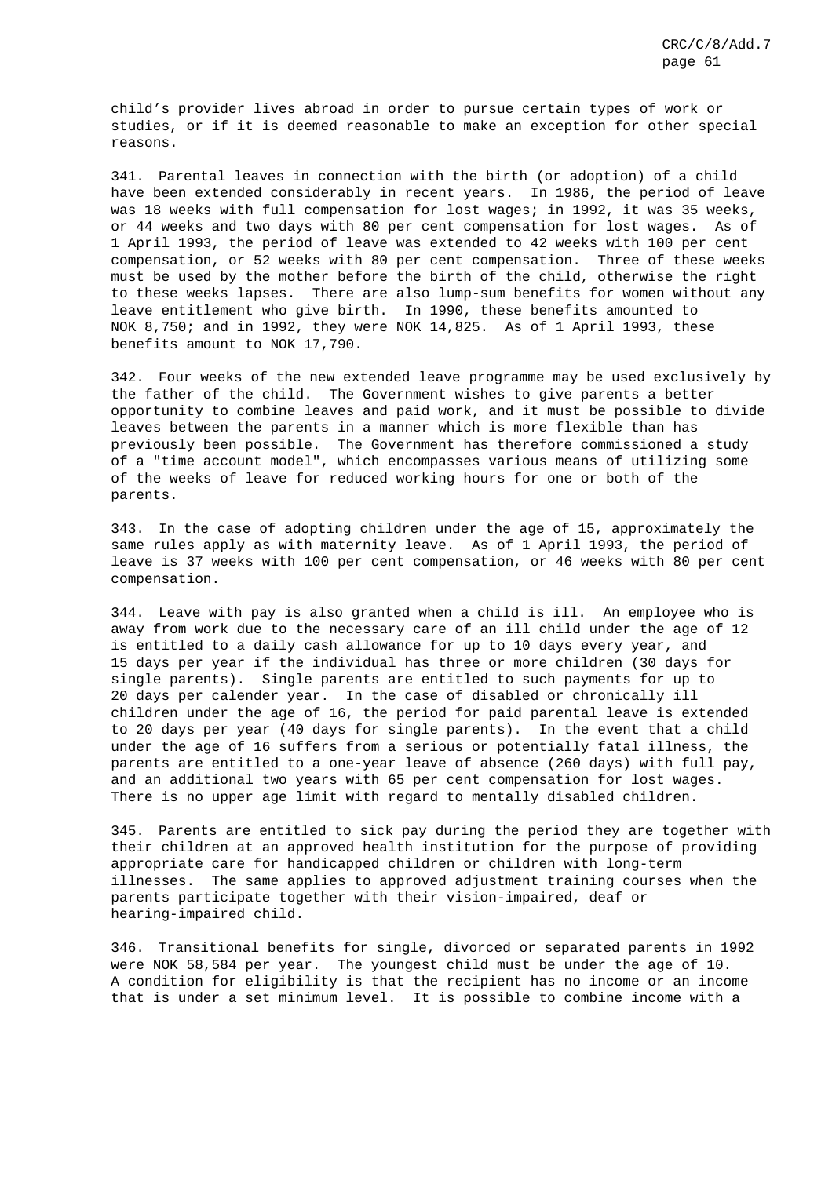child's provider lives abroad in order to pursue certain types of work or studies, or if it is deemed reasonable to make an exception for other special reasons.

341. Parental leaves in connection with the birth (or adoption) of a child have been extended considerably in recent years. In 1986, the period of leave was 18 weeks with full compensation for lost wages; in 1992, it was 35 weeks, or 44 weeks and two days with 80 per cent compensation for lost wages. As of 1 April 1993, the period of leave was extended to 42 weeks with 100 per cent compensation, or 52 weeks with 80 per cent compensation. Three of these weeks must be used by the mother before the birth of the child, otherwise the right to these weeks lapses. There are also lump-sum benefits for women without any leave entitlement who give birth. In 1990, these benefits amounted to NOK 8,750; and in 1992, they were NOK 14,825. As of 1 April 1993, these benefits amount to NOK 17,790.

342. Four weeks of the new extended leave programme may be used exclusively by the father of the child. The Government wishes to give parents a better opportunity to combine leaves and paid work, and it must be possible to divide leaves between the parents in a manner which is more flexible than has previously been possible. The Government has therefore commissioned a study of a "time account model", which encompasses various means of utilizing some of the weeks of leave for reduced working hours for one or both of the parents.

343. In the case of adopting children under the age of 15, approximately the same rules apply as with maternity leave. As of 1 April 1993, the period of leave is 37 weeks with 100 per cent compensation, or 46 weeks with 80 per cent compensation.

344. Leave with pay is also granted when a child is ill. An employee who is away from work due to the necessary care of an ill child under the age of 12 is entitled to a daily cash allowance for up to 10 days every year, and 15 days per year if the individual has three or more children (30 days for single parents). Single parents are entitled to such payments for up to 20 days per calender year. In the case of disabled or chronically ill children under the age of 16, the period for paid parental leave is extended to 20 days per year (40 days for single parents). In the event that a child under the age of 16 suffers from a serious or potentially fatal illness, the parents are entitled to a one-year leave of absence (260 days) with full pay, and an additional two years with 65 per cent compensation for lost wages. There is no upper age limit with regard to mentally disabled children.

345. Parents are entitled to sick pay during the period they are together with their children at an approved health institution for the purpose of providing appropriate care for handicapped children or children with long-term illnesses. The same applies to approved adjustment training courses when the parents participate together with their vision-impaired, deaf or hearing-impaired child.

346. Transitional benefits for single, divorced or separated parents in 1992 were NOK 58,584 per year. The youngest child must be under the age of 10. A condition for eligibility is that the recipient has no income or an income that is under a set minimum level. It is possible to combine income with a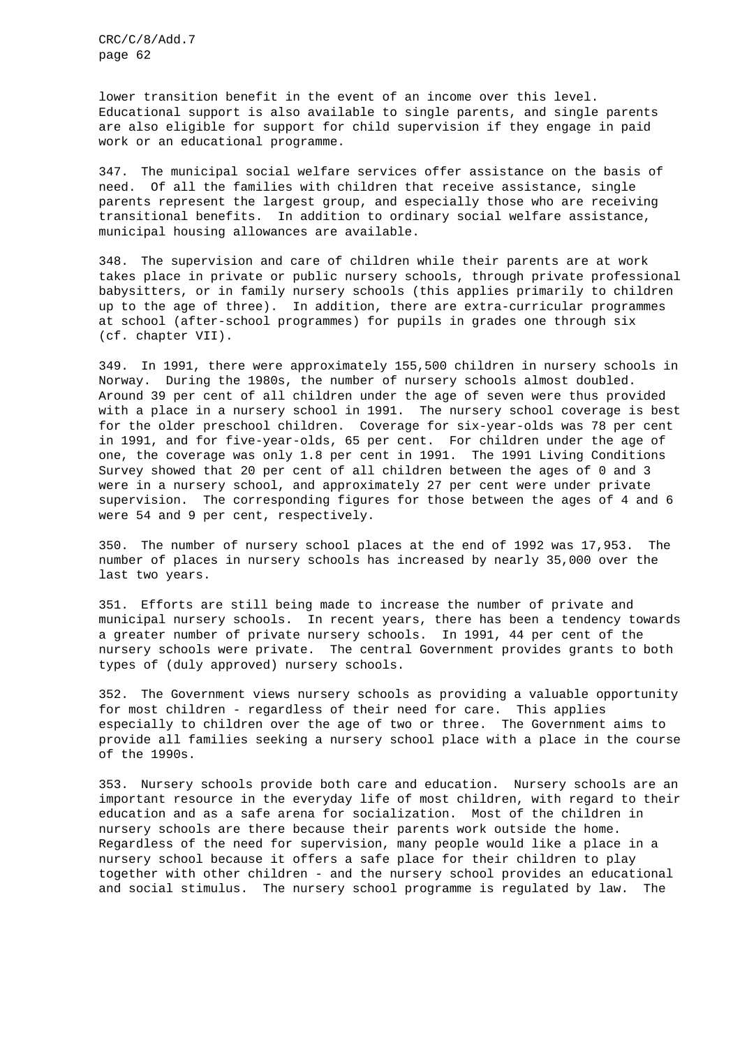lower transition benefit in the event of an income over this level. Educational support is also available to single parents, and single parents are also eligible for support for child supervision if they engage in paid work or an educational programme.

347. The municipal social welfare services offer assistance on the basis of need. Of all the families with children that receive assistance, single parents represent the largest group, and especially those who are receiving transitional benefits. In addition to ordinary social welfare assistance, municipal housing allowances are available.

348. The supervision and care of children while their parents are at work takes place in private or public nursery schools, through private professional babysitters, or in family nursery schools (this applies primarily to children up to the age of three). In addition, there are extra-curricular programmes at school (after-school programmes) for pupils in grades one through six (cf. chapter VII).

349. In 1991, there were approximately 155,500 children in nursery schools in Norway. During the 1980s, the number of nursery schools almost doubled. Around 39 per cent of all children under the age of seven were thus provided with a place in a nursery school in 1991. The nursery school coverage is best for the older preschool children. Coverage for six-year-olds was 78 per cent in 1991, and for five-year-olds, 65 per cent. For children under the age of one, the coverage was only 1.8 per cent in 1991. The 1991 Living Conditions Survey showed that 20 per cent of all children between the ages of 0 and 3 were in a nursery school, and approximately 27 per cent were under private supervision. The corresponding figures for those between the ages of 4 and 6 were 54 and 9 per cent, respectively.

350. The number of nursery school places at the end of 1992 was 17,953. The number of places in nursery schools has increased by nearly 35,000 over the last two years.

351. Efforts are still being made to increase the number of private and municipal nursery schools. In recent years, there has been a tendency towards a greater number of private nursery schools. In 1991, 44 per cent of the nursery schools were private. The central Government provides grants to both types of (duly approved) nursery schools.

352. The Government views nursery schools as providing a valuable opportunity for most children - regardless of their need for care. This applies especially to children over the age of two or three. The Government aims to provide all families seeking a nursery school place with a place in the course of the 1990s.

353. Nursery schools provide both care and education. Nursery schools are an important resource in the everyday life of most children, with regard to their education and as a safe arena for socialization. Most of the children in nursery schools are there because their parents work outside the home. Regardless of the need for supervision, many people would like a place in a nursery school because it offers a safe place for their children to play together with other children - and the nursery school provides an educational and social stimulus. The nursery school programme is regulated by law. The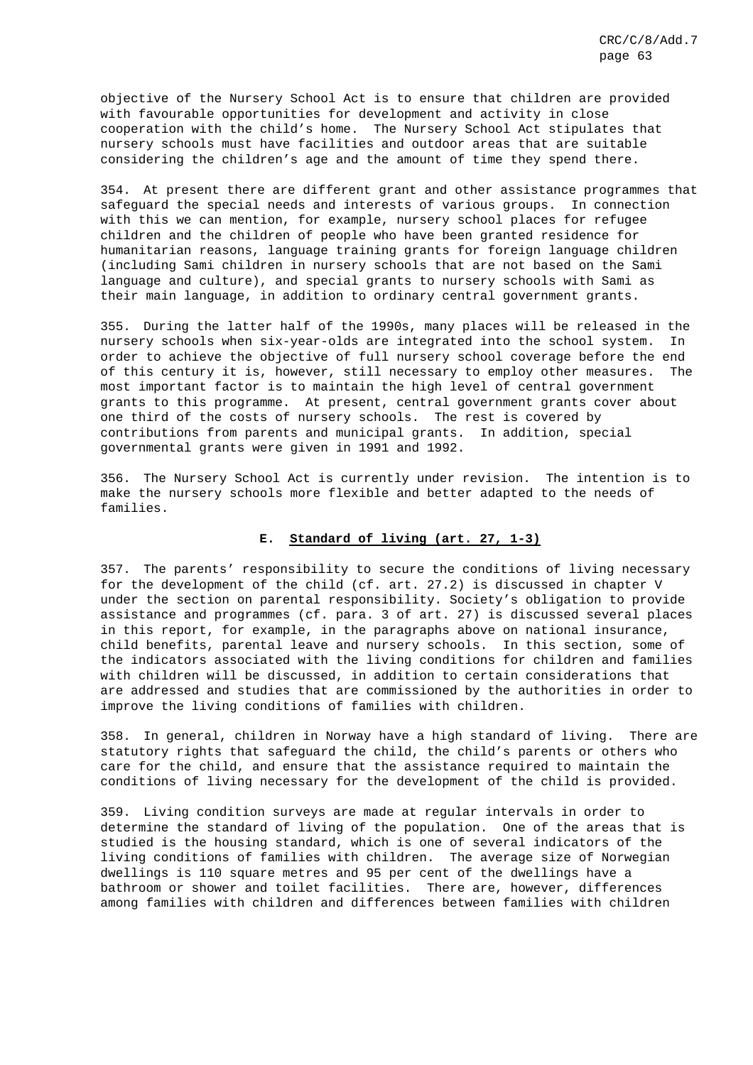objective of the Nursery School Act is to ensure that children are provided with favourable opportunities for development and activity in close cooperation with the child's home. The Nursery School Act stipulates that nursery schools must have facilities and outdoor areas that are suitable considering the children's age and the amount of time they spend there.

354. At present there are different grant and other assistance programmes that safeguard the special needs and interests of various groups. In connection with this we can mention, for example, nursery school places for refugee children and the children of people who have been granted residence for humanitarian reasons, language training grants for foreign language children (including Sami children in nursery schools that are not based on the Sami language and culture), and special grants to nursery schools with Sami as their main language, in addition to ordinary central government grants.

355. During the latter half of the 1990s, many places will be released in the nursery schools when six-year-olds are integrated into the school system. In order to achieve the objective of full nursery school coverage before the end of this century it is, however, still necessary to employ other measures. The most important factor is to maintain the high level of central government grants to this programme. At present, central government grants cover about one third of the costs of nursery schools. The rest is covered by contributions from parents and municipal grants. In addition, special governmental grants were given in 1991 and 1992.

356. The Nursery School Act is currently under revision. The intention is to make the nursery schools more flexible and better adapted to the needs of families.

## E. Standard of living (art. 27, 1-3)

357. The parents' responsibility to secure the conditions of living necessary for the development of the child (cf. art. 27.2) is discussed in chapter V under the section on parental responsibility. Society's obligation to provide assistance and programmes (cf. para. 3 of art. 27) is discussed several places in this report, for example, in the paragraphs above on national insurance, child benefits, parental leave and nursery schools. In this section, some of the indicators associated with the living conditions for children and families with children will be discussed, in addition to certain considerations that are addressed and studies that are commissioned by the authorities in order to improve the living conditions of families with children.

358. In general, children in Norway have a high standard of living. There are statutory rights that safeguard the child, the child's parents or others who care for the child, and ensure that the assistance required to maintain the conditions of living necessary for the development of the child is provided.

359. Living condition surveys are made at regular intervals in order to determine the standard of living of the population. One of the areas that is studied is the housing standard, which is one of several indicators of the living conditions of families with children. The average size of Norwegian dwellings is 110 square metres and 95 per cent of the dwellings have a bathroom or shower and toilet facilities. There are, however, differences among families with children and differences between families with children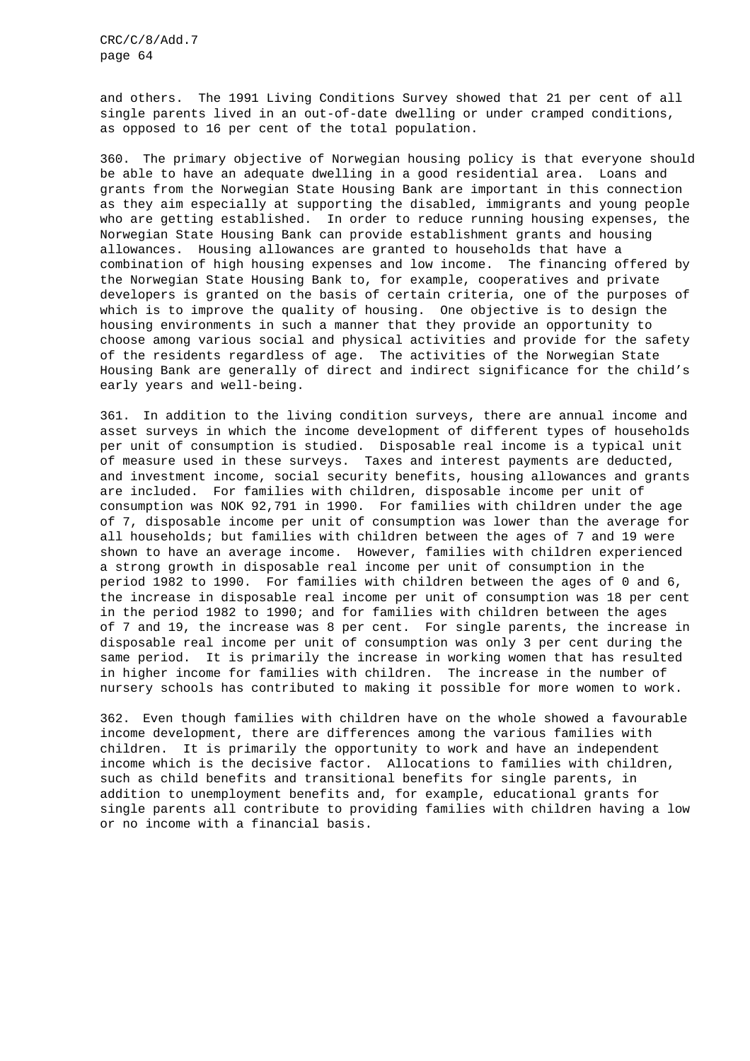and others. The 1991 Living Conditions Survey showed that 21 per cent of all single parents lived in an out-of-date dwelling or under cramped conditions, as opposed to 16 per cent of the total population.

360. The primary objective of Norwegian housing policy is that everyone should be able to have an adequate dwelling in a good residential area. Loans and grants from the Norwegian State Housing Bank are important in this connection as they aim especially at supporting the disabled, immigrants and young people who are getting established. In order to reduce running housing expenses, the Norwegian State Housing Bank can provide establishment grants and housing allowances. Housing allowances are granted to households that have a combination of high housing expenses and low income. The financing offered by the Norwegian State Housing Bank to, for example, cooperatives and private developers is granted on the basis of certain criteria, one of the purposes of which is to improve the quality of housing. One objective is to design the housing environments in such a manner that they provide an opportunity to choose among various social and physical activities and provide for the safety of the residents regardless of age. The activities of the Norwegian State Housing Bank are generally of direct and indirect significance for the child's early years and well-being.

361. In addition to the living condition surveys, there are annual income and asset surveys in which the income development of different types of households per unit of consumption is studied. Disposable real income is a typical unit of measure used in these surveys. Taxes and interest payments are deducted, and investment income, social security benefits, housing allowances and grants are included. For families with children, disposable income per unit of consumption was NOK 92,791 in 1990. For families with children under the age of 7, disposable income per unit of consumption was lower than the average for all households; but families with children between the ages of 7 and 19 were shown to have an average income. However, families with children experienced a strong growth in disposable real income per unit of consumption in the period 1982 to 1990. For families with children between the ages of 0 and 6, the increase in disposable real income per unit of consumption was 18 per cent in the period 1982 to 1990; and for families with children between the ages of 7 and 19, the increase was 8 per cent. For single parents, the increase in disposable real income per unit of consumption was only 3 per cent during the same period. It is primarily the increase in working women that has resulted in higher income for families with children. The increase in the number of nursery schools has contributed to making it possible for more women to work.

362. Even though families with children have on the whole showed a favourable income development, there are differences among the various families with children. It is primarily the opportunity to work and have an independent income which is the decisive factor. Allocations to families with children, such as child benefits and transitional benefits for single parents, in addition to unemployment benefits and, for example, educational grants for single parents all contribute to providing families with children having a low or no income with a financial basis.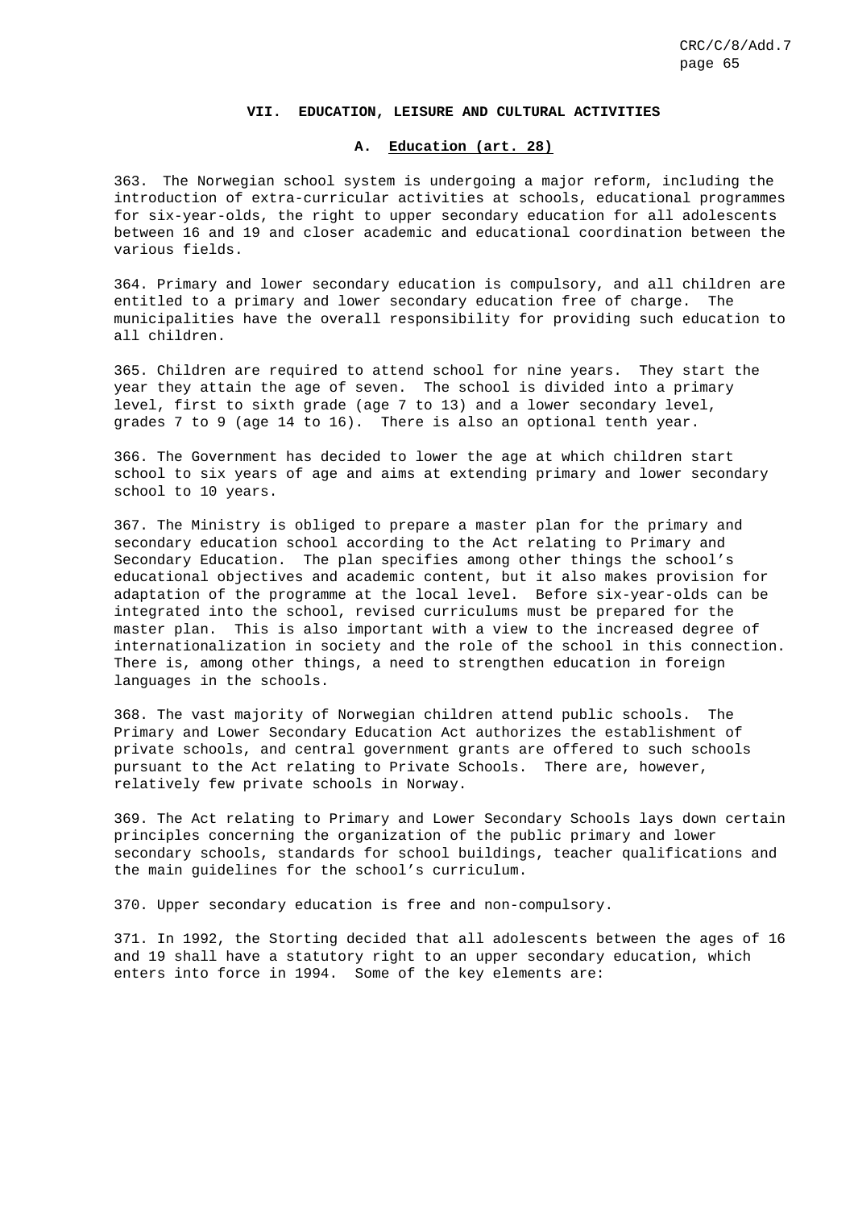## VII. EDUCATION, LEISURE AND CULTURAL ACTIVITIES

### A. Education (art. 28)

363. The Norwegian school system is undergoing a major reform, including the introduction of extra-curricular activities at schools, educational programmes for six-year-olds, the right to upper secondary education for all adolescents between 16 and 19 and closer academic and educational coordination between the various fields.

364. Primary and lower secondary education is compulsory, and all children are entitled to a primary and lower secondary education free of charge. The municipalities have the overall responsibility for providing such education to all children.

365. Children are required to attend school for nine years. They start the year they attain the age of seven. The school is divided into a primary level, first to sixth grade (age 7 to 13) and a lower secondary level, grades 7 to 9 (age 14 to 16). There is also an optional tenth year.

366. The Government has decided to lower the age at which children start school to six years of age and aims at extending primary and lower secondary school to 10 years.

367. The Ministry is obliged to prepare a master plan for the primary and secondary education school according to the Act relating to Primary and Secondary Education. The plan specifies among other things the school's educational objectives and academic content, but it also makes provision for adaptation of the programme at the local level. Before six-year-olds can be integrated into the school, revised curriculums must be prepared for the master plan. This is also important with a view to the increased degree of internationalization in society and the role of the school in this connection. There is, among other things, a need to strengthen education in foreign languages in the schools.

368. The vast majority of Norwegian children attend public schools. The Primary and Lower Secondary Education Act authorizes the establishment of private schools, and central government grants are offered to such schools pursuant to the Act relating to Private Schools. There are, however, relatively few private schools in Norway.

369. The Act relating to Primary and Lower Secondary Schools lays down certain principles concerning the organization of the public primary and lower secondary schools, standards for school buildings, teacher qualifications and the main guidelines for the school's curriculum.

370. Upper secondary education is free and non-compulsory.

371. In 1992, the Storting decided that all adolescents between the ages of 16 and 19 shall have a statutory right to an upper secondary education, which enters into force in 1994. Some of the key elements are: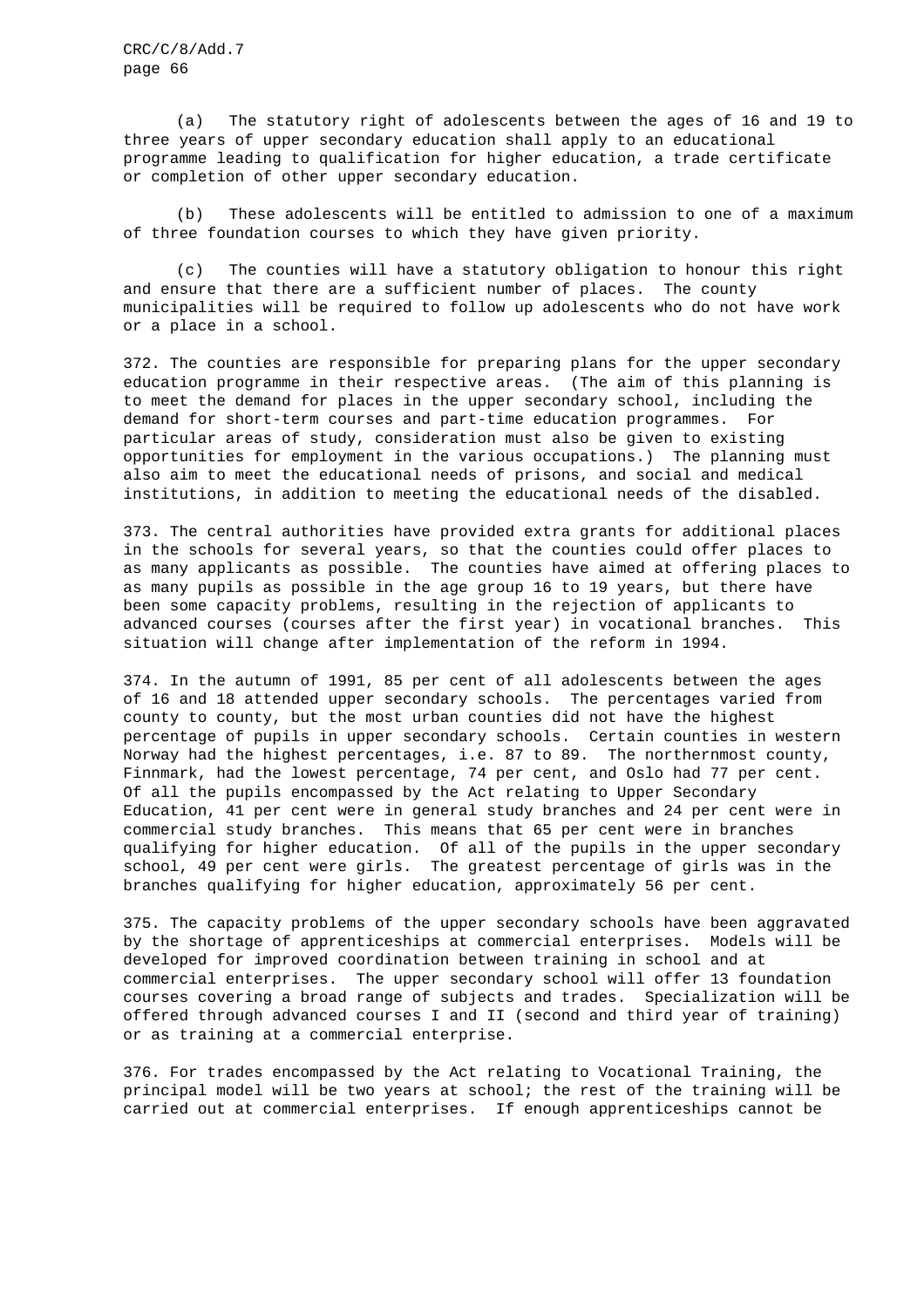(a) The statutory right of adolescents between the ages of 16 and 19 to three years of upper secondary education shall apply to an educational programme leading to qualification for higher education, a trade certificate or completion of other upper secondary education.

(b) These adolescents will be entitled to admission to one of a maximum of three foundation courses to which they have given priority.

(c) The counties will have a statutory obligation to honour this right and ensure that there are a sufficient number of places. The county municipalities will be required to follow up adolescents who do not have work or a place in a school.

372. The counties are responsible for preparing plans for the upper secondary education programme in their respective areas. (The aim of this planning is to meet the demand for places in the upper secondary school, including the demand for short-term courses and part-time education programmes. For particular areas of study, consideration must also be given to existing opportunities for employment in the various occupations.) The planning must also aim to meet the educational needs of prisons, and social and medical institutions, in addition to meeting the educational needs of the disabled.

373. The central authorities have provided extra grants for additional places in the schools for several years, so that the counties could offer places to as many applicants as possible. The counties have aimed at offering places to as many pupils as possible in the age group 16 to 19 years, but there have been some capacity problems, resulting in the rejection of applicants to advanced courses (courses after the first year) in vocational branches. This situation will change after implementation of the reform in 1994.

374. In the autumn of 1991, 85 per cent of all adolescents between the ages of 16 and 18 attended upper secondary schools. The percentages varied from county to county, but the most urban counties did not have the highest percentage of pupils in upper secondary schools. Certain counties in western Norway had the highest percentages, i.e. 87 to 89. The northernmost county, Finnmark, had the lowest percentage, 74 per cent, and Oslo had 77 per cent. Of all the pupils encompassed by the Act relating to Upper Secondary Education, 41 per cent were in general study branches and 24 per cent were in commercial study branches. This means that 65 per cent were in branches qualifying for higher education. Of all of the pupils in the upper secondary school, 49 per cent were girls. The greatest percentage of girls was in the branches qualifying for higher education, approximately 56 per cent.

375. The capacity problems of the upper secondary schools have been aggravated by the shortage of apprenticeships at commercial enterprises. Models will be developed for improved coordination between training in school and at commercial enterprises. The upper secondary school will offer 13 foundation courses covering a broad range of subjects and trades. Specialization will be offered through advanced courses I and II (second and third year of training) or as training at a commercial enterprise.

376. For trades encompassed by the Act relating to Vocational Training, the principal model will be two years at school; the rest of the training will be carried out at commercial enterprises. If enough apprenticeships cannot be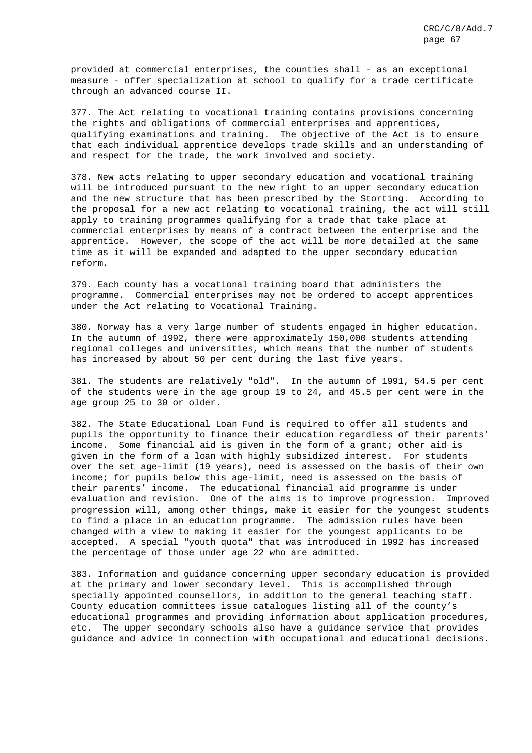provided at commercial enterprises, the counties shall - as an exceptional measure - offer specialization at school to qualify for a trade certificate through an advanced course II.

377. The Act relating to vocational training contains provisions concerning the rights and obligations of commercial enterprises and apprentices, qualifying examinations and training. The objective of the Act is to ensure that each individual apprentice develops trade skills and an understanding of and respect for the trade, the work involved and society.

378. New acts relating to upper secondary education and vocational training will be introduced pursuant to the new right to an upper secondary education and the new structure that has been prescribed by the Storting. According to the proposal for a new act relating to vocational training, the act will still apply to training programmes qualifying for a trade that take place at commercial enterprises by means of a contract between the enterprise and the apprentice. However, the scope of the act will be more detailed at the same time as it will be expanded and adapted to the upper secondary education reform.

379. Each county has a vocational training board that administers the programme. Commercial enterprises may not be ordered to accept apprentices under the Act relating to Vocational Training.

380. Norway has a very large number of students engaged in higher education. In the autumn of 1992, there were approximately 150,000 students attending regional colleges and universities, which means that the number of students has increased by about 50 per cent during the last five years.

381. The students are relatively "old". In the autumn of 1991, 54.5 per cent of the students were in the age group 19 to 24, and 45.5 per cent were in the age group 25 to 30 or older.

382. The State Educational Loan Fund is required to offer all students and pupils the opportunity to finance their education regardless of their parents' income. Some financial aid is given in the form of a grant; other aid is given in the form of a loan with highly subsidized interest. For students over the set age-limit (19 years), need is assessed on the basis of their own income; for pupils below this age-limit, need is assessed on the basis of their parents' income. The educational financial aid programme is under evaluation and revision. One of the aims is to improve progression. Improved progression will, among other things, make it easier for the youngest students to find a place in an education programme. The admission rules have been changed with a view to making it easier for the youngest applicants to be accepted. A special "youth quota" that was introduced in 1992 has increased the percentage of those under age 22 who are admitted.

383. Information and guidance concerning upper secondary education is provided at the primary and lower secondary level. This is accomplished through specially appointed counsellors, in addition to the general teaching staff. County education committees issue catalogues listing all of the county's educational programmes and providing information about application procedures, etc. The upper secondary schools also have a guidance service that provides guidance and advice in connection with occupational and educational decisions.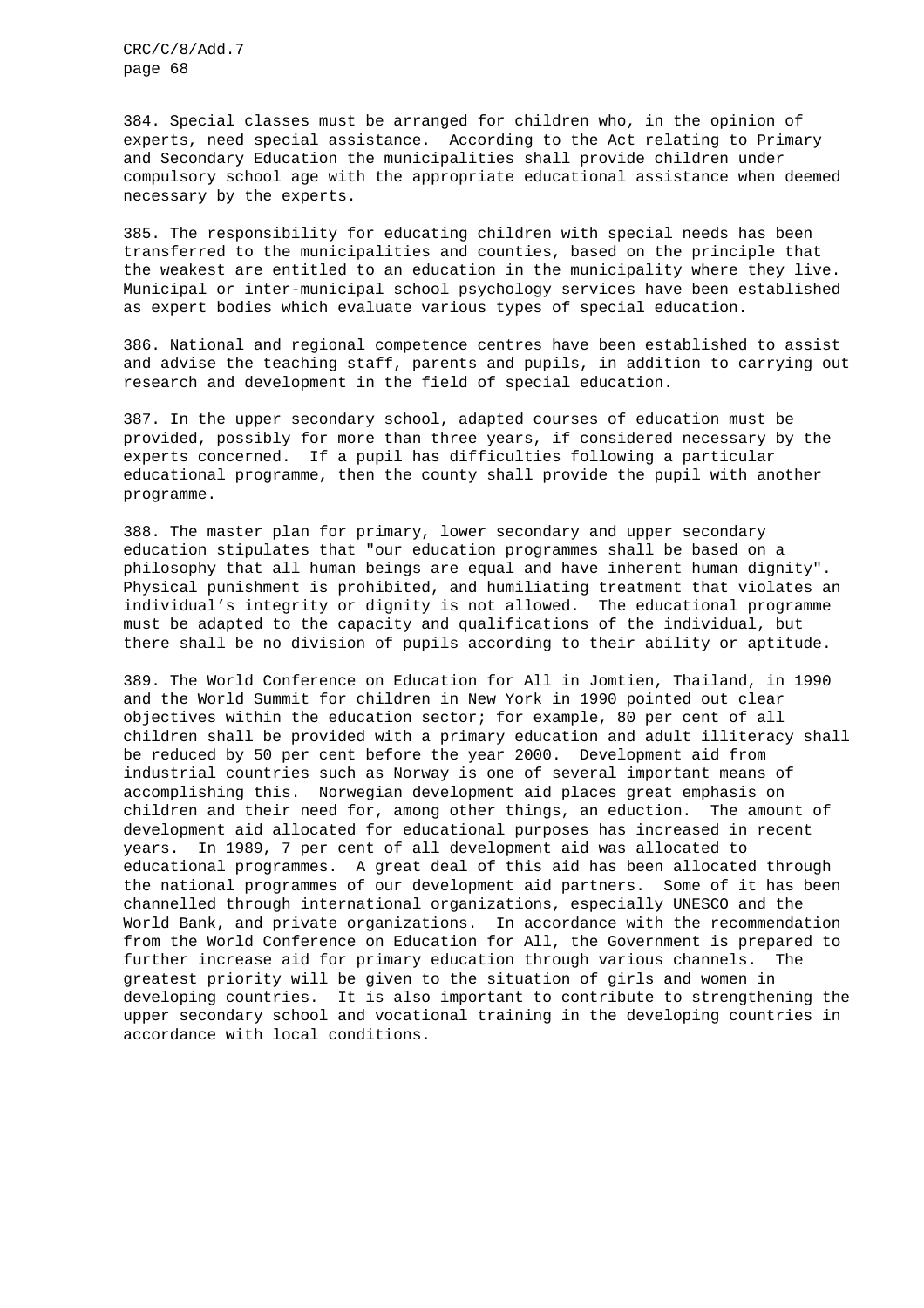384. Special classes must be arranged for children who, in the opinion of experts, need special assistance. According to the Act relating to Primary and Secondary Education the municipalities shall provide children under compulsory school age with the appropriate educational assistance when deemed necessary by the experts.

385. The responsibility for educating children with special needs has been transferred to the municipalities and counties, based on the principle that the weakest are entitled to an education in the municipality where they live. Municipal or inter-municipal school psychology services have been established as expert bodies which evaluate various types of special education.

386. National and regional competence centres have been established to assist and advise the teaching staff, parents and pupils, in addition to carrying out research and development in the field of special education.

387. In the upper secondary school, adapted courses of education must be provided, possibly for more than three years, if considered necessary by the experts concerned. If a pupil has difficulties following a particular educational programme, then the county shall provide the pupil with another programme.

388. The master plan for primary, lower secondary and upper secondary education stipulates that "our education programmes shall be based on a philosophy that all human beings are equal and have inherent human dignity". Physical punishment is prohibited, and humiliating treatment that violates an individual's integrity or dignity is not allowed. The educational programme must be adapted to the capacity and qualifications of the individual, but there shall be no division of pupils according to their ability or aptitude.

389. The World Conference on Education for All in Jomtien, Thailand, in 1990 and the World Summit for children in New York in 1990 pointed out clear objectives within the education sector; for example, 80 per cent of all children shall be provided with a primary education and adult illiteracy shall be reduced by 50 per cent before the year 2000. Development aid from industrial countries such as Norway is one of several important means of accomplishing this. Norwegian development aid places great emphasis on children and their need for, among other things, an eduction. The amount of development aid allocated for educational purposes has increased in recent years. In 1989, 7 per cent of all development aid was allocated to educational programmes. A great deal of this aid has been allocated through the national programmes of our development aid partners. Some of it has been channelled through international organizations, especially UNESCO and the World Bank, and private organizations. In accordance with the recommendation from the World Conference on Education for All, the Government is prepared to further increase aid for primary education through various channels. The greatest priority will be given to the situation of girls and women in developing countries. It is also important to contribute to strengthening the upper secondary school and vocational training in the developing countries in accordance with local conditions.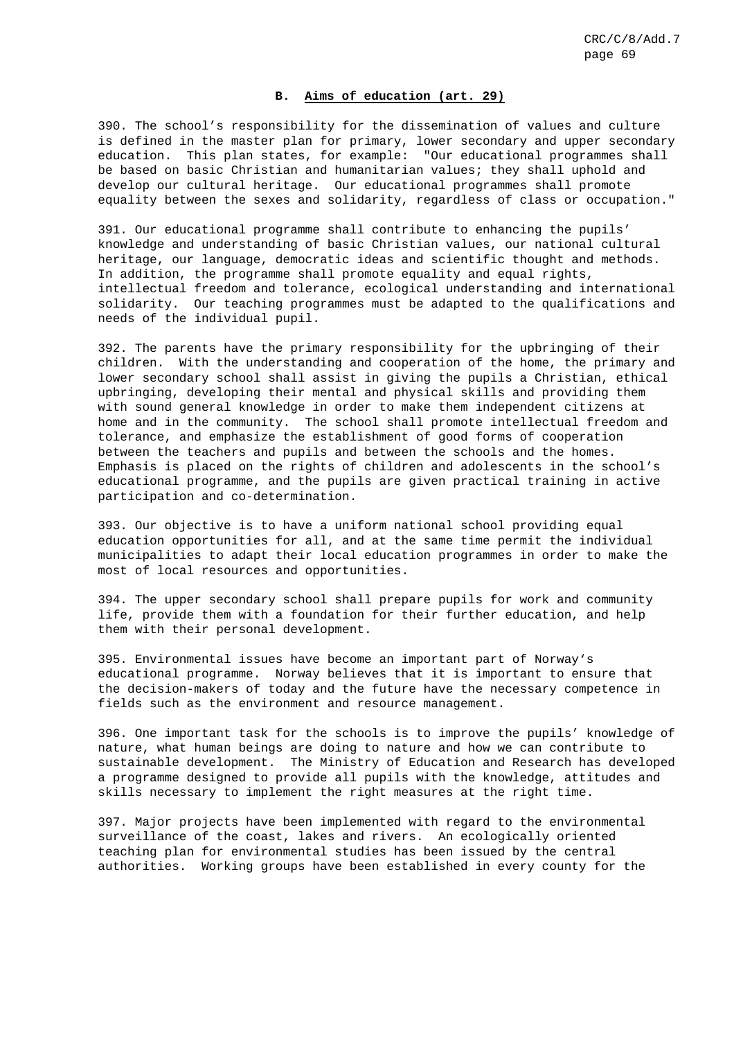### B. Aims of education (art. 29)

390. The school's responsibility for the dissemination of values and culture is defined in the master plan for primary, lower secondary and upper secondary education. This plan states, for example: "Our educational programmes shall be based on basic Christian and humanitarian values; they shall uphold and develop our cultural heritage. Our educational programmes shall promote equality between the sexes and solidarity, regardless of class or occupation."

391. Our educational programme shall contribute to enhancing the pupils' knowledge and understanding of basic Christian values, our national cultural heritage, our language, democratic ideas and scientific thought and methods. In addition, the programme shall promote equality and equal rights, intellectual freedom and tolerance, ecological understanding and international solidarity. Our teaching programmes must be adapted to the qualifications and needs of the individual pupil.

392. The parents have the primary responsibility for the upbringing of their children. With the understanding and cooperation of the home, the primary and lower secondary school shall assist in giving the pupils a Christian, ethical upbringing, developing their mental and physical skills and providing them with sound general knowledge in order to make them independent citizens at home and in the community. The school shall promote intellectual freedom and tolerance, and emphasize the establishment of good forms of cooperation between the teachers and pupils and between the schools and the homes. Emphasis is placed on the rights of children and adolescents in the school's educational programme, and the pupils are given practical training in active participation and co-determination.

393. Our objective is to have a uniform national school providing equal education opportunities for all, and at the same time permit the individual municipalities to adapt their local education programmes in order to make the most of local resources and opportunities.

394. The upper secondary school shall prepare pupils for work and community life, provide them with a foundation for their further education, and help them with their personal development.

395. Environmental issues have become an important part of Norway's educational programme. Norway believes that it is important to ensure that the decision-makers of today and the future have the necessary competence in fields such as the environment and resource management.

396. One important task for the schools is to improve the pupils' knowledge of nature, what human beings are doing to nature and how we can contribute to sustainable development. The Ministry of Education and Research has developed a programme designed to provide all pupils with the knowledge, attitudes and skills necessary to implement the right measures at the right time.

397. Major projects have been implemented with regard to the environmental surveillance of the coast, lakes and rivers. An ecologically oriented teaching plan for environmental studies has been issued by the central authorities. Working groups have been established in every county for the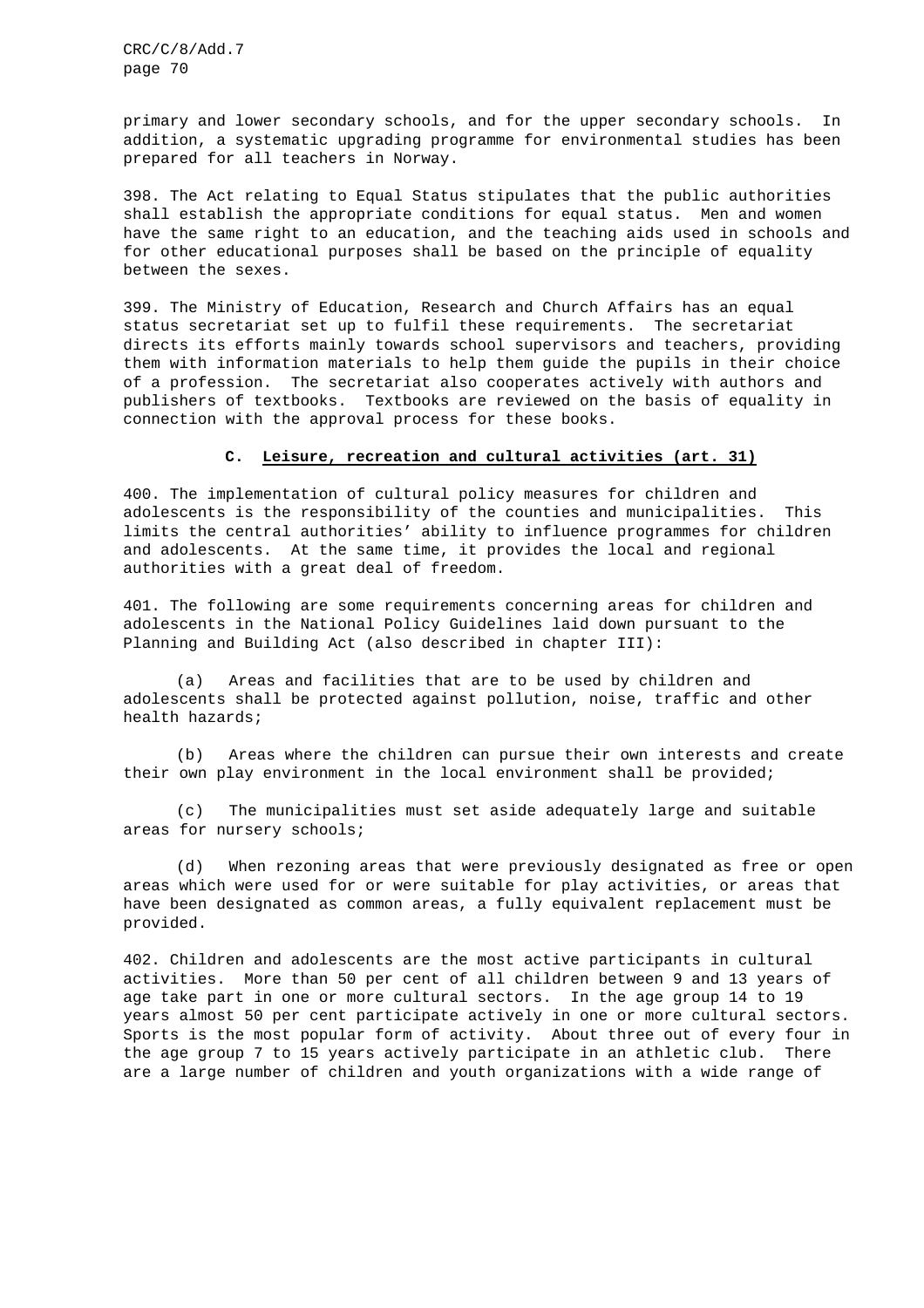primary and lower secondary schools, and for the upper secondary schools. In addition, a systematic upgrading programme for environmental studies has been prepared for all teachers in Norway.

398. The Act relating to Equal Status stipulates that the public authorities shall establish the appropriate conditions for equal status. Men and women have the same right to an education, and the teaching aids used in schools and for other educational purposes shall be based on the principle of equality between the sexes.

399. The Ministry of Education, Research and Church Affairs has an equal status secretariat set up to fulfil these requirements. The secretariat directs its efforts mainly towards school supervisors and teachers, providing them with information materials to help them guide the pupils in their choice of a profession. The secretariat also cooperates actively with authors and publishers of textbooks. Textbooks are reviewed on the basis of equality in connection with the approval process for these books.

### C. Leisure, recreation and cultural activities (art. 31)

400. The implementation of cultural policy measures for children and adolescents is the responsibility of the counties and municipalities. This limits the central authorities' ability to influence programmes for children and adolescents. At the same time, it provides the local and regional authorities with a great deal of freedom.

401. The following are some requirements concerning areas for children and adolescents in the National Policy Guidelines laid down pursuant to the Planning and Building Act (also described in chapter III):

(a) Areas and facilities that are to be used by children and adolescents shall be protected against pollution, noise, traffic and other health hazards;

(b) Areas where the children can pursue their own interests and create their own play environment in the local environment shall be provided;

(c) The municipalities must set aside adequately large and suitable areas for nursery schools;

(d) When rezoning areas that were previously designated as free or open areas which were used for or were suitable for play activities, or areas that have been designated as common areas, a fully equivalent replacement must be provided.

402. Children and adolescents are the most active participants in cultural activities. More than 50 per cent of all children between 9 and 13 years of age take part in one or more cultural sectors. In the age group 14 to 19 years almost 50 per cent participate actively in one or more cultural sectors. Sports is the most popular form of activity. About three out of every four in the age group 7 to 15 years actively participate in an athletic club. There are a large number of children and youth organizations with a wide range of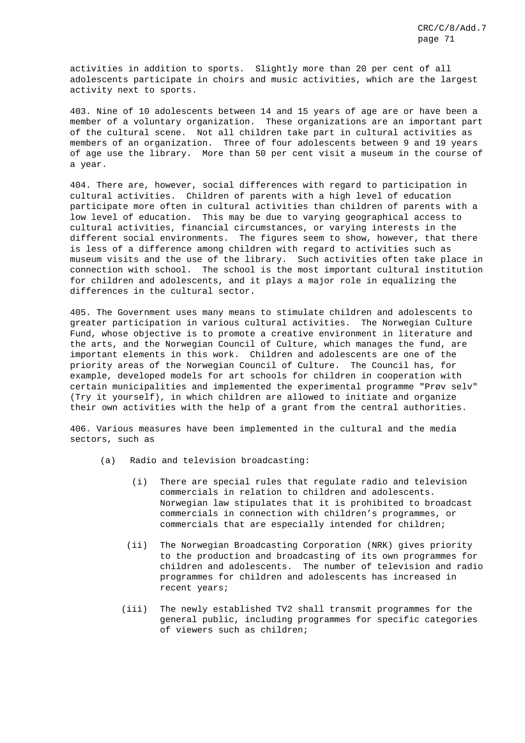activities in addition to sports. Slightly more than 20 per cent of all adolescents participate in choirs and music activities, which are the largest activity next to sports.

403. Nine of 10 adolescents between 14 and 15 years of age are or have been a member of a voluntary organization. These organizations are an important part of the cultural scene. Not all children take part in cultural activities as members of an organization. Three of four adolescents between 9 and 19 years of age use the library. More than 50 per cent visit a museum in the course of a year.

404. There are, however, social differences with regard to participation in cultural activities. Children of parents with a high level of education participate more often in cultural activities than children of parents with a low level of education. This may be due to varying geographical access to cultural activities, financial circumstances, or varying interests in the different social environments. The figures seem to show, however, that there is less of a difference among children with regard to activities such as museum visits and the use of the library. Such activities often take place in connection with school. The school is the most important cultural institution for children and adolescents, and it plays a major role in equalizing the differences in the cultural sector.

405. The Government uses many means to stimulate children and adolescents to greater participation in various cultural activities. The Norwegian Culture Fund, whose objective is to promote a creative environment in literature and the arts, and the Norwegian Council of Culture, which manages the fund, are important elements in this work. Children and adolescents are one of the priority areas of the Norwegian Council of Culture. The Council has, for example, developed models for art schools for children in cooperation with certain municipalities and implemented the experimental programme "Prøv selv" (Try it yourself), in which children are allowed to initiate and organize their own activities with the help of a grant from the central authorities.

406. Various measures have been implemented in the cultural and the media sectors, such as

(a) Radio and television broadcasting:

(i) There are special rules that regulate radio and television commercials in relation to children and adolescents. Norwegian law stipulates that it is prohibited to broadcast commercials in connection with children's programmes, or commercials that are especially intended for children;

(ii) The Norwegian Broadcasting Corporation (NRK) gives priority to the production and broadcasting of its own programmes for children and adolescents. The number of television and radio programmes for children and adolescents has increased in recent years;

(iii) The newly established TV2 shall transmit programmes for the general public, including programmes for specific categories of viewers such as children;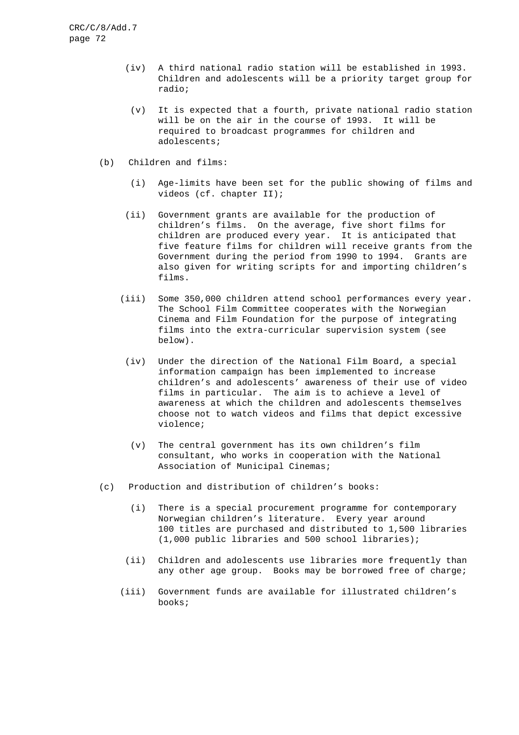(iv) A third national radio station will be established in 1993. Children and adolescents will be a priority target group for radio;

(v) It is expected that a fourth, private national radio station will be on the air in the course of 1993. It will be required to broadcast programmes for children and adolescents;

(b) Children and films:

(i) Age-limits have been set for the public showing of films and videos (cf. chapter II);

(ii) Government grants are available for the production of children's films. On the average, five short films for children are produced every year. It is anticipated that five feature films for children will receive grants from the Government during the period from 1990 to 1994. Grants are also given for writing scripts for and importing children's films.

(iii) Some 350,000 children attend school performances every year. The School Film Committee cooperates with the Norwegian Cinema and Film Foundation for the purpose of integrating films into the extra-curricular supervision system (see below).

(iv) Under the direction of the National Film Board, a special information campaign has been implemented to increase children's and adolescents' awareness of their use of video films in particular. The aim is to achieve a level of awareness at which the children and adolescents themselves choose not to watch videos and films that depict excessive violence;

(v) The central government has its own children's film consultant, who works in cooperation with the National Association of Municipal Cinemas;

(c) Production and distribution of children's books:

(i) There is a special procurement programme for contemporary Norwegian children's literature. Every year around 100 titles are purchased and distributed to 1,500 libraries (1,000 public libraries and 500 school libraries);

(ii) Children and adolescents use libraries more frequently than any other age group. Books may be borrowed free of charge;

(iii) Government funds are available for illustrated children's books;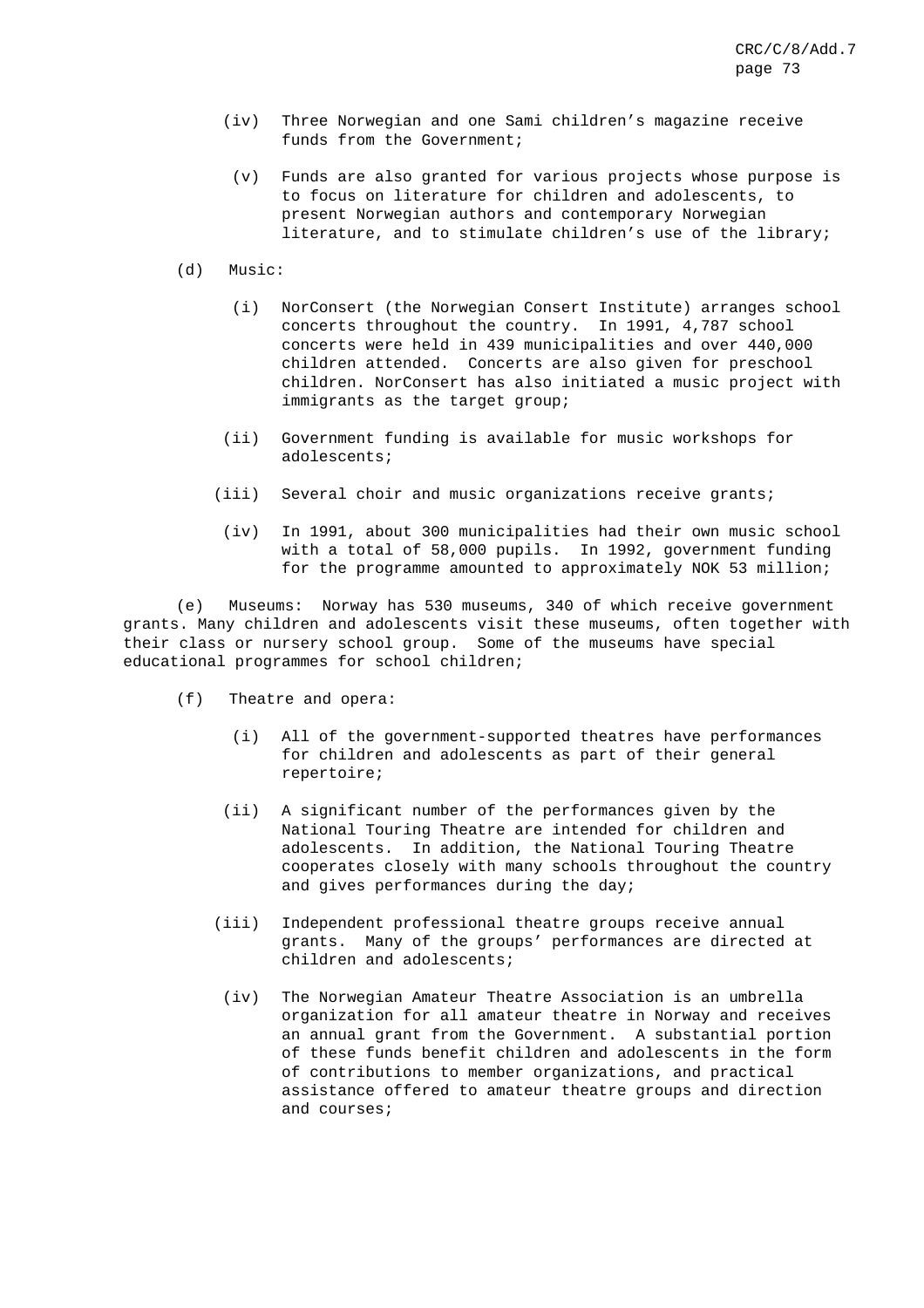(iv) Three Norwegian and one Sami children's magazine receive funds from the Government;

(v) Funds are also granted for various projects whose purpose is to focus on literature for children and adolescents, to present Norwegian authors and contemporary Norwegian literature, and to stimulate children's use of the library;

(d) Music:

(i) NorConsert (the Norwegian Consert Institute) arranges school concerts throughout the country. In 1991, 4,787 school concerts were held in 439 municipalities and over 440,000 children attended. Concerts are also given for preschool children. NorConsert has also initiated a music project with immigrants as the target group;

(ii) Government funding is available for music workshops for adolescents;

(iii) Several choir and music organizations receive grants;

(iv) In 1991, about 300 municipalities had their own music school with a total of 58,000 pupils. In 1992, government funding for the programme amounted to approximately NOK 53 million;

(e) Museums: Norway has 530 museums, 340 of which receive government grants. Many children and adolescents visit these museums, often together with their class or nursery school group. Some of the museums have special educational programmes for school children;

(f) Theatre and opera:

(i) All of the government-supported theatres have performances for children and adolescents as part of their general repertoire;

(ii) A significant number of the performances given by the National Touring Theatre are intended for children and adolescents. In addition, the National Touring Theatre cooperates closely with many schools throughout the country and gives performances during the day;

(iii) Independent professional theatre groups receive annual grants. Many of the groups' performances are directed at children and adolescents;

(iv) The Norwegian Amateur Theatre Association is an umbrella organization for all amateur theatre in Norway and receives an annual grant from the Government. A substantial portion of these funds benefit children and adolescents in the form of contributions to member organizations, and practical assistance offered to amateur theatre groups and direction and courses;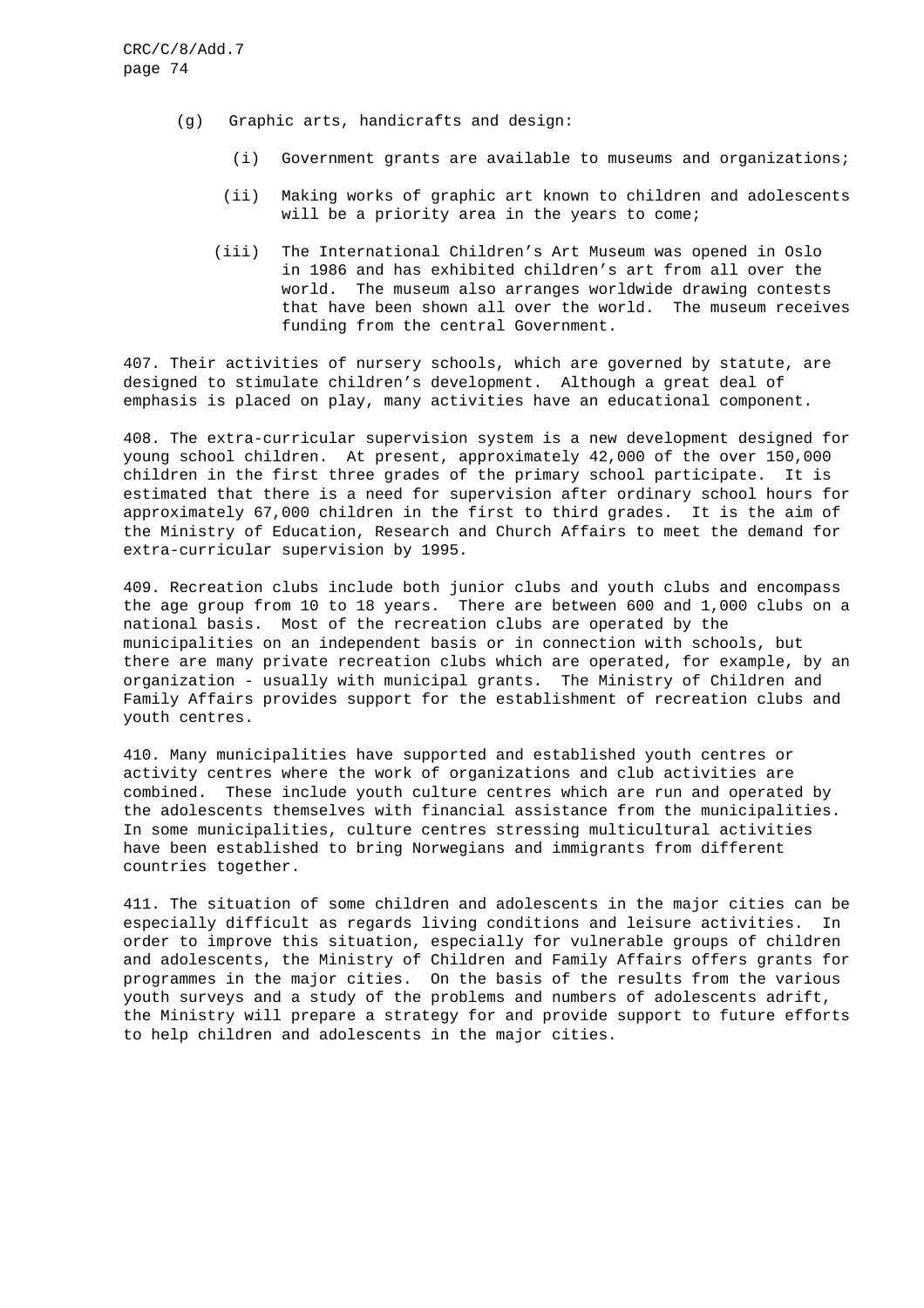(g) Graphic arts, handicrafts and design:

(i) Government grants are available to museums and organizations;

(ii) Making works of graphic art known to children and adolescents will be a priority area in the years to come;

(iii) The International Children's Art Museum was opened in Oslo in 1986 and has exhibited children's art from all over the world. The museum also arranges worldwide drawing contests that have been shown all over the world. The museum receives funding from the central Government.

407. Their activities of nursery schools, which are governed by statute, are designed to stimulate children's development. Although a great deal of emphasis is placed on play, many activities have an educational component.

408. The extra-curricular supervision system is a new development designed for young school children. At present, approximately 42,000 of the over 150,000 children in the first three grades of the primary school participate. It is estimated that there is a need for supervision after ordinary school hours for approximately 67,000 children in the first to third grades. It is the aim of the Ministry of Education, Research and Church Affairs to meet the demand for extra-curricular supervision by 1995.

409. Recreation clubs include both junior clubs and youth clubs and encompass the age group from 10 to 18 years. There are between 600 and 1,000 clubs on a national basis. Most of the recreation clubs are operated by the municipalities on an independent basis or in connection with schools, but there are many private recreation clubs which are operated, for example, by an organization - usually with municipal grants. The Ministry of Children and Family Affairs provides support for the establishment of recreation clubs and youth centres.

410. Many municipalities have supported and established youth centres or activity centres where the work of organizations and club activities are combined. These include youth culture centres which are run and operated by the adolescents themselves with financial assistance from the municipalities. In some municipalities, culture centres stressing multicultural activities have been established to bring Norwegians and immigrants from different countries together.

411. The situation of some children and adolescents in the major cities can be especially difficult as regards living conditions and leisure activities. In order to improve this situation, especially for vulnerable groups of children and adolescents, the Ministry of Children and Family Affairs offers grants for programmes in the major cities. On the basis of the results from the various youth surveys and a study of the problems and numbers of adolescents adrift, the Ministry will prepare a strategy for and provide support to future efforts to help children and adolescents in the major cities.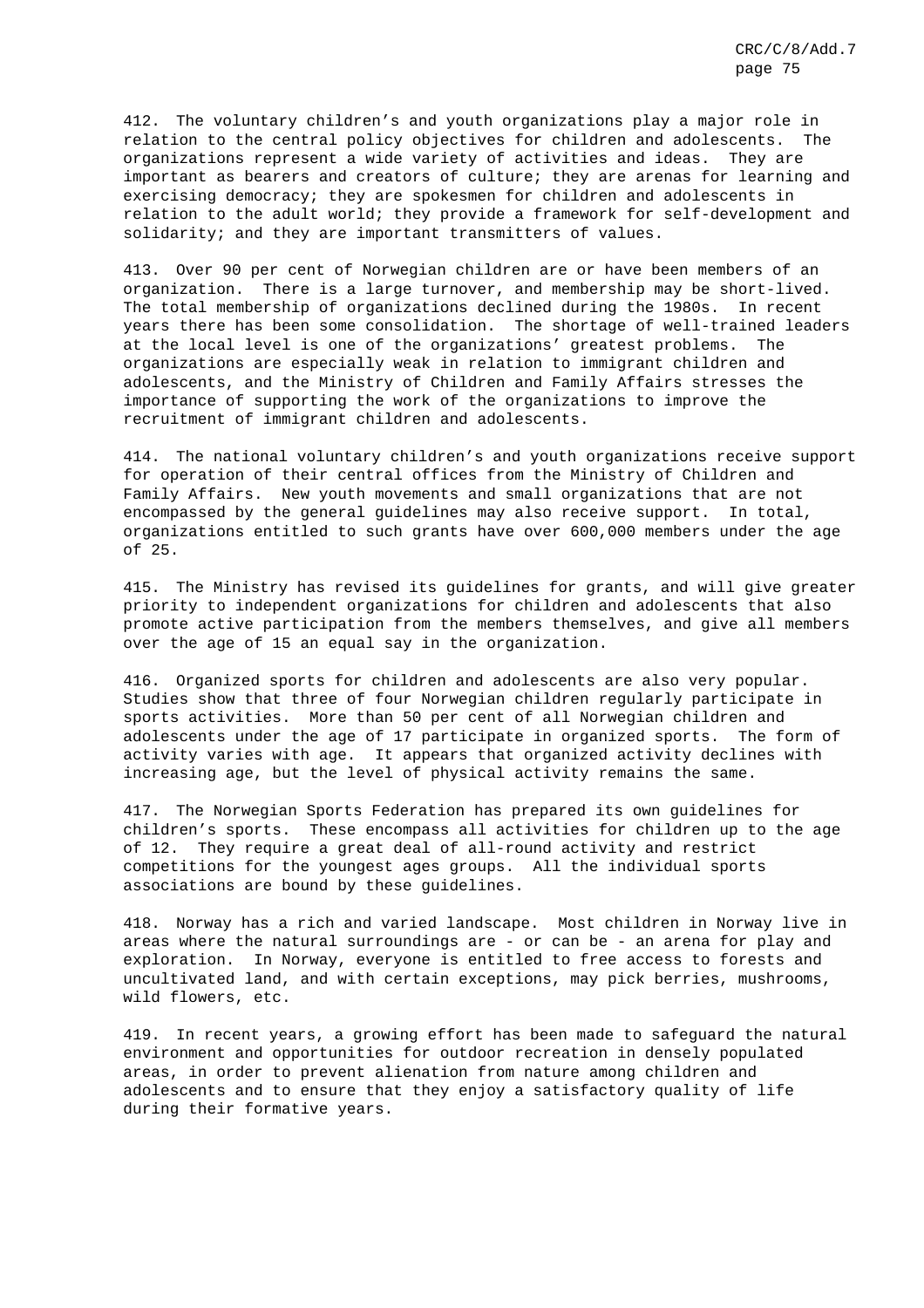412. The voluntary children's and youth organizations play a major role in relation to the central policy objectives for children and adolescents. The organizations represent a wide variety of activities and ideas. They are important as bearers and creators of culture; they are arenas for learning and exercising democracy; they are spokesmen for children and adolescents in relation to the adult world; they provide a framework for self-development and solidarity; and they are important transmitters of values.

413. Over 90 per cent of Norwegian children are or have been members of an organization. There is a large turnover, and membership may be short-lived. The total membership of organizations declined during the 1980s. In recent years there has been some consolidation. The shortage of well-trained leaders at the local level is one of the organizations' greatest problems. The organizations are especially weak in relation to immigrant children and adolescents, and the Ministry of Children and Family Affairs stresses the importance of supporting the work of the organizations to improve the recruitment of immigrant children and adolescents.

414. The national voluntary children's and youth organizations receive support for operation of their central offices from the Ministry of Children and Family Affairs. New youth movements and small organizations that are not encompassed by the general guidelines may also receive support. In total, organizations entitled to such grants have over 600,000 members under the age of 25.

415. The Ministry has revised its guidelines for grants, and will give greater priority to independent organizations for children and adolescents that also promote active participation from the members themselves, and give all members over the age of 15 an equal say in the organization.

416. Organized sports for children and adolescents are also very popular. Studies show that three of four Norwegian children regularly participate in sports activities. More than 50 per cent of all Norwegian children and adolescents under the age of 17 participate in organized sports. The form of activity varies with age. It appears that organized activity declines with increasing age, but the level of physical activity remains the same.

417. The Norwegian Sports Federation has prepared its own guidelines for children's sports. These encompass all activities for children up to the age of 12. They require a great deal of all-round activity and restrict competitions for the youngest ages groups. All the individual sports associations are bound by these guidelines.

418. Norway has a rich and varied landscape. Most children in Norway live in areas where the natural surroundings are - or can be - an arena for play and exploration. In Norway, everyone is entitled to free access to forests and uncultivated land, and with certain exceptions, may pick berries, mushrooms, wild flowers, etc.

419. In recent years, a growing effort has been made to safeguard the natural environment and opportunities for outdoor recreation in densely populated areas, in order to prevent alienation from nature among children and adolescents and to ensure that they enjoy a satisfactory quality of life during their formative years.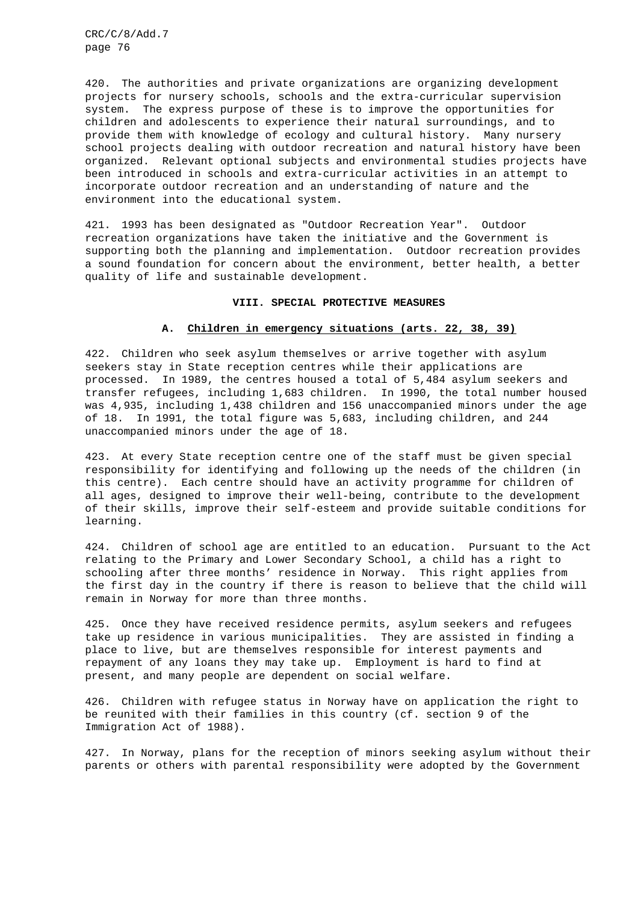420. The authorities and private organizations are organizing development projects for nursery schools, schools and the extra-curricular supervision system. The express purpose of these is to improve the opportunities for children and adolescents to experience their natural surroundings, and to provide them with knowledge of ecology and cultural history. Many nursery school projects dealing with outdoor recreation and natural history have been organized. Relevant optional subjects and environmental studies projects have been introduced in schools and extra-curricular activities in an attempt to incorporate outdoor recreation and an understanding of nature and the environment into the educational system.

421. 1993 has been designated as "Outdoor Recreation Year". Outdoor recreation organizations have taken the initiative and the Government is supporting both the planning and implementation. Outdoor recreation provides a sound foundation for concern about the environment, better health, a better quality of life and sustainable development.

## VIII. SPECIAL PROTECTIVE MEASURES

### A. Children in emergency situations (arts. 22, 38, 39)

422. Children who seek asylum themselves or arrive together with asylum seekers stay in State reception centres while their applications are processed. In 1989, the centres housed a total of 5,484 asylum seekers and transfer refugees, including 1,683 children. In 1990, the total number housed was 4,935, including 1,438 children and 156 unaccompanied minors under the age of 18. In 1991, the total figure was 5,683, including children, and 244 unaccompanied minors under the age of 18.

423. At every State reception centre one of the staff must be given special responsibility for identifying and following up the needs of the children (in this centre). Each centre should have an activity programme for children of all ages, designed to improve their well-being, contribute to the development of their skills, improve their self-esteem and provide suitable conditions for learning.

424. Children of school age are entitled to an education. Pursuant to the Act relating to the Primary and Lower Secondary School, a child has a right to schooling after three months' residence in Norway. This right applies from the first day in the country if there is reason to believe that the child will remain in Norway for more than three months.

425. Once they have received residence permits, asylum seekers and refugees take up residence in various municipalities. They are assisted in finding a place to live, but are themselves responsible for interest payments and repayment of any loans they may take up. Employment is hard to find at present, and many people are dependent on social welfare.

426. Children with refugee status in Norway have on application the right to be reunited with their families in this country (cf. section 9 of the Immigration Act of 1988).

427. In Norway, plans for the reception of minors seeking asylum without their parents or others with parental responsibility were adopted by the Government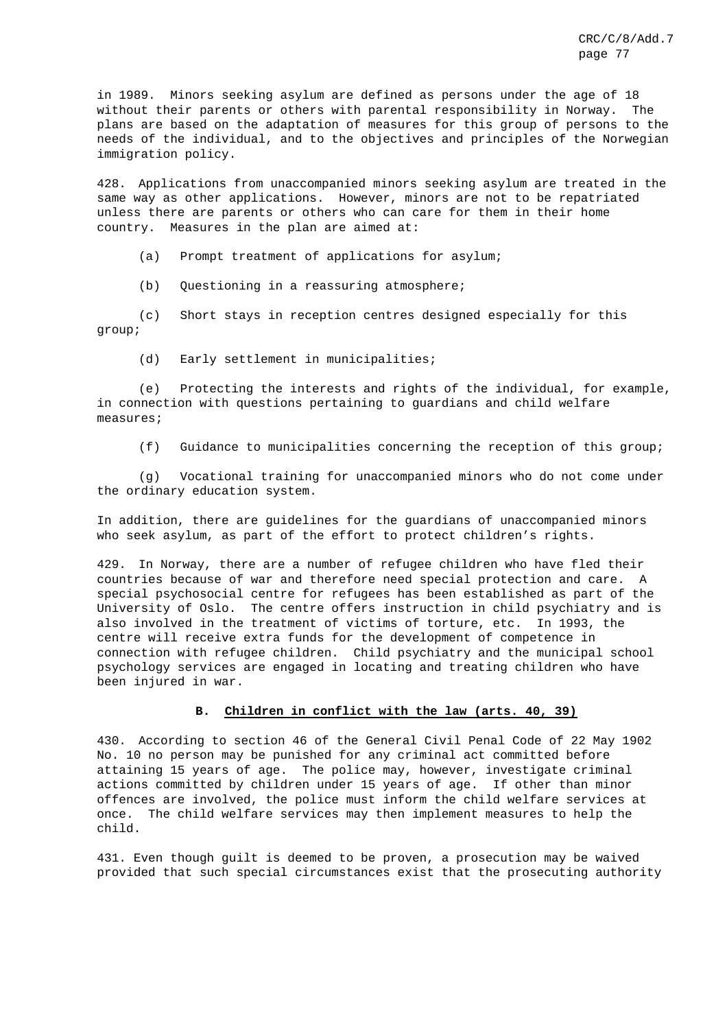in 1989. Minors seeking asylum are defined as persons under the age of 18 without their parents or others with parental responsibility in Norway. The plans are based on the adaptation of measures for this group of persons to the needs of the individual, and to the objectives and principles of the Norwegian immigration policy.

428. Applications from unaccompanied minors seeking asylum are treated in the same way as other applications. However, minors are not to be repatriated unless there are parents or others who can care for them in their home country. Measures in the plan are aimed at:

(a) Prompt treatment of applications for asylum;

(b) Questioning in a reassuring atmosphere;

(c) Short stays in reception centres designed especially for this group;

(d) Early settlement in municipalities;

(e) Protecting the interests and rights of the individual, for example, in connection with questions pertaining to guardians and child welfare measures;

(f) Guidance to municipalities concerning the reception of this group;

(g) Vocational training for unaccompanied minors who do not come under the ordinary education system.

In addition, there are guidelines for the guardians of unaccompanied minors who seek asylum, as part of the effort to protect children's rights.

429. In Norway, there are a number of refugee children who have fled their countries because of war and therefore need special protection and care. A special psychosocial centre for refugees has been established as part of the University of Oslo. The centre offers instruction in child psychiatry and is also involved in the treatment of victims of torture, etc. In 1993, the centre will receive extra funds for the development of competence in connection with refugee children. Child psychiatry and the municipal school psychology services are engaged in locating and treating children who have been injured in war.

## B. Children in conflict with the law (arts. 40, 39)

430. According to section 46 of the General Civil Penal Code of 22 May 1902 No. 10 no person may be punished for any criminal act committed before attaining 15 years of age. The police may, however, investigate criminal actions committed by children under 15 years of age. If other than minor offences are involved, the police must inform the child welfare services at once. The child welfare services may then implement measures to help the child.

431. Even though guilt is deemed to be proven, a prosecution may be waived provided that such special circumstances exist that the prosecuting authority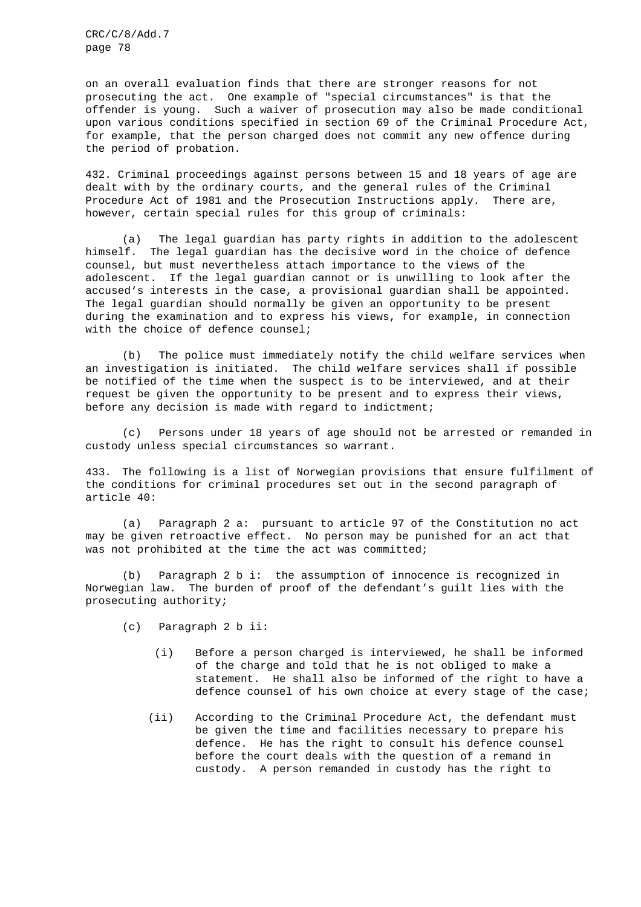on an overall evaluation finds that there are stronger reasons for not prosecuting the act. One example of "special circumstances" is that the offender is young. Such a waiver of prosecution may also be made conditional upon various conditions specified in section 69 of the Criminal Procedure Act, for example, that the person charged does not commit any new offence during the period of probation.

432. Criminal proceedings against persons between 15 and 18 years of age are dealt with by the ordinary courts, and the general rules of the Criminal Procedure Act of 1981 and the Prosecution Instructions apply. There are, however, certain special rules for this group of criminals:

(a) The legal guardian has party rights in addition to the adolescent himself. The legal guardian has the decisive word in the choice of defence counsel, but must nevertheless attach importance to the views of the adolescent. If the legal guardian cannot or is unwilling to look after the accused's interests in the case, a provisional guardian shall be appointed. The legal guardian should normally be given an opportunity to be present during the examination and to express his views, for example, in connection with the choice of defence counsel;

(b) The police must immediately notify the child welfare services when an investigation is initiated. The child welfare services shall if possible be notified of the time when the suspect is to be interviewed, and at their request be given the opportunity to be present and to express their views, before any decision is made with regard to indictment;

(c) Persons under 18 years of age should not be arrested or remanded in custody unless special circumstances so warrant.

433. The following is a list of Norwegian provisions that ensure fulfilment of the conditions for criminal procedures set out in the second paragraph of article 40:

(a) Paragraph 2 a: pursuant to article 97 of the Constitution no act may be given retroactive effect. No person may be punished for an act that was not prohibited at the time the act was committed;

(b) Paragraph 2 b i: the assumption of innocence is recognized in Norwegian law. The burden of proof of the defendant's guilt lies with the prosecuting authority;

(c) Paragraph 2 b ii:

(i) Before a person charged is interviewed, he shall be informed of the charge and told that he is not obliged to make a statement. He shall also be informed of the right to have a defence counsel of his own choice at every stage of the case;

(ii) According to the Criminal Procedure Act, the defendant must be given the time and facilities necessary to prepare his defence. He has the right to consult his defence counsel before the court deals with the question of a remand in custody. A person remanded in custody has the right to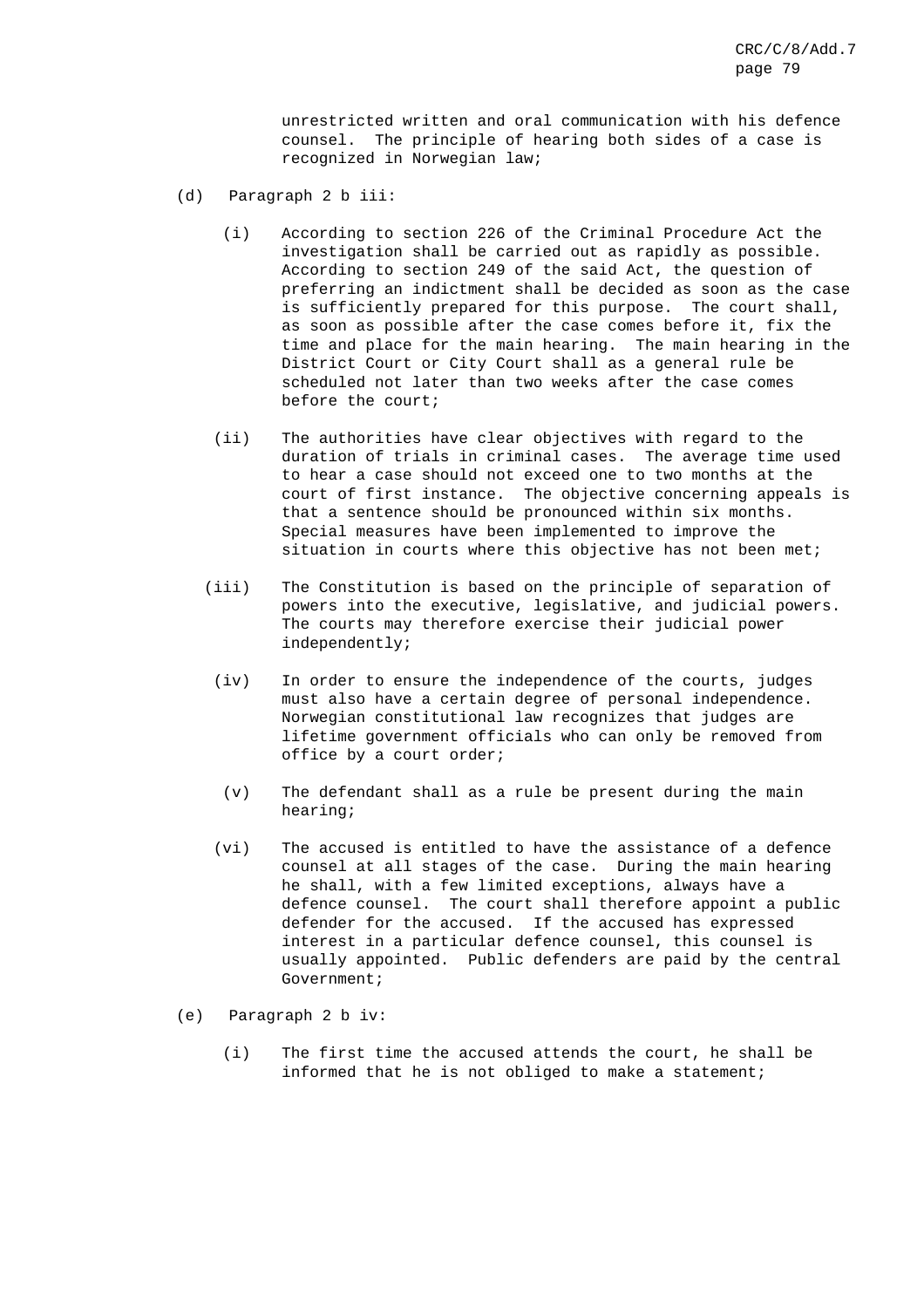unrestricted written and oral communication with his defence counsel. The principle of hearing both sides of a case is recognized in Norwegian law;

(d) Paragraph 2 b iii:

(i) According to section 226 of the Criminal Procedure Act the investigation shall be carried out as rapidly as possible. According to section 249 of the said Act, the question of preferring an indictment shall be decided as soon as the case is sufficiently prepared for this purpose. The court shall, as soon as possible after the case comes before it, fix the time and place for the main hearing. The main hearing in the District Court or City Court shall as a general rule be scheduled not later than two weeks after the case comes before the court;

(ii) The authorities have clear objectives with regard to the duration of trials in criminal cases. The average time used to hear a case should not exceed one to two months at the court of first instance. The objective concerning appeals is that a sentence should be pronounced within six months. Special measures have been implemented to improve the situation in courts where this objective has not been met;

(iii) The Constitution is based on the principle of separation of powers into the executive, legislative, and judicial powers. The courts may therefore exercise their judicial power independently;

(iv) In order to ensure the independence of the courts, judges must also have a certain degree of personal independence. Norwegian constitutional law recognizes that judges are lifetime government officials who can only be removed from office by a court order;

(v) The defendant shall as a rule be present during the main hearing;

(vi) The accused is entitled to have the assistance of a defence counsel at all stages of the case. During the main hearing he shall, with a few limited exceptions, always have a defence counsel. The court shall therefore appoint a public defender for the accused. If the accused has expressed interest in a particular defence counsel, this counsel is usually appointed. Public defenders are paid by the central Government;

(e) Paragraph 2 b iv:

(i) The first time the accused attends the court, he shall be informed that he is not obliged to make a statement;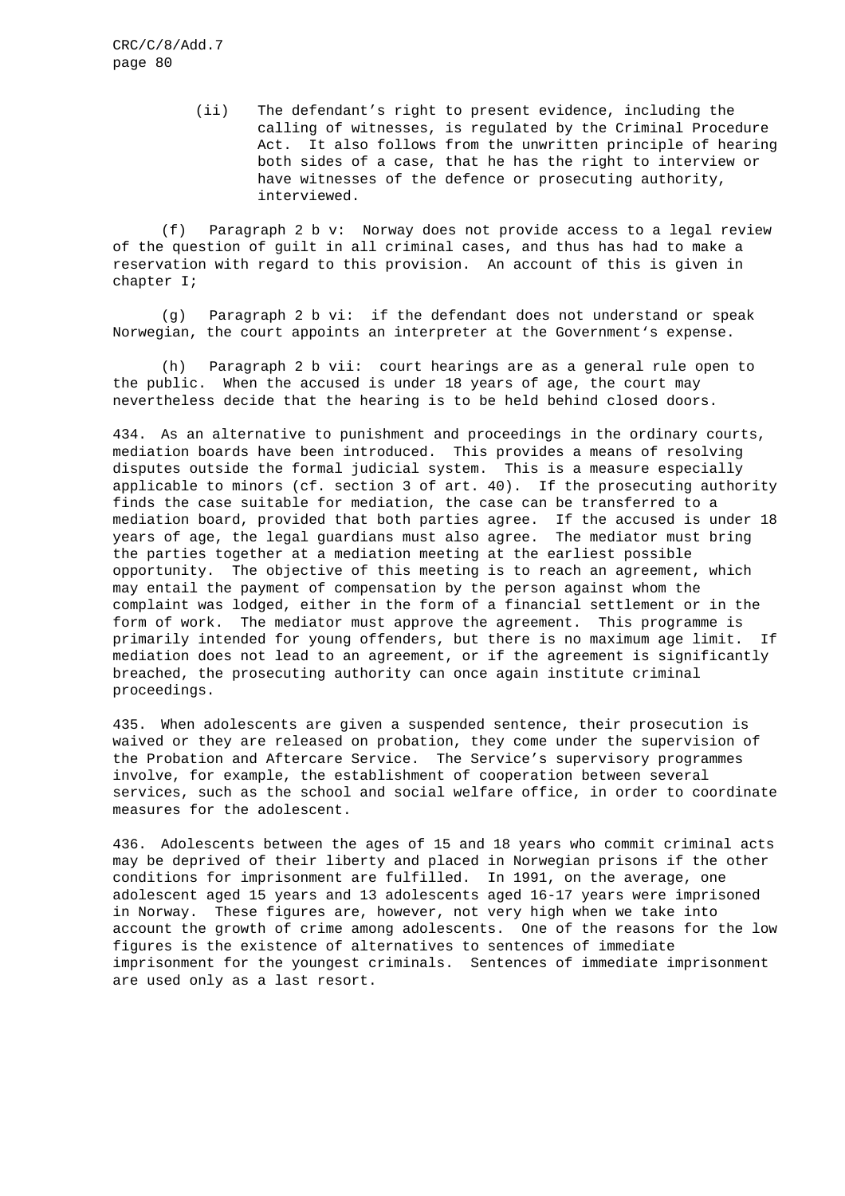(ii) The defendant's right to present evidence, including the calling of witnesses, is regulated by the Criminal Procedure Act. It also follows from the unwritten principle of hearing both sides of a case, that he has the right to interview or have witnesses of the defence or prosecuting authority, interviewed.

(f) Paragraph 2 b v: Norway does not provide access to a legal review of the question of guilt in all criminal cases, and thus has had to make a reservation with regard to this provision. An account of this is given in chapter I;

(g) Paragraph 2 b vi: if the defendant does not understand or speak Norwegian, the court appoints an interpreter at the Government's expense.

(h) Paragraph 2 b vii: court hearings are as a general rule open to the public. When the accused is under 18 years of age, the court may nevertheless decide that the hearing is to be held behind closed doors.

434. As an alternative to punishment and proceedings in the ordinary courts, mediation boards have been introduced. This provides a means of resolving disputes outside the formal judicial system. This is a measure especially applicable to minors (cf. section 3 of art. 40). If the prosecuting authority finds the case suitable for mediation, the case can be transferred to a mediation board, provided that both parties agree. If the accused is under 18 years of age, the legal guardians must also agree. The mediator must bring the parties together at a mediation meeting at the earliest possible opportunity. The objective of this meeting is to reach an agreement, which may entail the payment of compensation by the person against whom the complaint was lodged, either in the form of a financial settlement or in the form of work. The mediator must approve the agreement. This programme is primarily intended for young offenders, but there is no maximum age limit. If mediation does not lead to an agreement, or if the agreement is significantly breached, the prosecuting authority can once again institute criminal proceedings.

435. When adolescents are given a suspended sentence, their prosecution is waived or they are released on probation, they come under the supervision of the Probation and Aftercare Service. The Service's supervisory programmes involve, for example, the establishment of cooperation between several services, such as the school and social welfare office, in order to coordinate measures for the adolescent.

436. Adolescents between the ages of 15 and 18 years who commit criminal acts may be deprived of their liberty and placed in Norwegian prisons if the other conditions for imprisonment are fulfilled. In 1991, on the average, one adolescent aged 15 years and 13 adolescents aged 16-17 years were imprisoned in Norway. These figures are, however, not very high when we take into account the growth of crime among adolescents. One of the reasons for the low figures is the existence of alternatives to sentences of immediate imprisonment for the youngest criminals. Sentences of immediate imprisonment are used only as a last resort.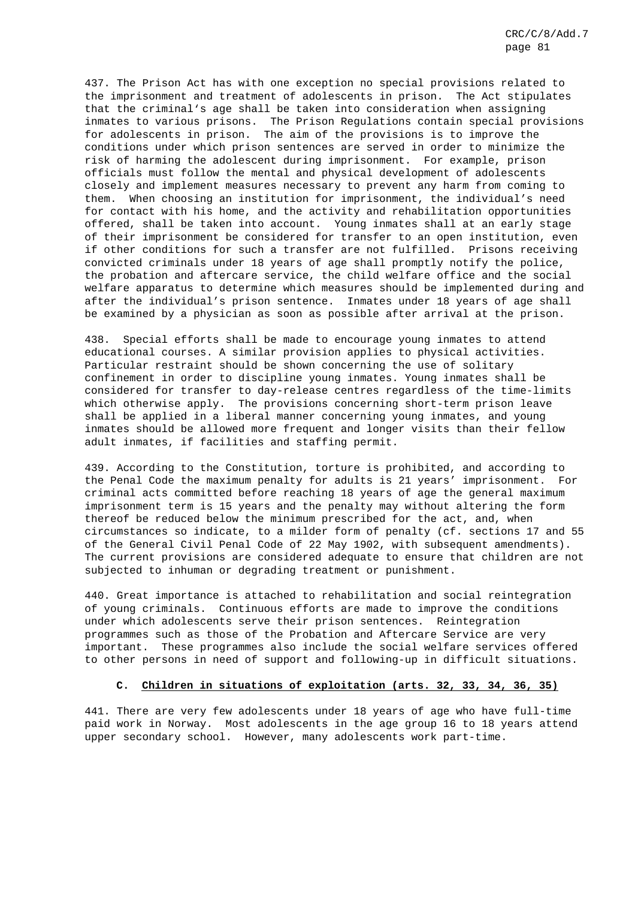437. The Prison Act has with one exception no special provisions related to the imprisonment and treatment of adolescents in prison. The Act stipulates that the criminal's age shall be taken into consideration when assigning inmates to various prisons. The Prison Regulations contain special provisions for adolescents in prison. The aim of the provisions is to improve the conditions under which prison sentences are served in order to minimize the risk of harming the adolescent during imprisonment. For example, prison officials must follow the mental and physical development of adolescents closely and implement measures necessary to prevent any harm from coming to them. When choosing an institution for imprisonment, the individual's need for contact with his home, and the activity and rehabilitation opportunities offered, shall be taken into account. Young inmates shall at an early stage of their imprisonment be considered for transfer to an open institution, even if other conditions for such a transfer are not fulfilled. Prisons receiving convicted criminals under 18 years of age shall promptly notify the police, the probation and aftercare service, the child welfare office and the social welfare apparatus to determine which measures should be implemented during and after the individual's prison sentence. Inmates under 18 years of age shall be examined by a physician as soon as possible after arrival at the prison.

438. Special efforts shall be made to encourage young inmates to attend educational courses. A similar provision applies to physical activities. Particular restraint should be shown concerning the use of solitary confinement in order to discipline young inmates. Young inmates shall be considered for transfer to day-release centres regardless of the time-limits which otherwise apply. The provisions concerning short-term prison leave shall be applied in a liberal manner concerning young inmates, and young inmates should be allowed more frequent and longer visits than their fellow adult inmates, if facilities and staffing permit.

439. According to the Constitution, torture is prohibited, and according to the Penal Code the maximum penalty for adults is 21 years' imprisonment. For criminal acts committed before reaching 18 years of age the general maximum imprisonment term is 15 years and the penalty may without altering the form thereof be reduced below the minimum prescribed for the act, and, when circumstances so indicate, to a milder form of penalty (cf. sections 17 and 55 of the General Civil Penal Code of 22 May 1902, with subsequent amendments). The current provisions are considered adequate to ensure that children are not subjected to inhuman or degrading treatment or punishment.

440. Great importance is attached to rehabilitation and social reintegration of young criminals. Continuous efforts are made to improve the conditions under which adolescents serve their prison sentences. Reintegration programmes such as those of the Probation and Aftercare Service are very important. These programmes also include the social welfare services offered to other persons in need of support and following-up in difficult situations.

### C. Children in situations of exploitation (arts. 32, 33, 34, 36, 35)

441. There are very few adolescents under 18 years of age who have full-time paid work in Norway. Most adolescents in the age group 16 to 18 years attend upper secondary school. However, many adolescents work part-time.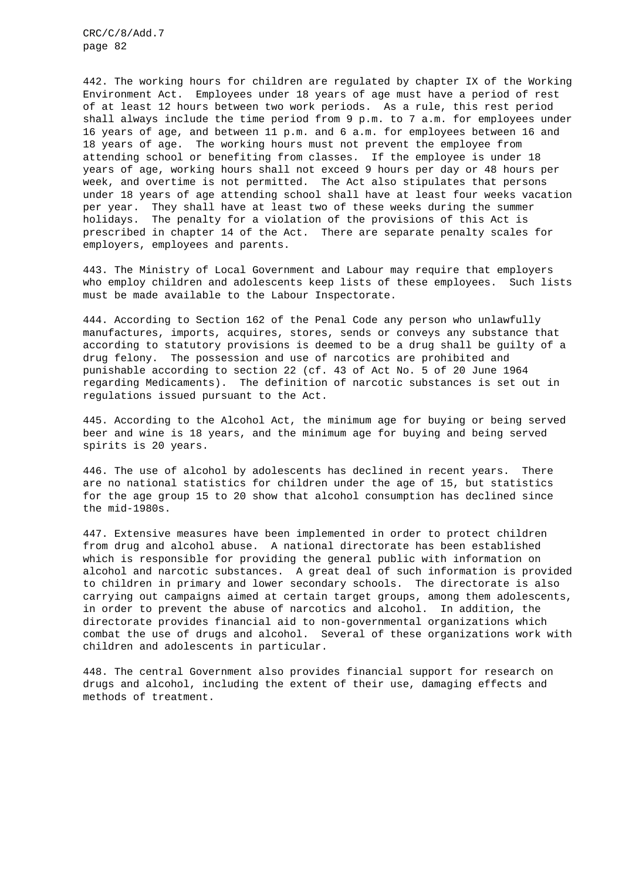442. The working hours for children are regulated by chapter IX of the Working Environment Act. Employees under 18 years of age must have a period of rest of at least 12 hours between two work periods. As a rule, this rest period shall always include the time period from 9 p.m. to 7 a.m. for employees under 16 years of age, and between 11 p.m. and 6 a.m. for employees between 16 and 18 years of age. The working hours must not prevent the employee from attending school or benefiting from classes. If the employee is under 18 years of age, working hours shall not exceed 9 hours per day or 48 hours per week, and overtime is not permitted. The Act also stipulates that persons under 18 years of age attending school shall have at least four weeks vacation per year. They shall have at least two of these weeks during the summer holidays. The penalty for a violation of the provisions of this Act is prescribed in chapter 14 of the Act. There are separate penalty scales for employers, employees and parents.

443. The Ministry of Local Government and Labour may require that employers who employ children and adolescents keep lists of these employees. Such lists must be made available to the Labour Inspectorate.

444. According to Section 162 of the Penal Code any person who unlawfully manufactures, imports, acquires, stores, sends or conveys any substance that according to statutory provisions is deemed to be a drug shall be guilty of a drug felony. The possession and use of narcotics are prohibited and punishable according to section 22 (cf. 43 of Act No. 5 of 20 June 1964 regarding Medicaments). The definition of narcotic substances is set out in regulations issued pursuant to the Act.

445. According to the Alcohol Act, the minimum age for buying or being served beer and wine is 18 years, and the minimum age for buying and being served spirits is 20 years.

446. The use of alcohol by adolescents has declined in recent years. There are no national statistics for children under the age of 15, but statistics for the age group 15 to 20 show that alcohol consumption has declined since the mid-1980s.

447. Extensive measures have been implemented in order to protect children from drug and alcohol abuse. A national directorate has been established which is responsible for providing the general public with information on alcohol and narcotic substances. A great deal of such information is provided to children in primary and lower secondary schools. The directorate is also carrying out campaigns aimed at certain target groups, among them adolescents, in order to prevent the abuse of narcotics and alcohol. In addition, the directorate provides financial aid to non-governmental organizations which combat the use of drugs and alcohol. Several of these organizations work with children and adolescents in particular.

448. The central Government also provides financial support for research on drugs and alcohol, including the extent of their use, damaging effects and methods of treatment.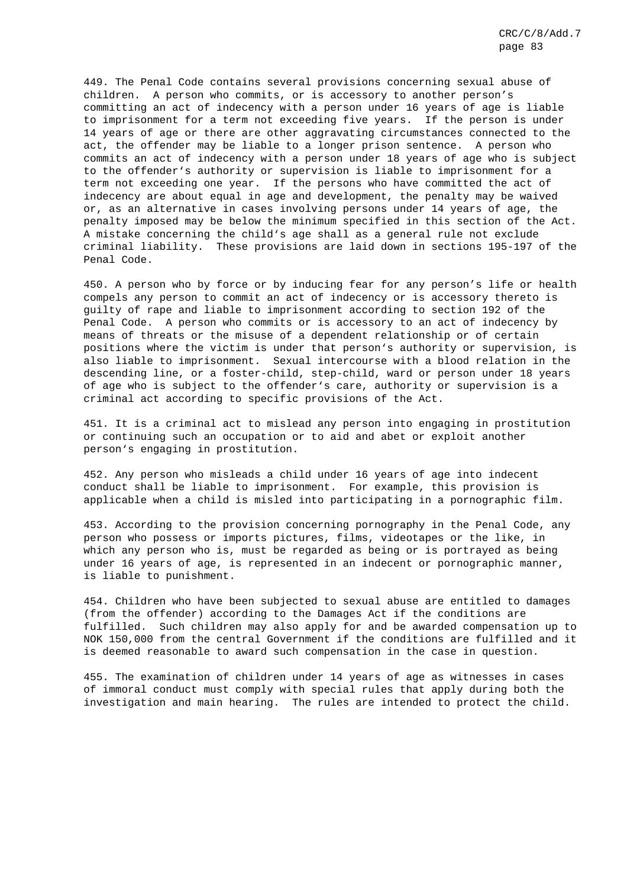449. The Penal Code contains several provisions concerning sexual abuse of children. A person who commits, or is accessory to another person's committing an act of indecency with a person under 16 years of age is liable to imprisonment for a term not exceeding five years. If the person is under 14 years of age or there are other aggravating circumstances connected to the act, the offender may be liable to a longer prison sentence. A person who commits an act of indecency with a person under 18 years of age who is subject to the offender's authority or supervision is liable to imprisonment for a term not exceeding one year. If the persons who have committed the act of indecency are about equal in age and development, the penalty may be waived or, as an alternative in cases involving persons under 14 years of age, the penalty imposed may be below the minimum specified in this section of the Act. A mistake concerning the child's age shall as a general rule not exclude criminal liability. These provisions are laid down in sections 195-197 of the Penal Code.

450. A person who by force or by inducing fear for any person's life or health compels any person to commit an act of indecency or is accessory thereto is guilty of rape and liable to imprisonment according to section 192 of the Penal Code. A person who commits or is accessory to an act of indecency by means of threats or the misuse of a dependent relationship or of certain positions where the victim is under that person's authority or supervision, is also liable to imprisonment. Sexual intercourse with a blood relation in the descending line, or a foster-child, step-child, ward or person under 18 years of age who is subject to the offender's care, authority or supervision is a criminal act according to specific provisions of the Act.

451. It is a criminal act to mislead any person into engaging in prostitution or continuing such an occupation or to aid and abet or exploit another person's engaging in prostitution.

452. Any person who misleads a child under 16 years of age into indecent conduct shall be liable to imprisonment. For example, this provision is applicable when a child is misled into participating in a pornographic film.

453. According to the provision concerning pornography in the Penal Code, any person who possess or imports pictures, films, videotapes or the like, in which any person who is, must be regarded as being or is portrayed as being under 16 years of age, is represented in an indecent or pornographic manner, is liable to punishment.

454. Children who have been subjected to sexual abuse are entitled to damages (from the offender) according to the Damages Act if the conditions are fulfilled. Such children may also apply for and be awarded compensation up to NOK 150,000 from the central Government if the conditions are fulfilled and it is deemed reasonable to award such compensation in the case in question.

455. The examination of children under 14 years of age as witnesses in cases of immoral conduct must comply with special rules that apply during both the investigation and main hearing. The rules are intended to protect the child.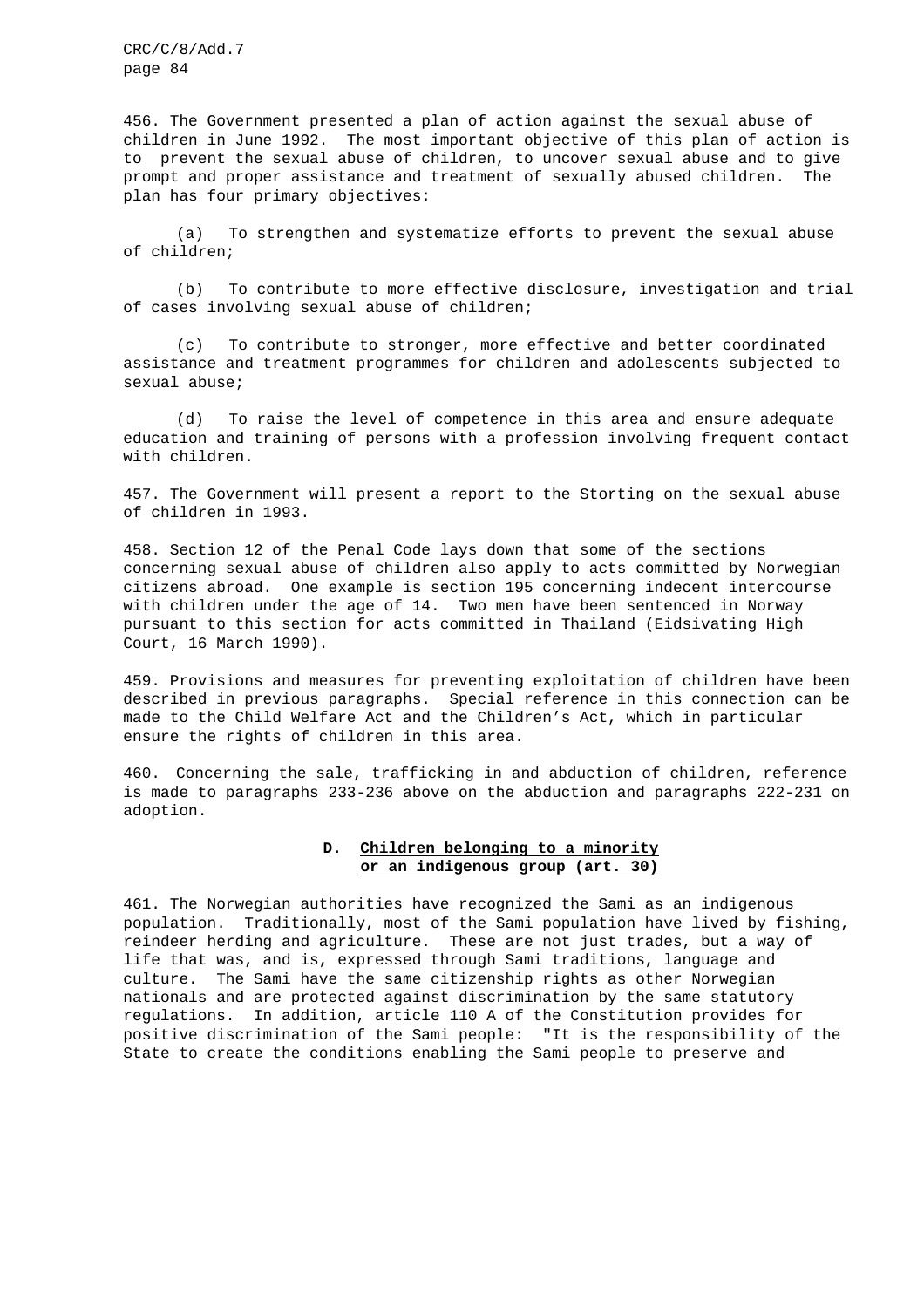456. The Government presented a plan of action against the sexual abuse of children in June 1992. The most important objective of this plan of action is to prevent the sexual abuse of children, to uncover sexual abuse and to give prompt and proper assistance and treatment of sexually abused children. The plan has four primary objectives:

(a) To strengthen and systematize efforts to prevent the sexual abuse of children;

(b) To contribute to more effective disclosure, investigation and trial of cases involving sexual abuse of children;

(c) To contribute to stronger, more effective and better coordinated assistance and treatment programmes for children and adolescents subjected to sexual abuse;

(d) To raise the level of competence in this area and ensure adequate education and training of persons with a profession involving frequent contact with children.

457. The Government will present a report to the Storting on the sexual abuse of children in 1993.

458. Section 12 of the Penal Code lays down that some of the sections concerning sexual abuse of children also apply to acts committed by Norwegian citizens abroad. One example is section 195 concerning indecent intercourse with children under the age of 14. Two men have been sentenced in Norway pursuant to this section for acts committed in Thailand (Eidsivating High Court, 16 March 1990).

459. Provisions and measures for preventing exploitation of children have been described in previous paragraphs. Special reference in this connection can be made to the Child Welfare Act and the Children's Act, which in particular ensure the rights of children in this area.

460. Concerning the sale, trafficking in and abduction of children, reference is made to paragraphs 233-236 above on the abduction and paragraphs 222-231 on adoption.

### D. Children belonging to a minority or an indigenous group (art. 30)

461. The Norwegian authorities have recognized the Sami as an indigenous population. Traditionally, most of the Sami population have lived by fishing, reindeer herding and agriculture. These are not just trades, but a way of life that was, and is, expressed through Sami traditions, language and culture. The Sami have the same citizenship rights as other Norwegian nationals and are protected against discrimination by the same statutory regulations. In addition, article 110 A of the Constitution provides for positive discrimination of the Sami people: "It is the responsibility of the State to create the conditions enabling the Sami people to preserve and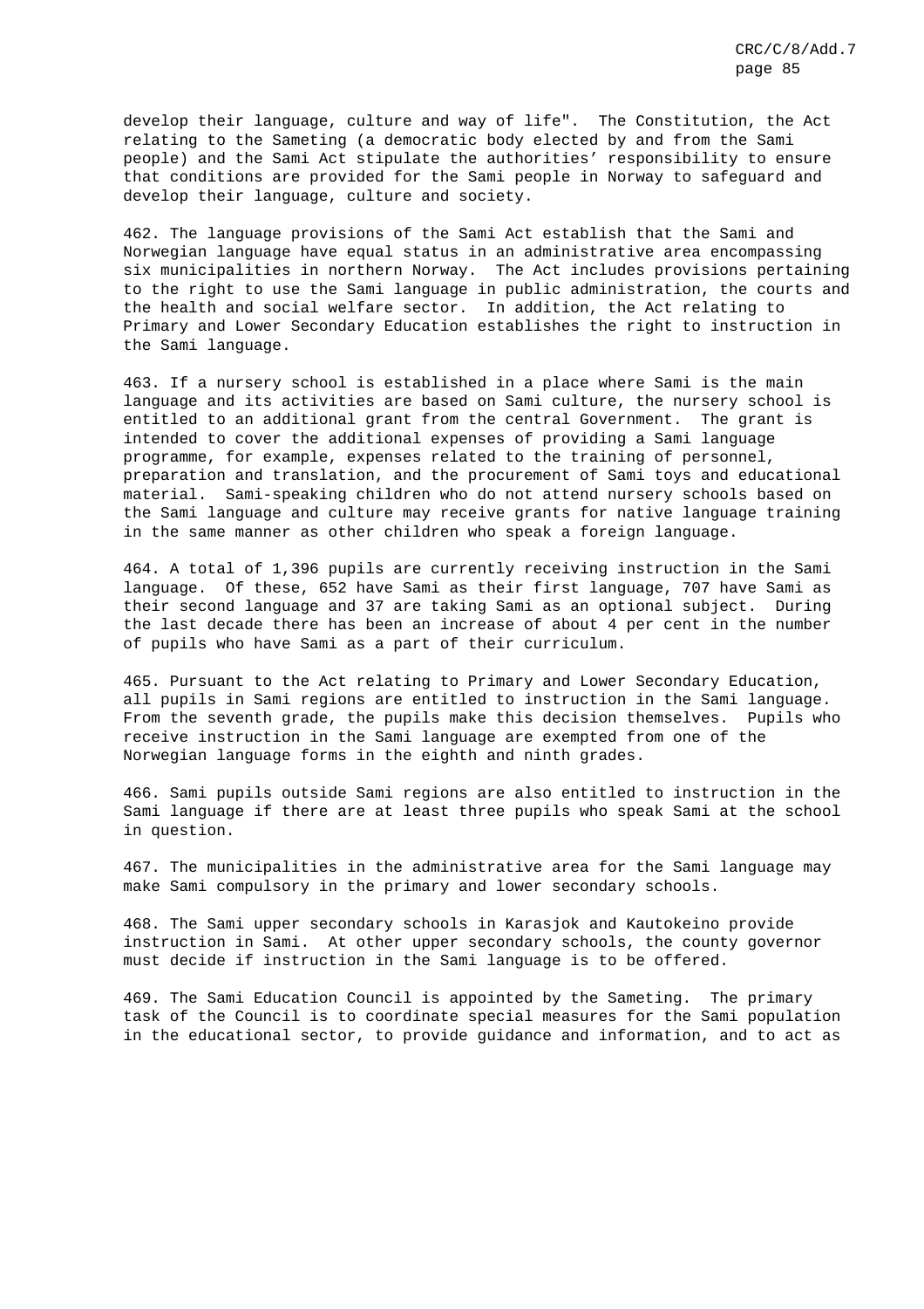develop their language, culture and way of life". The Constitution, the Act relating to the Sameting (a democratic body elected by and from the Sami people) and the Sami Act stipulate the authorities' responsibility to ensure that conditions are provided for the Sami people in Norway to safeguard and develop their language, culture and society.

462. The language provisions of the Sami Act establish that the Sami and Norwegian language have equal status in an administrative area encompassing six municipalities in northern Norway. The Act includes provisions pertaining to the right to use the Sami language in public administration, the courts and the health and social welfare sector. In addition, the Act relating to Primary and Lower Secondary Education establishes the right to instruction in the Sami language.

463. If a nursery school is established in a place where Sami is the main language and its activities are based on Sami culture, the nursery school is entitled to an additional grant from the central Government. The grant is intended to cover the additional expenses of providing a Sami language programme, for example, expenses related to the training of personnel, preparation and translation, and the procurement of Sami toys and educational material. Sami-speaking children who do not attend nursery schools based on the Sami language and culture may receive grants for native language training in the same manner as other children who speak a foreign language.

464. A total of 1,396 pupils are currently receiving instruction in the Sami language. Of these, 652 have Sami as their first language, 707 have Sami as their second language and 37 are taking Sami as an optional subject. During the last decade there has been an increase of about 4 per cent in the number of pupils who have Sami as a part of their curriculum.

465. Pursuant to the Act relating to Primary and Lower Secondary Education, all pupils in Sami regions are entitled to instruction in the Sami language. From the seventh grade, the pupils make this decision themselves. Pupils who receive instruction in the Sami language are exempted from one of the Norwegian language forms in the eighth and ninth grades.

466. Sami pupils outside Sami regions are also entitled to instruction in the Sami language if there are at least three pupils who speak Sami at the school in question.

467. The municipalities in the administrative area for the Sami language may make Sami compulsory in the primary and lower secondary schools.

468. The Sami upper secondary schools in Karasjok and Kautokeino provide instruction in Sami. At other upper secondary schools, the county governor must decide if instruction in the Sami language is to be offered.

469. The Sami Education Council is appointed by the Sameting. The primary task of the Council is to coordinate special measures for the Sami population in the educational sector, to provide guidance and information, and to act as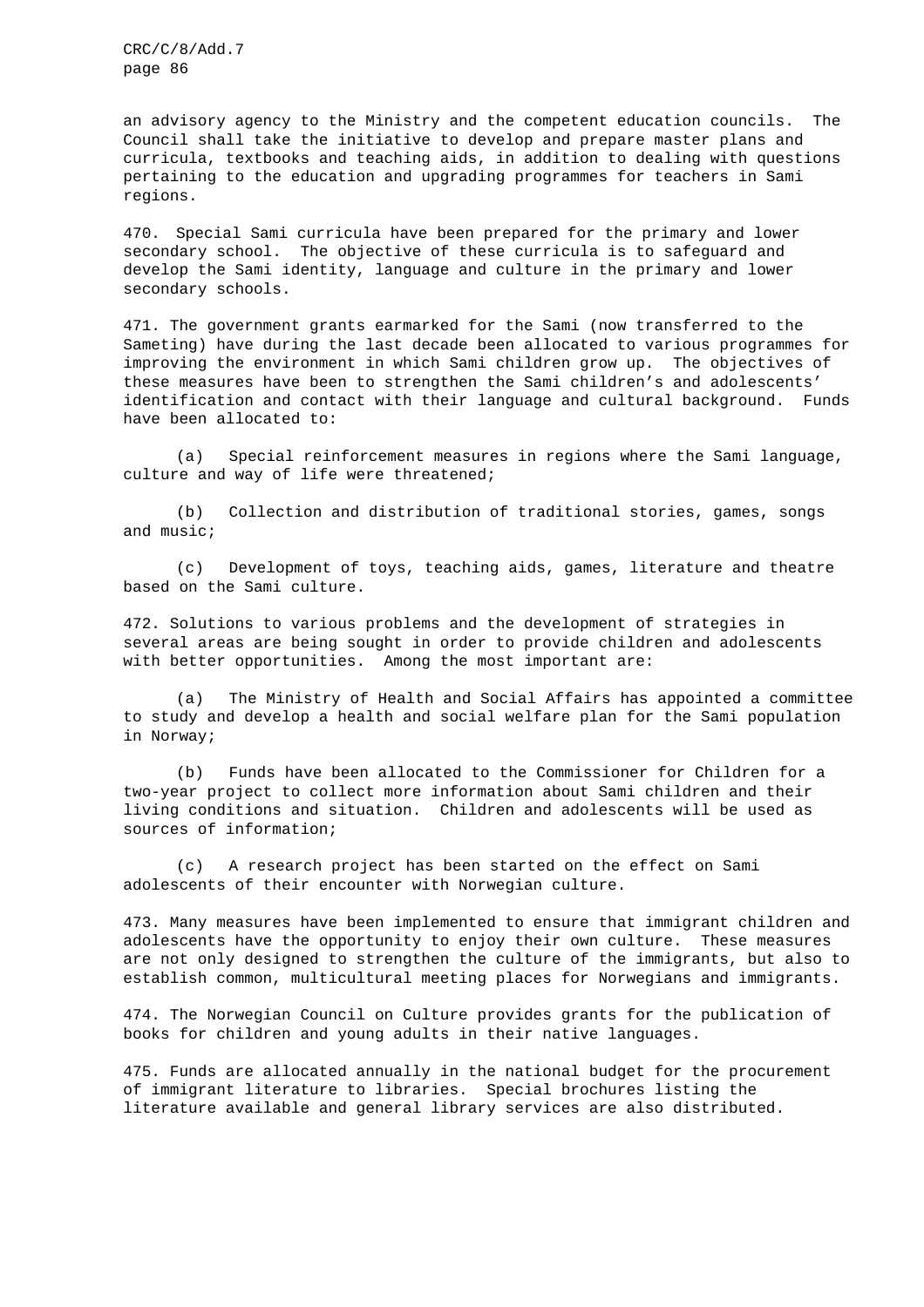an advisory agency to the Ministry and the competent education councils. The Council shall take the initiative to develop and prepare master plans and curricula, textbooks and teaching aids, in addition to dealing with questions pertaining to the education and upgrading programmes for teachers in Sami regions.

470. Special Sami curricula have been prepared for the primary and lower secondary school. The objective of these curricula is to safeguard and develop the Sami identity, language and culture in the primary and lower secondary schools.

471. The government grants earmarked for the Sami (now transferred to the Sameting) have during the last decade been allocated to various programmes for improving the environment in which Sami children grow up. The objectives of these measures have been to strengthen the Sami children's and adolescents' identification and contact with their language and cultural background. Funds have been allocated to:

(a) Special reinforcement measures in regions where the Sami language, culture and way of life were threatened;

(b) Collection and distribution of traditional stories, games, songs and music;

(c) Development of toys, teaching aids, games, literature and theatre based on the Sami culture.

472. Solutions to various problems and the development of strategies in several areas are being sought in order to provide children and adolescents with better opportunities. Among the most important are:

(a) The Ministry of Health and Social Affairs has appointed a committee to study and develop a health and social welfare plan for the Sami population in Norway;

(b) Funds have been allocated to the Commissioner for Children for a two-year project to collect more information about Sami children and their living conditions and situation. Children and adolescents will be used as sources of information;

(c) A research project has been started on the effect on Sami adolescents of their encounter with Norwegian culture.

473. Many measures have been implemented to ensure that immigrant children and adolescents have the opportunity to enjoy their own culture. These measures are not only designed to strengthen the culture of the immigrants, but also to establish common, multicultural meeting places for Norwegians and immigrants.

474. The Norwegian Council on Culture provides grants for the publication of books for children and young adults in their native languages.

475. Funds are allocated annually in the national budget for the procurement of immigrant literature to libraries. Special brochures listing the literature available and general library services are also distributed.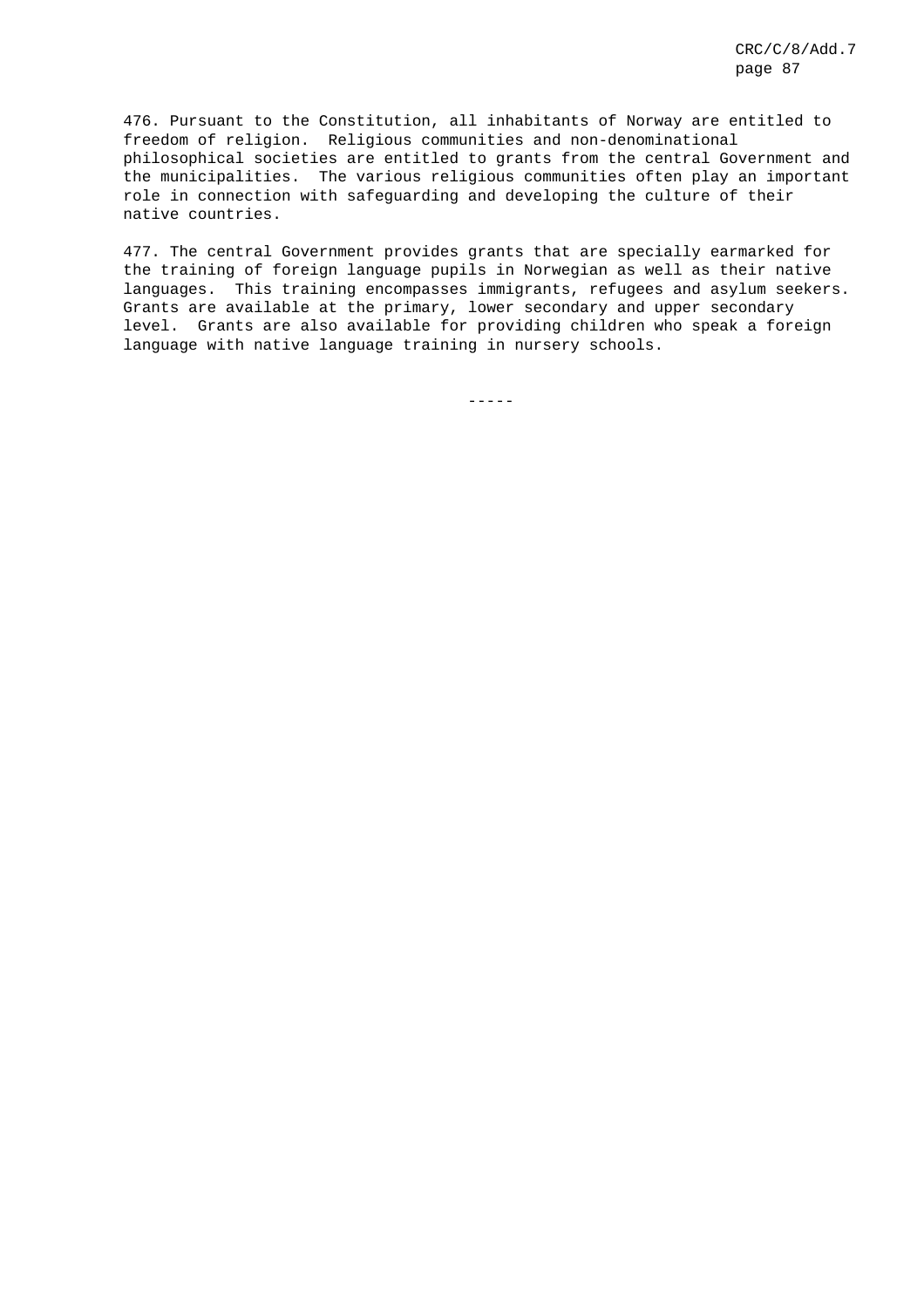476. Pursuant to the Constitution, all inhabitants of Norway are entitled to freedom of religion. Religious communities and non-denominational philosophical societies are entitled to grants from the central Government and the municipalities. The various religious communities often play an important role in connection with safeguarding and developing the culture of their native countries.

477. The central Government provides grants that are specially earmarked for the training of foreign language pupils in Norwegian as well as their native languages. This training encompasses immigrants, refugees and asylum seekers. Grants are available at the primary, lower secondary and upper secondary level. Grants are also available for providing children who speak a foreign language with native language training in nursery schools.

-----